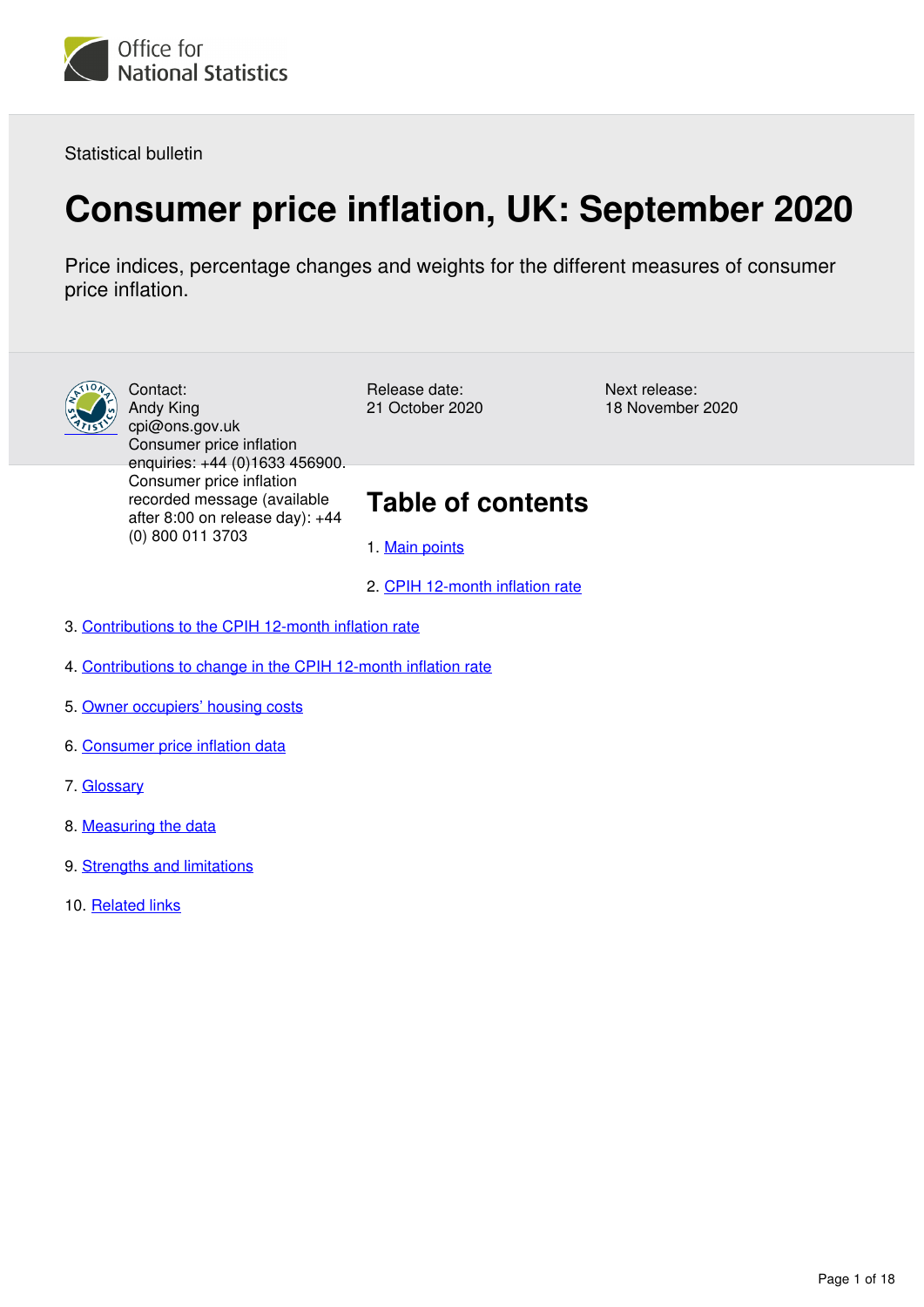Statistical bulletin

# Consumer price inflation, UK: September 2020

Price indices, percentage changes and weights for the different measures of consumer price inflation.

Contact:
Andy King
cpi@ons.gov.uk
Consumer price inflation enquiries: +44 (0)1633 456900.
Consumer price inflation recorded message (available after 8:00 on release day): +44 (0) 800 011 3703

Release date:
21 October 2020

Next release:
18 November 2020

## Table of contents

1. Main points
2. CPIH 12-month inflation rate
3. Contributions to the CPIH 12-month inflation rate
4. Contributions to change in the CPIH 12-month inflation rate
5. Owner occupiers' housing costs
6. Consumer price inflation data
7. Glossary
8. Measuring the data
9. Strengths and limitations
10. Related links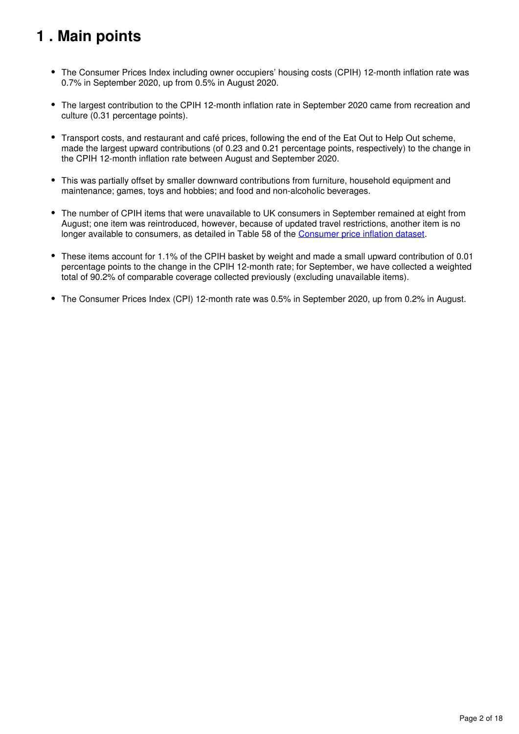## 1 . Main points

- The Consumer Prices Index including owner occupiers' housing costs (CPIH) 12-month inflation rate was 0.7% in September 2020, up from 0.5% in August 2020.
- The largest contribution to the CPIH 12-month inflation rate in September 2020 came from recreation and culture (0.31 percentage points).
- Transport costs, and restaurant and café prices, following the end of the Eat Out to Help Out scheme, made the largest upward contributions (of 0.23 and 0.21 percentage points, respectively) to the change in the CPIH 12-month inflation rate between August and September 2020.
- This was partially offset by smaller downward contributions from furniture, household equipment and maintenance; games, toys and hobbies; and food and non-alcoholic beverages.
- The number of CPIH items that were unavailable to UK consumers in September remained at eight from August; one item was reintroduced, however, because of updated travel restrictions, another item is no longer available to consumers, as detailed in Table 58 of the Consumer price inflation dataset.
- These items account for 1.1% of the CPIH basket by weight and made a small upward contribution of 0.01 percentage points to the change in the CPIH 12-month rate; for September, we have collected a weighted total of 90.2% of comparable coverage collected previously (excluding unavailable items).
- The Consumer Prices Index (CPI) 12-month rate was 0.5% in September 2020, up from 0.2% in August.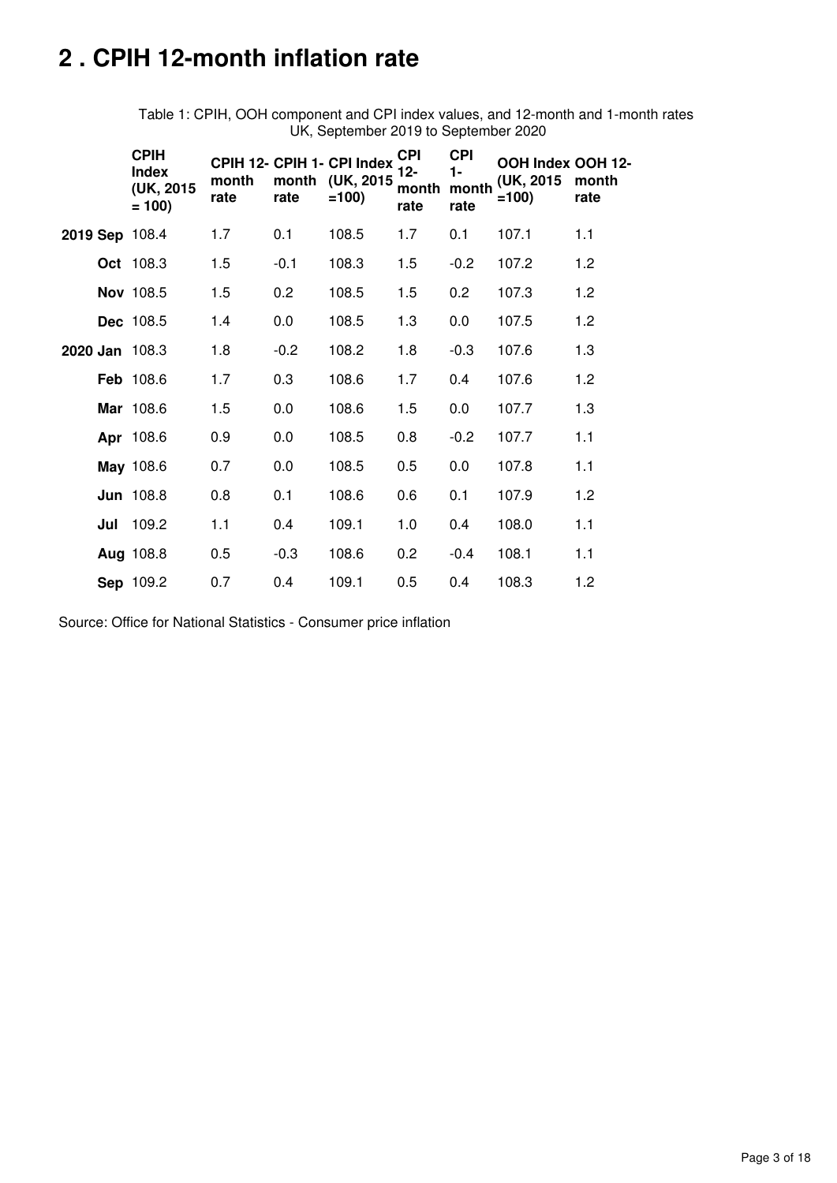# 2 . CPIH 12-month inflation rate

Table 1: CPIH, OOH component and CPI index values, and 12-month and 1-month rates
UK, September 2019 to September 2020

| | CPIH Index (UK, 2015 = 100) | CPIH 12-month rate | CPIH 1-month rate | CPI Index (UK, 2015 =100) | CPI 12-month rate | CPI 1-month rate | OOH Index (UK, 2015 =100) | OOH 12-month rate |
|---|---|---|---|---|---|---|---|---|
| **2019 Sep** | 108.4 | 1.7 | 0.1 | 108.5 | 1.7 | 0.1 | 107.1 | 1.1 |
| **Oct** | 108.3 | 1.5 | -0.1 | 108.3 | 1.5 | -0.2 | 107.2 | 1.2 |
| **Nov** | 108.5 | 1.5 | 0.2 | 108.5 | 1.5 | 0.2 | 107.3 | 1.2 |
| **Dec** | 108.5 | 1.4 | 0.0 | 108.5 | 1.3 | 0.0 | 107.5 | 1.2 |
| **2020 Jan** | 108.3 | 1.8 | -0.2 | 108.2 | 1.8 | -0.3 | 107.6 | 1.3 |
| **Feb** | 108.6 | 1.7 | 0.3 | 108.6 | 1.7 | 0.4 | 107.6 | 1.2 |
| **Mar** | 108.6 | 1.5 | 0.0 | 108.6 | 1.5 | 0.0 | 107.7 | 1.3 |
| **Apr** | 108.6 | 0.9 | 0.0 | 108.5 | 0.8 | -0.2 | 107.7 | 1.1 |
| **May** | 108.6 | 0.7 | 0.0 | 108.5 | 0.5 | 0.0 | 107.8 | 1.1 |
| **Jun** | 108.8 | 0.8 | 0.1 | 108.6 | 0.6 | 0.1 | 107.9 | 1.2 |
| **Jul** | 109.2 | 1.1 | 0.4 | 109.1 | 1.0 | 0.4 | 108.0 | 1.1 |
| **Aug** | 108.8 | 0.5 | -0.3 | 108.6 | 0.2 | -0.4 | 108.1 | 1.1 |
| **Sep** | 109.2 | 0.7 | 0.4 | 109.1 | 0.5 | 0.4 | 108.3 | 1.2 |

Source: Office for National Statistics - Consumer price inflation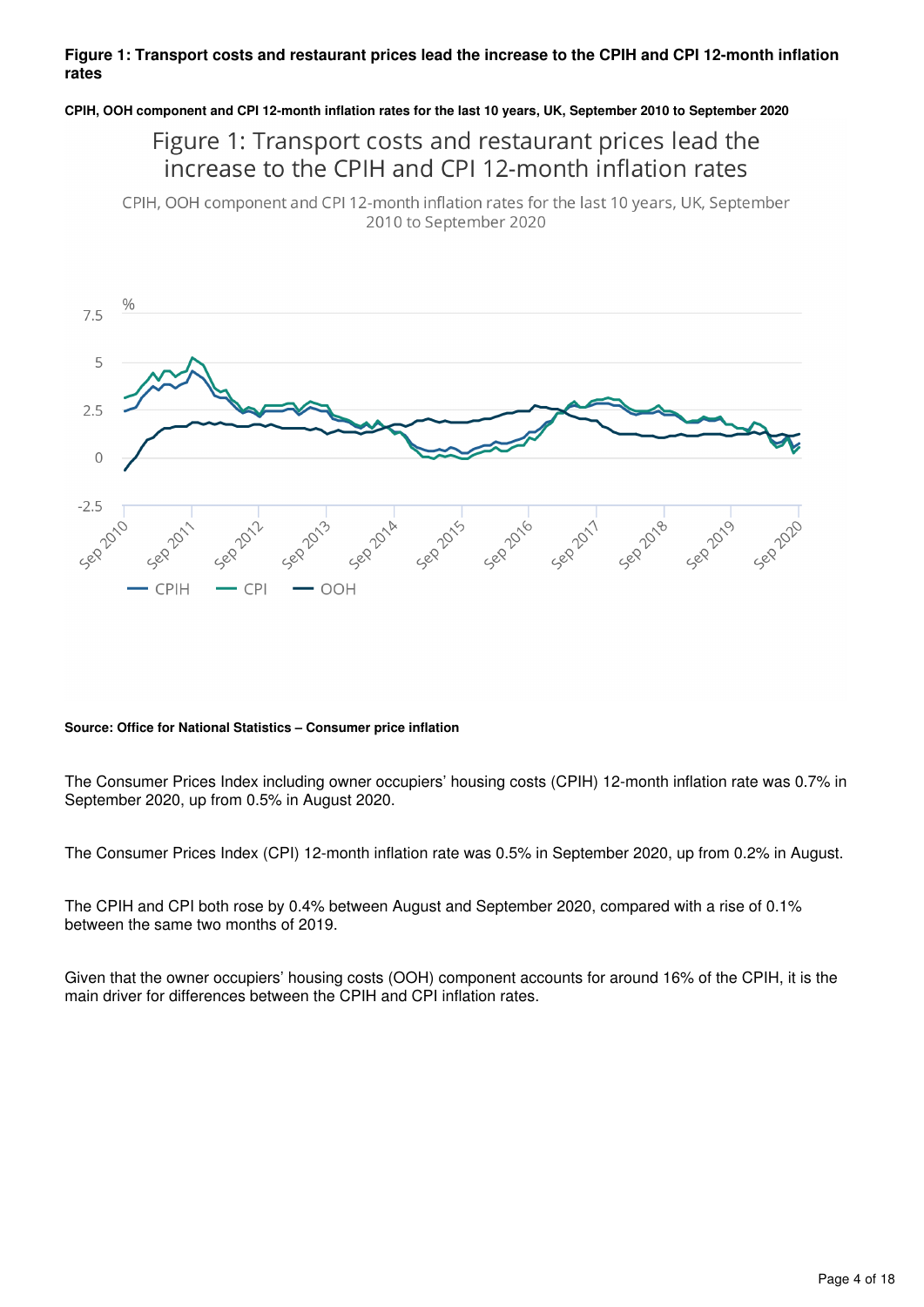**Figure 1: Transport costs and restaurant prices lead the increase to the CPIH and CPI 12-month inflation rates**

**CPIH, OOH component and CPI 12-month inflation rates for the last 10 years, UK, September 2010 to September 2020**

**Source: Office for National Statistics – Consumer price inflation**

The Consumer Prices Index including owner occupiers' housing costs (CPIH) 12-month inflation rate was 0.7% in September 2020, up from 0.5% in August 2020.

The Consumer Prices Index (CPI) 12-month inflation rate was 0.5% in September 2020, up from 0.2% in August.

The CPIH and CPI both rose by 0.4% between August and September 2020, compared with a rise of 0.1% between the same two months of 2019.

Given that the owner occupiers' housing costs (OOH) component accounts for around 16% of the CPIH, it is the main driver for differences between the CPIH and CPI inflation rates.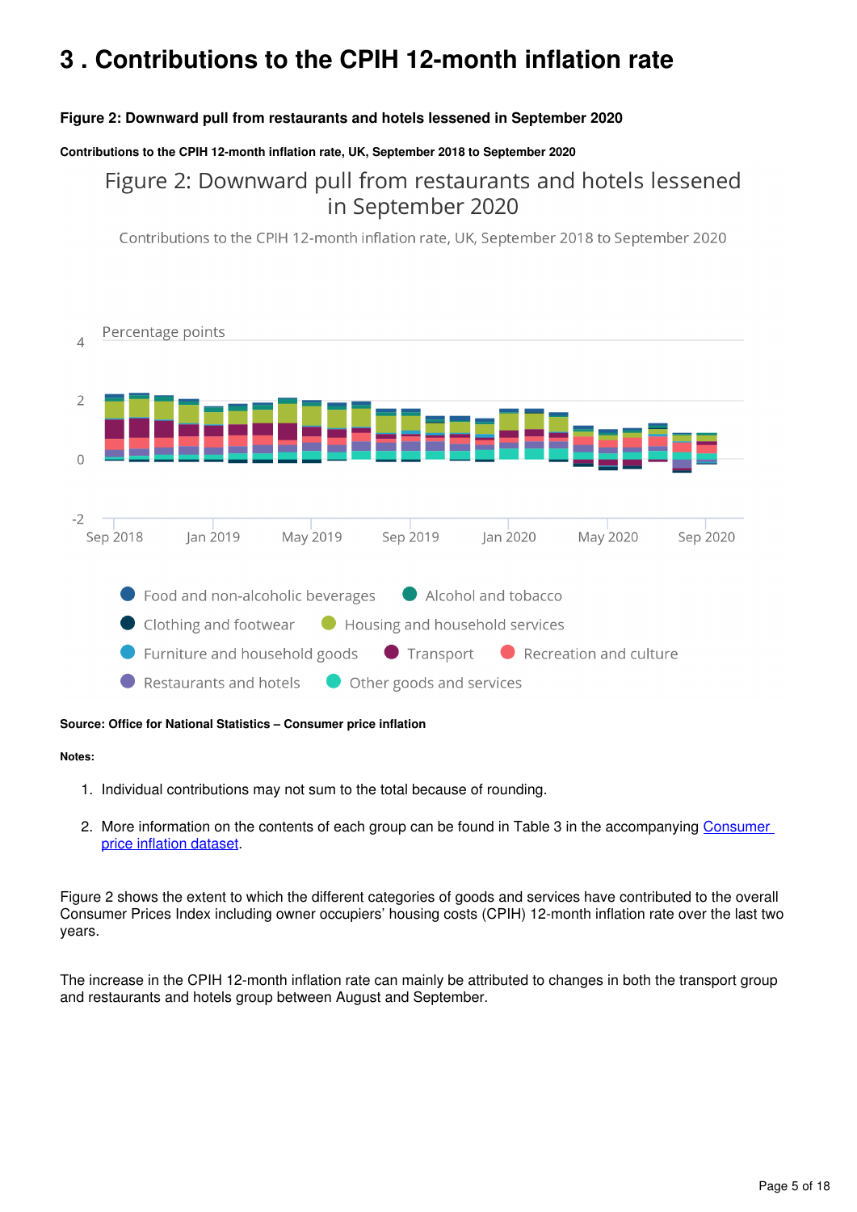# 3 . Contributions to the CPIH 12-month inflation rate

**Figure 2: Downward pull from restaurants and hotels lessened in September 2020**

**Contributions to the CPIH 12-month inflation rate, UK, September 2018 to September 2020**

Figure 2: Downward pull from restaurants and hotels lessened in September 2020

Contributions to the CPIH 12-month inflation rate, UK, September 2018 to September 2020

Percentage points

Food and non-alcoholic beverages, Alcohol and tobacco, Clothing and footwear, Housing and household services, Furniture and household goods, Transport, Recreation and culture, Restaurants and hotels, Other goods and services

**Source: Office for National Statistics – Consumer price inflation**

**Notes:**

1. Individual contributions may not sum to the total because of rounding.
2. More information on the contents of each group can be found in Table 3 in the accompanying Consumer price inflation dataset.

Figure 2 shows the extent to which the different categories of goods and services have contributed to the overall Consumer Prices Index including owner occupiers' housing costs (CPIH) 12-month inflation rate over the last two years.

The increase in the CPIH 12-month inflation rate can mainly be attributed to changes in both the transport group and restaurants and hotels group between August and September.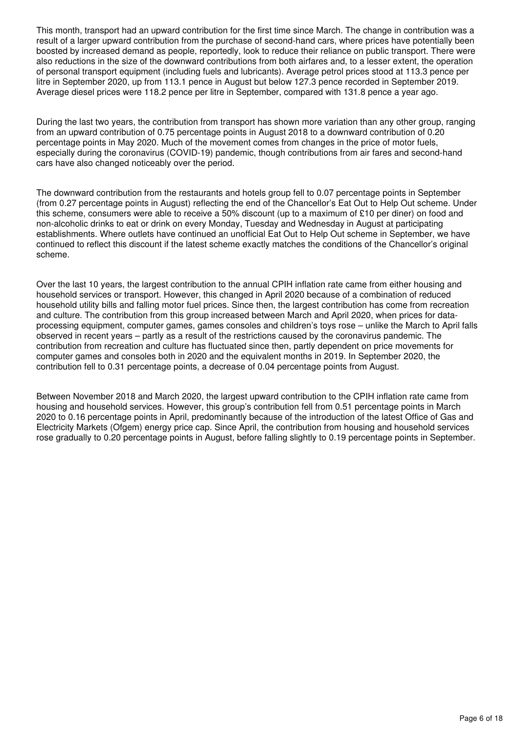This month, transport had an upward contribution for the first time since March. The change in contribution was a result of a larger upward contribution from the purchase of second-hand cars, where prices have potentially been boosted by increased demand as people, reportedly, look to reduce their reliance on public transport. There were also reductions in the size of the downward contributions from both airfares and, to a lesser extent, the operation of personal transport equipment (including fuels and lubricants). Average petrol prices stood at 113.3 pence per litre in September 2020, up from 113.1 pence in August but below 127.3 pence recorded in September 2019. Average diesel prices were 118.2 pence per litre in September, compared with 131.8 pence a year ago.

During the last two years, the contribution from transport has shown more variation than any other group, ranging from an upward contribution of 0.75 percentage points in August 2018 to a downward contribution of 0.20 percentage points in May 2020. Much of the movement comes from changes in the price of motor fuels, especially during the coronavirus (COVID-19) pandemic, though contributions from air fares and second-hand cars have also changed noticeably over the period.

The downward contribution from the restaurants and hotels group fell to 0.07 percentage points in September (from 0.27 percentage points in August) reflecting the end of the Chancellor's Eat Out to Help Out scheme. Under this scheme, consumers were able to receive a 50% discount (up to a maximum of £10 per diner) on food and non-alcoholic drinks to eat or drink on every Monday, Tuesday and Wednesday in August at participating establishments. Where outlets have continued an unofficial Eat Out to Help Out scheme in September, we have continued to reflect this discount if the latest scheme exactly matches the conditions of the Chancellor's original scheme.

Over the last 10 years, the largest contribution to the annual CPIH inflation rate came from either housing and household services or transport. However, this changed in April 2020 because of a combination of reduced household utility bills and falling motor fuel prices. Since then, the largest contribution has come from recreation and culture. The contribution from this group increased between March and April 2020, when prices for data-processing equipment, computer games, games consoles and children's toys rose – unlike the March to April falls observed in recent years – partly as a result of the restrictions caused by the coronavirus pandemic. The contribution from recreation and culture has fluctuated since then, partly dependent on price movements for computer games and consoles both in 2020 and the equivalent months in 2019. In September 2020, the contribution fell to 0.31 percentage points, a decrease of 0.04 percentage points from August.

Between November 2018 and March 2020, the largest upward contribution to the CPIH inflation rate came from housing and household services. However, this group's contribution fell from 0.51 percentage points in March 2020 to 0.16 percentage points in April, predominantly because of the introduction of the latest Office of Gas and Electricity Markets (Ofgem) energy price cap. Since April, the contribution from housing and household services rose gradually to 0.20 percentage points in August, before falling slightly to 0.19 percentage points in September.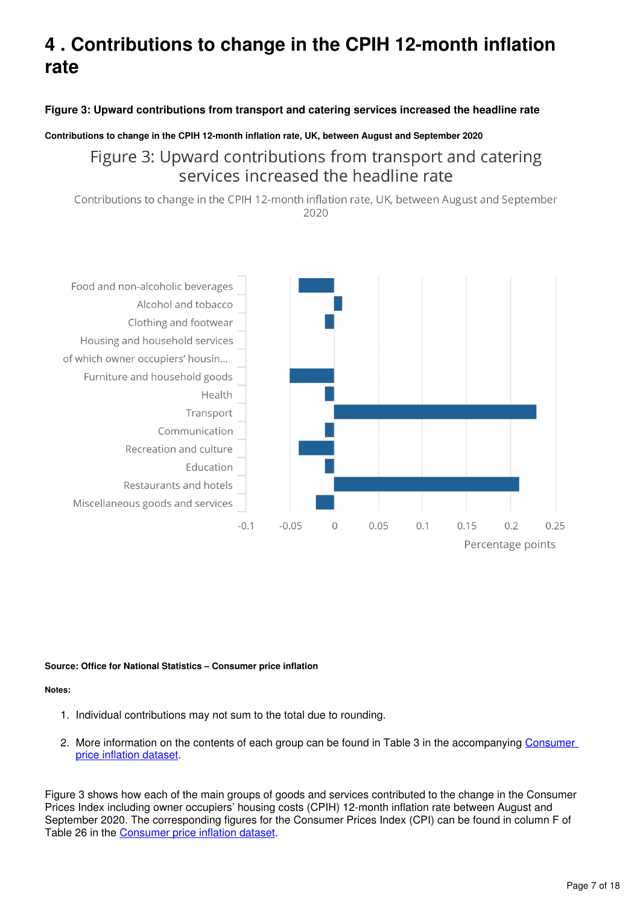# 4 . Contributions to change in the CPIH 12-month inflation rate

**Figure 3: Upward contributions from transport and catering services increased the headline rate**

**Contributions to change in the CPIH 12-month inflation rate, UK, between August and September 2020**

Figure 3: Upward contributions from transport and catering services increased the headline rate

Contributions to change in the CPIH 12-month inflation rate, UK, between August and September 2020

Food and non-alcoholic beverages
Alcohol and tobacco
Clothing and footwear
Housing and household services
of which owner occupiers' housin...
Furniture and household goods
Health
Transport
Communication
Recreation and culture
Education
Restaurants and hotels
Miscellaneous goods and services

-0.1 -0.05 0 0.05 0.1 0.15 0.2 0.25

Percentage points

**Source: Office for National Statistics – Consumer price inflation**

**Notes:**

1. Individual contributions may not sum to the total due to rounding.
2. More information on the contents of each group can be found in Table 3 in the accompanying Consumer price inflation dataset.

Figure 3 shows how each of the main groups of goods and services contributed to the change in the Consumer Prices Index including owner occupiers' housing costs (CPIH) 12-month inflation rate between August and September 2020. The corresponding figures for the Consumer Prices Index (CPI) can be found in column F of Table 26 in the Consumer price inflation dataset.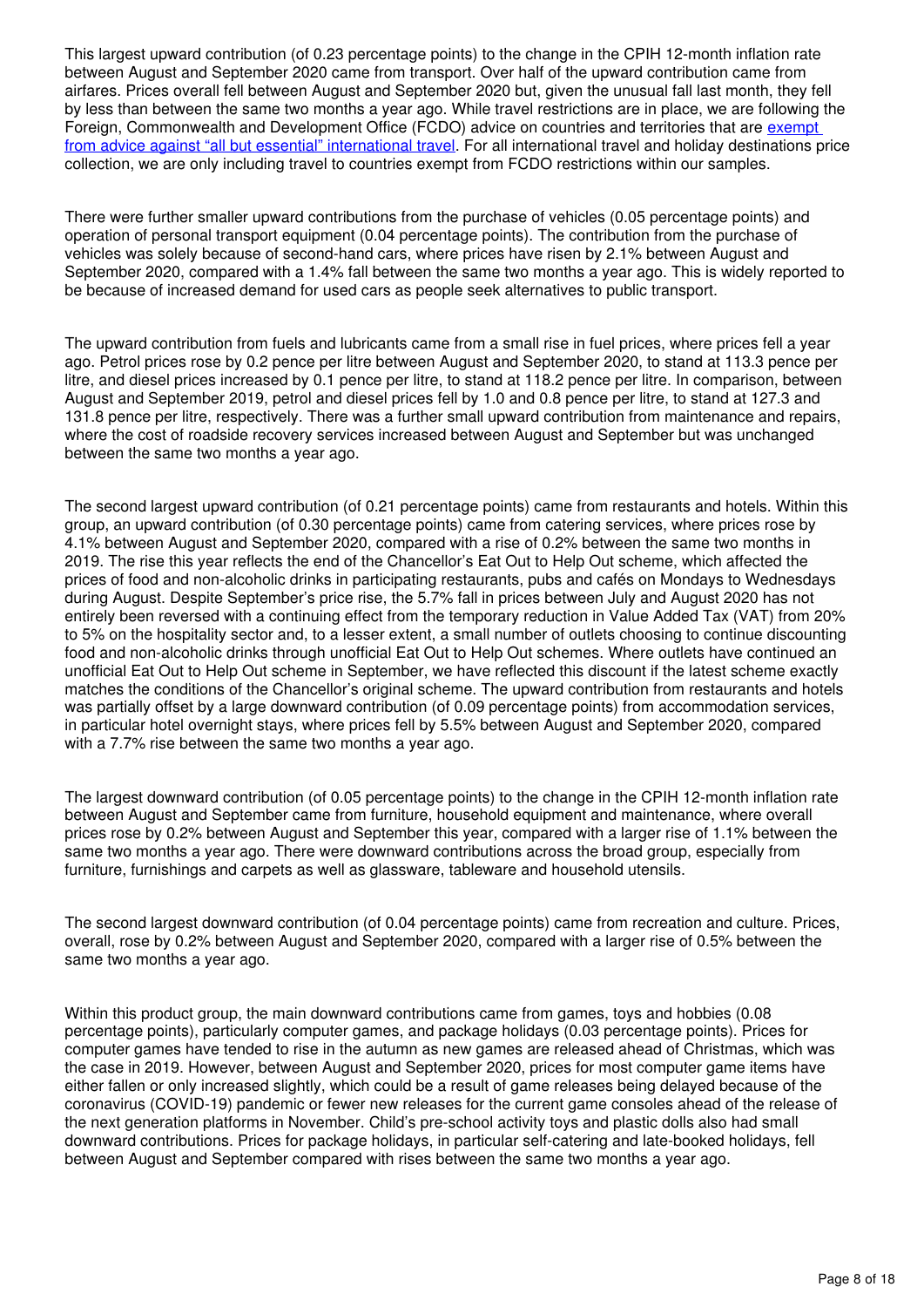This largest upward contribution (of 0.23 percentage points) to the change in the CPIH 12-month inflation rate between August and September 2020 came from transport. Over half of the upward contribution came from airfares. Prices overall fell between August and September 2020 but, given the unusual fall last month, they fell by less than between the same two months a year ago. While travel restrictions are in place, we are following the Foreign, Commonwealth and Development Office (FCDO) advice on countries and territories that are [exempt from advice against "all but essential" international travel](). For all international travel and holiday destinations price collection, we are only including travel to countries exempt from FCDO restrictions within our samples.

There were further smaller upward contributions from the purchase of vehicles (0.05 percentage points) and operation of personal transport equipment (0.04 percentage points). The contribution from the purchase of vehicles was solely because of second-hand cars, where prices have risen by 2.1% between August and September 2020, compared with a 1.4% fall between the same two months a year ago. This is widely reported to be because of increased demand for used cars as people seek alternatives to public transport.

The upward contribution from fuels and lubricants came from a small rise in fuel prices, where prices fell a year ago. Petrol prices rose by 0.2 pence per litre between August and September 2020, to stand at 113.3 pence per litre, and diesel prices increased by 0.1 pence per litre, to stand at 118.2 pence per litre. In comparison, between August and September 2019, petrol and diesel prices fell by 1.0 and 0.8 pence per litre, to stand at 127.3 and 131.8 pence per litre, respectively. There was a further small upward contribution from maintenance and repairs, where the cost of roadside recovery services increased between August and September but was unchanged between the same two months a year ago.

The second largest upward contribution (of 0.21 percentage points) came from restaurants and hotels. Within this group, an upward contribution (of 0.30 percentage points) came from catering services, where prices rose by 4.1% between August and September 2020, compared with a rise of 0.2% between the same two months in 2019. The rise this year reflects the end of the Chancellor's Eat Out to Help Out scheme, which affected the prices of food and non-alcoholic drinks in participating restaurants, pubs and cafés on Mondays to Wednesdays during August. Despite September's price rise, the 5.7% fall in prices between July and August 2020 has not entirely been reversed with a continuing effect from the temporary reduction in Value Added Tax (VAT) from 20% to 5% on the hospitality sector and, to a lesser extent, a small number of outlets choosing to continue discounting food and non-alcoholic drinks through unofficial Eat Out to Help Out schemes. Where outlets have continued an unofficial Eat Out to Help Out scheme in September, we have reflected this discount if the latest scheme exactly matches the conditions of the Chancellor's original scheme. The upward contribution from restaurants and hotels was partially offset by a large downward contribution (of 0.09 percentage points) from accommodation services, in particular hotel overnight stays, where prices fell by 5.5% between August and September 2020, compared with a 7.7% rise between the same two months a year ago.

The largest downward contribution (of 0.05 percentage points) to the change in the CPIH 12-month inflation rate between August and September came from furniture, household equipment and maintenance, where overall prices rose by 0.2% between August and September this year, compared with a larger rise of 1.1% between the same two months a year ago. There were downward contributions across the broad group, especially from furniture, furnishings and carpets as well as glassware, tableware and household utensils.

The second largest downward contribution (of 0.04 percentage points) came from recreation and culture. Prices, overall, rose by 0.2% between August and September 2020, compared with a larger rise of 0.5% between the same two months a year ago.

Within this product group, the main downward contributions came from games, toys and hobbies (0.08 percentage points), particularly computer games, and package holidays (0.03 percentage points). Prices for computer games have tended to rise in the autumn as new games are released ahead of Christmas, which was the case in 2019. However, between August and September 2020, prices for most computer game items have either fallen or only increased slightly, which could be a result of game releases being delayed because of the coronavirus (COVID-19) pandemic or fewer new releases for the current game consoles ahead of the release of the next generation platforms in November. Child's pre-school activity toys and plastic dolls also had small downward contributions. Prices for package holidays, in particular self-catering and late-booked holidays, fell between August and September compared with rises between the same two months a year ago.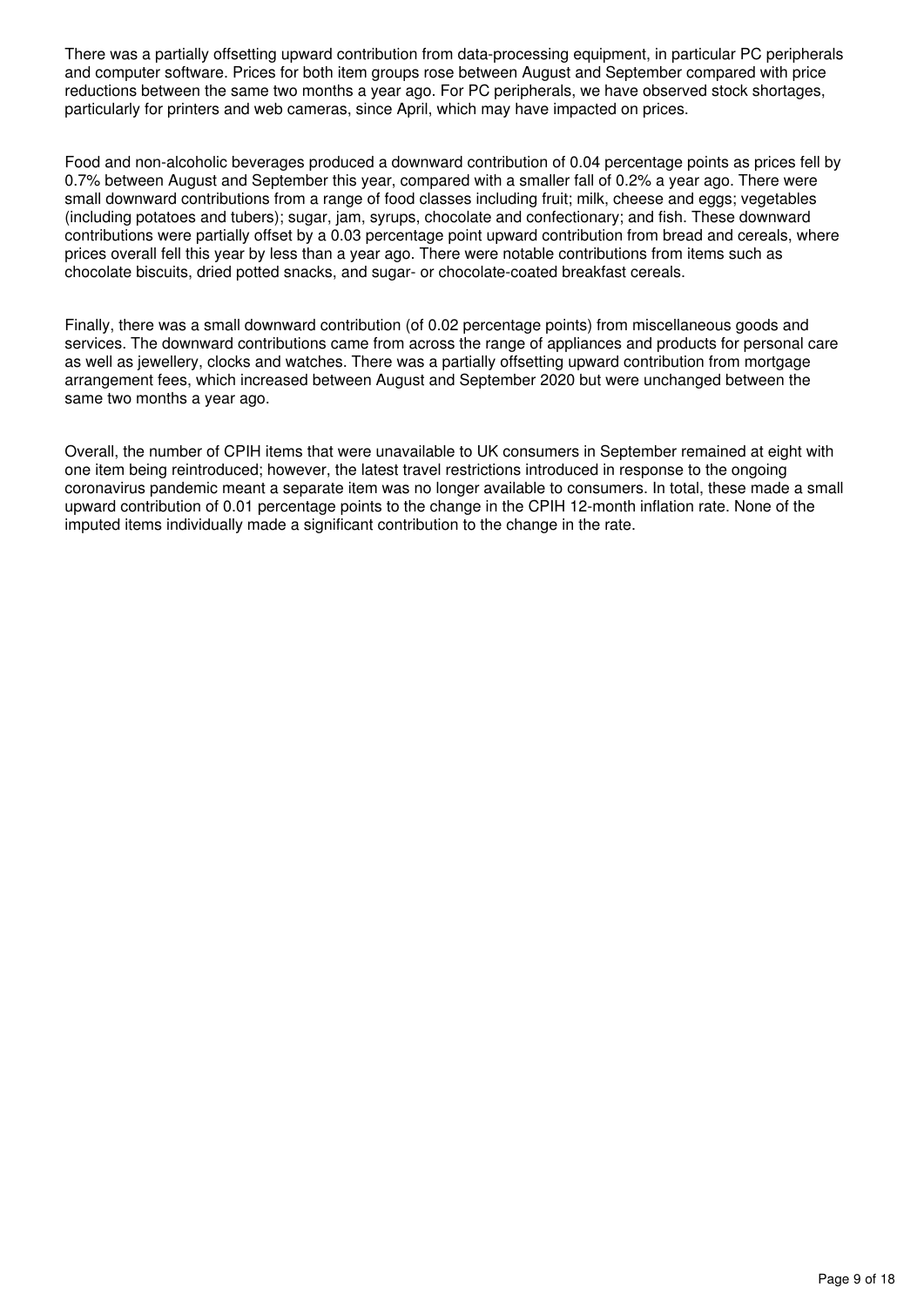There was a partially offsetting upward contribution from data-processing equipment, in particular PC peripherals and computer software. Prices for both item groups rose between August and September compared with price reductions between the same two months a year ago. For PC peripherals, we have observed stock shortages, particularly for printers and web cameras, since April, which may have impacted on prices.

Food and non-alcoholic beverages produced a downward contribution of 0.04 percentage points as prices fell by 0.7% between August and September this year, compared with a smaller fall of 0.2% a year ago. There were small downward contributions from a range of food classes including fruit; milk, cheese and eggs; vegetables (including potatoes and tubers); sugar, jam, syrups, chocolate and confectionary; and fish. These downward contributions were partially offset by a 0.03 percentage point upward contribution from bread and cereals, where prices overall fell this year by less than a year ago. There were notable contributions from items such as chocolate biscuits, dried potted snacks, and sugar- or chocolate-coated breakfast cereals.

Finally, there was a small downward contribution (of 0.02 percentage points) from miscellaneous goods and services. The downward contributions came from across the range of appliances and products for personal care as well as jewellery, clocks and watches. There was a partially offsetting upward contribution from mortgage arrangement fees, which increased between August and September 2020 but were unchanged between the same two months a year ago.

Overall, the number of CPIH items that were unavailable to UK consumers in September remained at eight with one item being reintroduced; however, the latest travel restrictions introduced in response to the ongoing coronavirus pandemic meant a separate item was no longer available to consumers. In total, these made a small upward contribution of 0.01 percentage points to the change in the CPIH 12-month inflation rate. None of the imputed items individually made a significant contribution to the change in the rate.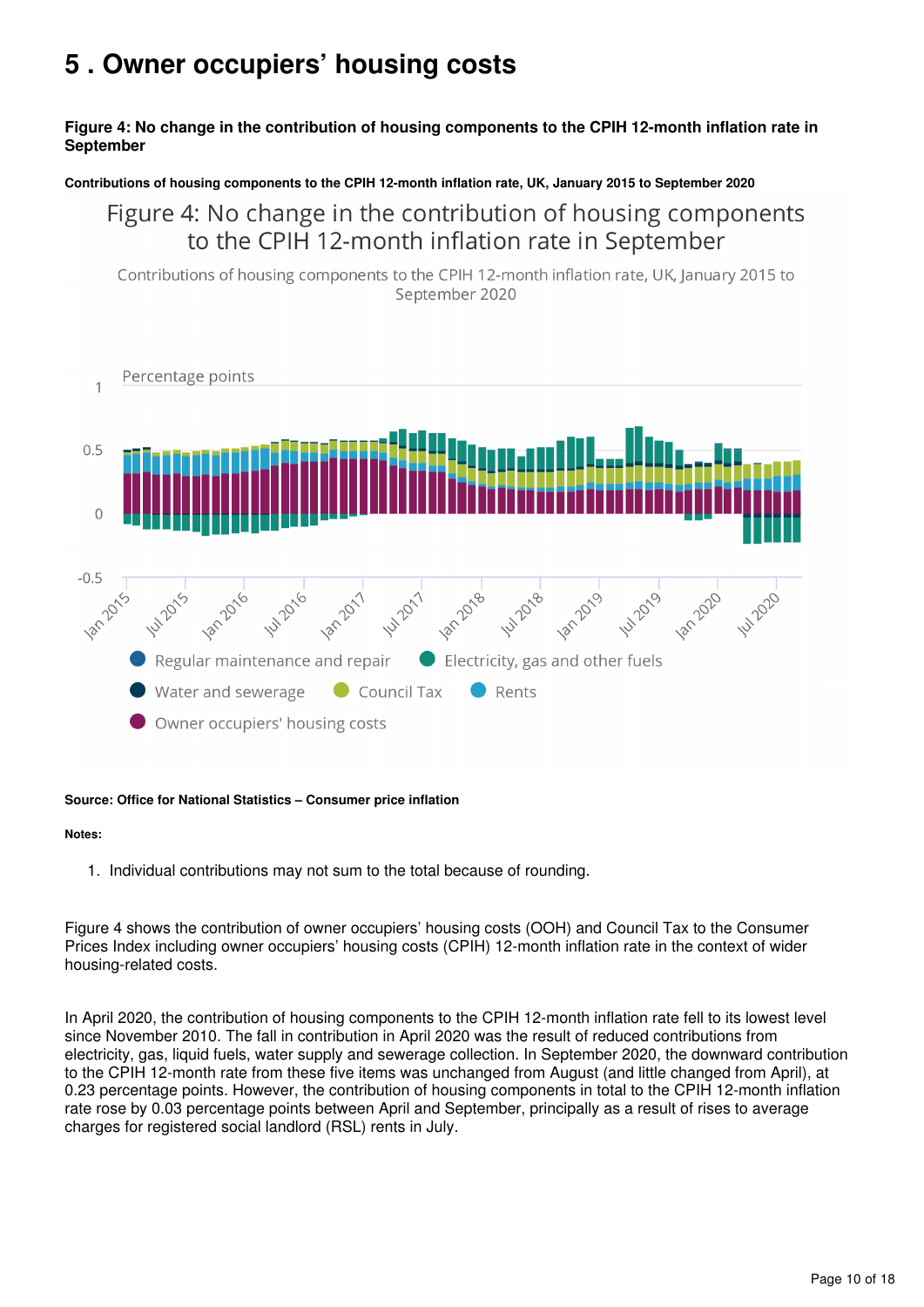# 5 . Owner occupiers' housing costs

**Figure 4: No change in the contribution of housing components to the CPIH 12-month inflation rate in September**

**Contributions of housing components to the CPIH 12-month inflation rate, UK, January 2015 to September 2020**

Figure 4: No change in the contribution of housing components to the CPIH 12-month inflation rate in September

Contributions of housing components to the CPIH 12-month inflation rate, UK, January 2015 to September 2020

**Source: Office for National Statistics – Consumer price inflation**

**Notes:**

1. Individual contributions may not sum to the total because of rounding.

Figure 4 shows the contribution of owner occupiers' housing costs (OOH) and Council Tax to the Consumer Prices Index including owner occupiers' housing costs (CPIH) 12-month inflation rate in the context of wider housing-related costs.

In April 2020, the contribution of housing components to the CPIH 12-month inflation rate fell to its lowest level since November 2010. The fall in contribution in April 2020 was the result of reduced contributions from electricity, gas, liquid fuels, water supply and sewerage collection. In September 2020, the downward contribution to the CPIH 12-month rate from these five items was unchanged from August (and little changed from April), at 0.23 percentage points. However, the contribution of housing components in total to the CPIH 12-month inflation rate rose by 0.03 percentage points between April and September, principally as a result of rises to average charges for registered social landlord (RSL) rents in July.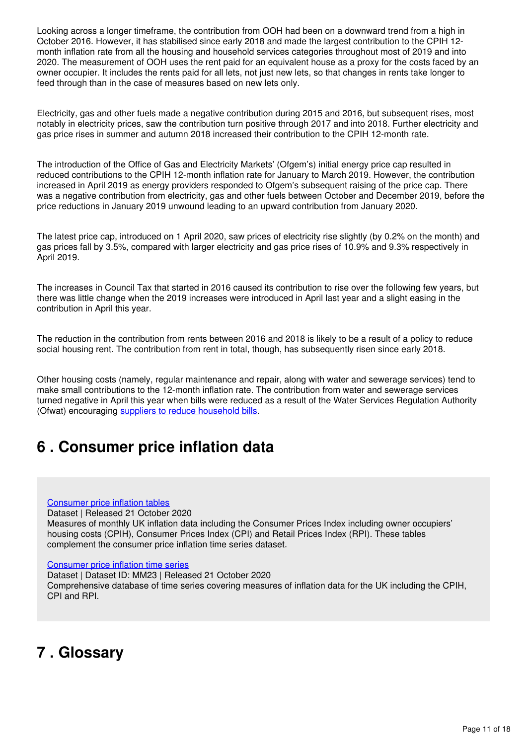Looking across a longer timeframe, the contribution from OOH had been on a downward trend from a high in October 2016. However, it has stabilised since early 2018 and made the largest contribution to the CPIH 12-month inflation rate from all the housing and household services categories throughout most of 2019 and into 2020. The measurement of OOH uses the rent paid for an equivalent house as a proxy for the costs faced by an owner occupier. It includes the rents paid for all lets, not just new lets, so that changes in rents take longer to feed through than in the case of measures based on new lets only.

Electricity, gas and other fuels made a negative contribution during 2015 and 2016, but subsequent rises, most notably in electricity prices, saw the contribution turn positive through 2017 and into 2018. Further electricity and gas price rises in summer and autumn 2018 increased their contribution to the CPIH 12-month rate.

The introduction of the Office of Gas and Electricity Markets' (Ofgem's) initial energy price cap resulted in reduced contributions to the CPIH 12-month inflation rate for January to March 2019. However, the contribution increased in April 2019 as energy providers responded to Ofgem's subsequent raising of the price cap. There was a negative contribution from electricity, gas and other fuels between October and December 2019, before the price reductions in January 2019 unwound leading to an upward contribution from January 2020.

The latest price cap, introduced on 1 April 2020, saw prices of electricity rise slightly (by 0.2% on the month) and gas prices fall by 3.5%, compared with larger electricity and gas price rises of 10.9% and 9.3% respectively in April 2019.

The increases in Council Tax that started in 2016 caused its contribution to rise over the following few years, but there was little change when the 2019 increases were introduced in April last year and a slight easing in the contribution in April this year.

The reduction in the contribution from rents between 2016 and 2018 is likely to be a result of a policy to reduce social housing rent. The contribution from rent in total, though, has subsequently risen since early 2018.

Other housing costs (namely, regular maintenance and repair, along with water and sewerage services) tend to make small contributions to the 12-month inflation rate. The contribution from water and sewerage services turned negative in April this year when bills were reduced as a result of the Water Services Regulation Authority (Ofwat) encouraging suppliers to reduce household bills.

## 6 . Consumer price inflation data

Consumer price inflation tables
Dataset | Released 21 October 2020
Measures of monthly UK inflation data including the Consumer Prices Index including owner occupiers' housing costs (CPIH), Consumer Prices Index (CPI) and Retail Prices Index (RPI). These tables complement the consumer price inflation time series dataset.

Consumer price inflation time series
Dataset | Dataset ID: MM23 | Released 21 October 2020
Comprehensive database of time series covering measures of inflation data for the UK including the CPIH, CPI and RPI.

## 7 . Glossary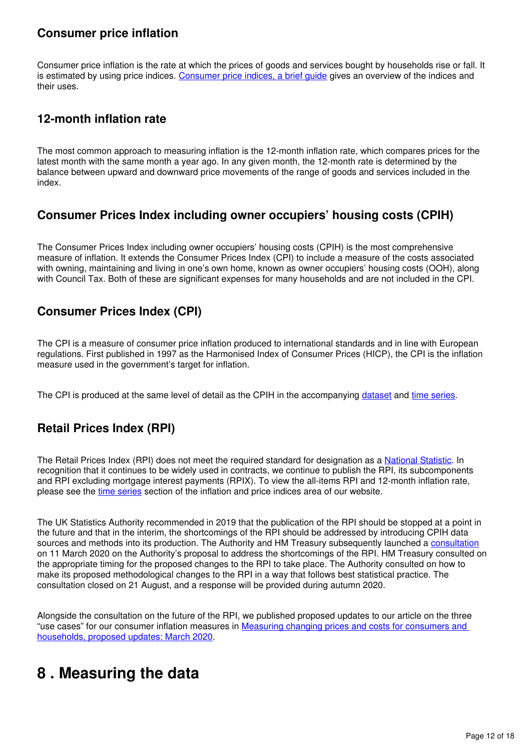### Consumer price inflation

Consumer price inflation is the rate at which the prices of goods and services bought by households rise or fall. It is estimated by using price indices. [Consumer price indices, a brief guide] gives an overview of the indices and their uses.

### 12-month inflation rate

The most common approach to measuring inflation is the 12-month inflation rate, which compares prices for the latest month with the same month a year ago. In any given month, the 12-month rate is determined by the balance between upward and downward price movements of the range of goods and services included in the index.

### Consumer Prices Index including owner occupiers' housing costs (CPIH)

The Consumer Prices Index including owner occupiers' housing costs (CPIH) is the most comprehensive measure of inflation. It extends the Consumer Prices Index (CPI) to include a measure of the costs associated with owning, maintaining and living in one's own home, known as owner occupiers' housing costs (OOH), along with Council Tax. Both of these are significant expenses for many households and are not included in the CPI.

### Consumer Prices Index (CPI)

The CPI is a measure of consumer price inflation produced to international standards and in line with European regulations. First published in 1997 as the Harmonised Index of Consumer Prices (HICP), the CPI is the inflation measure used in the government's target for inflation.

The CPI is produced at the same level of detail as the CPIH in the accompanying dataset and time series.

### Retail Prices Index (RPI)

The Retail Prices Index (RPI) does not meet the required standard for designation as a National Statistic. In recognition that it continues to be widely used in contracts, we continue to publish the RPI, its subcomponents and RPI excluding mortgage interest payments (RPIX). To view the all-items RPI and 12-month inflation rate, please see the time series section of the inflation and price indices area of our website.

The UK Statistics Authority recommended in 2019 that the publication of the RPI should be stopped at a point in the future and that in the interim, the shortcomings of the RPI should be addressed by introducing CPIH data sources and methods into its production. The Authority and HM Treasury subsequently launched a consultation on 11 March 2020 on the Authority's proposal to address the shortcomings of the RPI. HM Treasury consulted on the appropriate timing for the proposed changes to the RPI to take place. The Authority consulted on how to make its proposed methodological changes to the RPI in a way that follows best statistical practice. The consultation closed on 21 August, and a response will be provided during autumn 2020.

Alongside the consultation on the future of the RPI, we published proposed updates to our article on the three "use cases" for our consumer inflation measures in Measuring changing prices and costs for consumers and households, proposed updates: March 2020.

# 8 . Measuring the data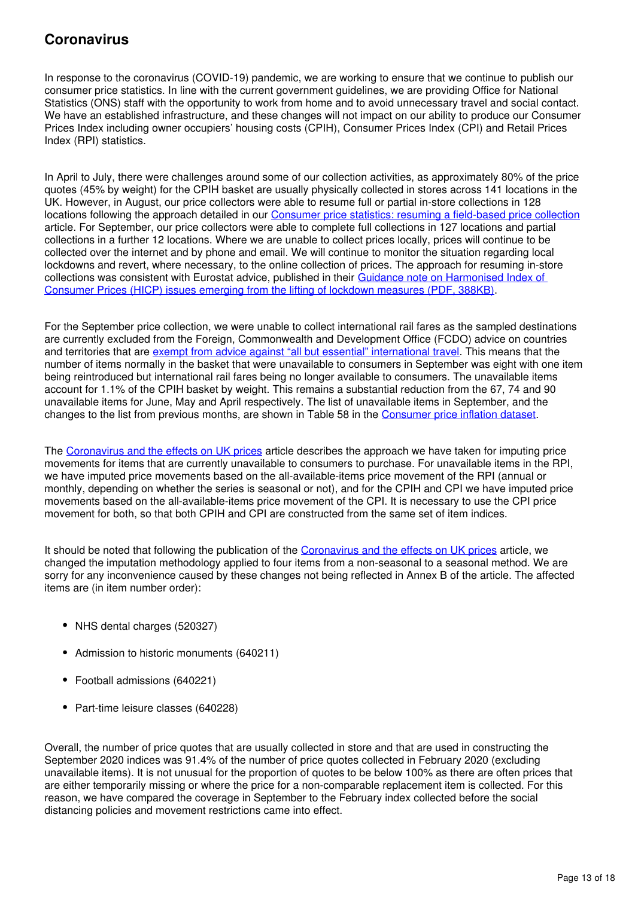## Coronavirus

In response to the coronavirus (COVID-19) pandemic, we are working to ensure that we continue to publish our consumer price statistics. In line with the current government guidelines, we are providing Office for National Statistics (ONS) staff with the opportunity to work from home and to avoid unnecessary travel and social contact. We have an established infrastructure, and these changes will not impact on our ability to produce our Consumer Prices Index including owner occupiers' housing costs (CPIH), Consumer Prices Index (CPI) and Retail Prices Index (RPI) statistics.

In April to July, there were challenges around some of our collection activities, as approximately 80% of the price quotes (45% by weight) for the CPIH basket are usually physically collected in stores across 141 locations in the UK. However, in August, our price collectors were able to resume full or partial in-store collections in 128 locations following the approach detailed in our [Consumer price statistics: resuming a field-based price collection](#) article. For September, our price collectors were able to complete full collections in 127 locations and partial collections in a further 12 locations. Where we are unable to collect prices locally, prices will continue to be collected over the internet and by phone and email. We will continue to monitor the situation regarding local lockdowns and revert, where necessary, to the online collection of prices. The approach for resuming in-store collections was consistent with Eurostat advice, published in their [Guidance note on Harmonised Index of Consumer Prices (HICP) issues emerging from the lifting of lockdown measures (PDF, 388KB)](#).

For the September price collection, we were unable to collect international rail fares as the sampled destinations are currently excluded from the Foreign, Commonwealth and Development Office (FCDO) advice on countries and territories that are [exempt from advice against "all but essential" international travel](#). This means that the number of items normally in the basket that were unavailable to consumers in September was eight with one item being reintroduced but international rail fares being no longer available to consumers. The unavailable items account for 1.1% of the CPIH basket by weight. This remains a substantial reduction from the 67, 74 and 90 unavailable items for June, May and April respectively. The list of unavailable items in September, and the changes to the list from previous months, are shown in Table 58 in the [Consumer price inflation dataset](#).

The [Coronavirus and the effects on UK prices](#) article describes the approach we have taken for imputing price movements for items that are currently unavailable to consumers to purchase. For unavailable items in the RPI, we have imputed price movements based on the all-available-items price movement of the RPI (annual or monthly, depending on whether the series is seasonal or not), and for the CPIH and CPI we have imputed price movements based on the all-available-items price movement of the CPI. It is necessary to use the CPI price movement for both, so that both CPIH and CPI are constructed from the same set of item indices.

It should be noted that following the publication of the [Coronavirus and the effects on UK prices](#) article, we changed the imputation methodology applied to four items from a non-seasonal to a seasonal method. We are sorry for any inconvenience caused by these changes not being reflected in Annex B of the article. The affected items are (in item number order):

- NHS dental charges (520327)
- Admission to historic monuments (640211)
- Football admissions (640221)
- Part-time leisure classes (640228)

Overall, the number of price quotes that are usually collected in store and that are used in constructing the September 2020 indices was 91.4% of the number of price quotes collected in February 2020 (excluding unavailable items). It is not unusual for the proportion of quotes to be below 100% as there are often prices that are either temporarily missing or where the price for a non-comparable replacement item is collected. For this reason, we have compared the coverage in September to the February index collected before the social distancing policies and movement restrictions came into effect.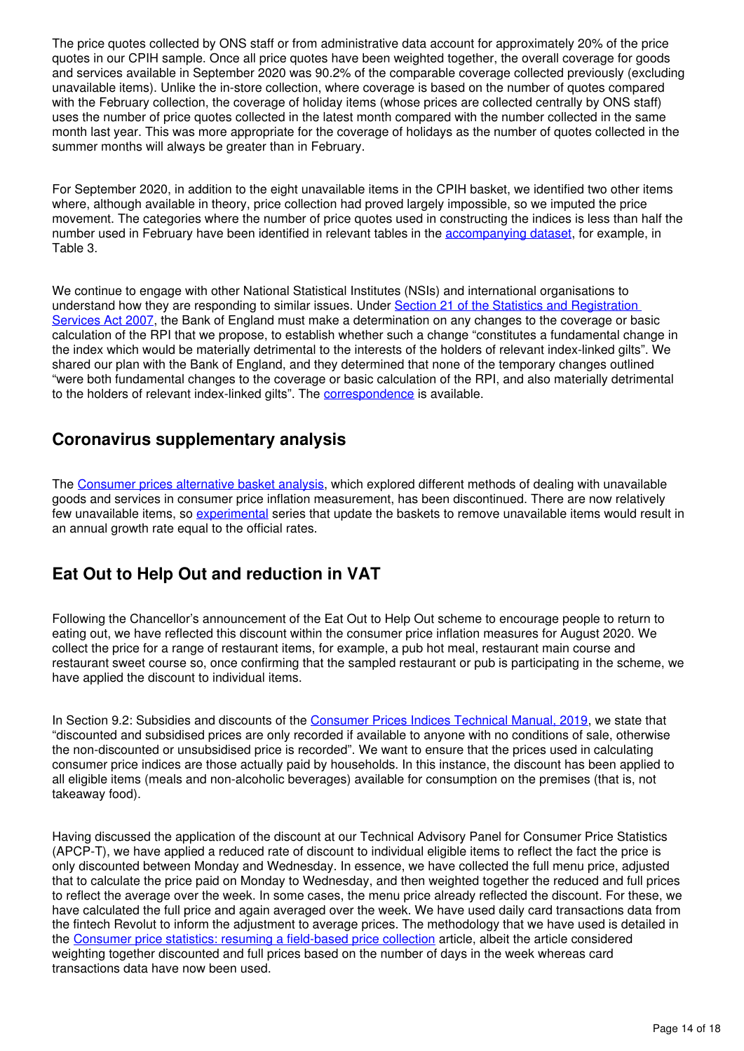The price quotes collected by ONS staff or from administrative data account for approximately 20% of the price quotes in our CPIH sample. Once all price quotes have been weighted together, the overall coverage for goods and services available in September 2020 was 90.2% of the comparable coverage collected previously (excluding unavailable items). Unlike the in-store collection, where coverage is based on the number of quotes compared with the February collection, the coverage of holiday items (whose prices are collected centrally by ONS staff) uses the number of price quotes collected in the latest month compared with the number collected in the same month last year. This was more appropriate for the coverage of holidays as the number of quotes collected in the summer months will always be greater than in February.

For September 2020, in addition to the eight unavailable items in the CPIH basket, we identified two other items where, although available in theory, price collection had proved largely impossible, so we imputed the price movement. The categories where the number of price quotes used in constructing the indices is less than half the number used in February have been identified in relevant tables in the accompanying dataset, for example, in Table 3.

We continue to engage with other National Statistical Institutes (NSIs) and international organisations to understand how they are responding to similar issues. Under Section 21 of the Statistics and Registration Services Act 2007, the Bank of England must make a determination on any changes to the coverage or basic calculation of the RPI that we propose, to establish whether such a change "constitutes a fundamental change in the index which would be materially detrimental to the interests of the holders of relevant index-linked gilts". We shared our plan with the Bank of England, and they determined that none of the temporary changes outlined "were both fundamental changes to the coverage or basic calculation of the RPI, and also materially detrimental to the holders of relevant index-linked gilts". The correspondence is available.

## Coronavirus supplementary analysis

The Consumer prices alternative basket analysis, which explored different methods of dealing with unavailable goods and services in consumer price inflation measurement, has been discontinued. There are now relatively few unavailable items, so experimental series that update the baskets to remove unavailable items would result in an annual growth rate equal to the official rates.

## Eat Out to Help Out and reduction in VAT

Following the Chancellor's announcement of the Eat Out to Help Out scheme to encourage people to return to eating out, we have reflected this discount within the consumer price inflation measures for August 2020. We collect the price for a range of restaurant items, for example, a pub hot meal, restaurant main course and restaurant sweet course so, once confirming that the sampled restaurant or pub is participating in the scheme, we have applied the discount to individual items.

In Section 9.2: Subsidies and discounts of the Consumer Prices Indices Technical Manual, 2019, we state that "discounted and subsidised prices are only recorded if available to anyone with no conditions of sale, otherwise the non-discounted or unsubsidised price is recorded". We want to ensure that the prices used in calculating consumer price indices are those actually paid by households. In this instance, the discount has been applied to all eligible items (meals and non-alcoholic beverages) available for consumption on the premises (that is, not takeaway food).

Having discussed the application of the discount at our Technical Advisory Panel for Consumer Price Statistics (APCP-T), we have applied a reduced rate of discount to individual eligible items to reflect the fact the price is only discounted between Monday and Wednesday. In essence, we have collected the full menu price, adjusted that to calculate the price paid on Monday to Wednesday, and then weighted together the reduced and full prices to reflect the average over the week. In some cases, the menu price already reflected the discount. For these, we have calculated the full price and again averaged over the week. We have used daily card transactions data from the fintech Revolut to inform the adjustment to average prices. The methodology that we have used is detailed in the Consumer price statistics: resuming a field-based price collection article, albeit the article considered weighting together discounted and full prices based on the number of days in the week whereas card transactions data have now been used.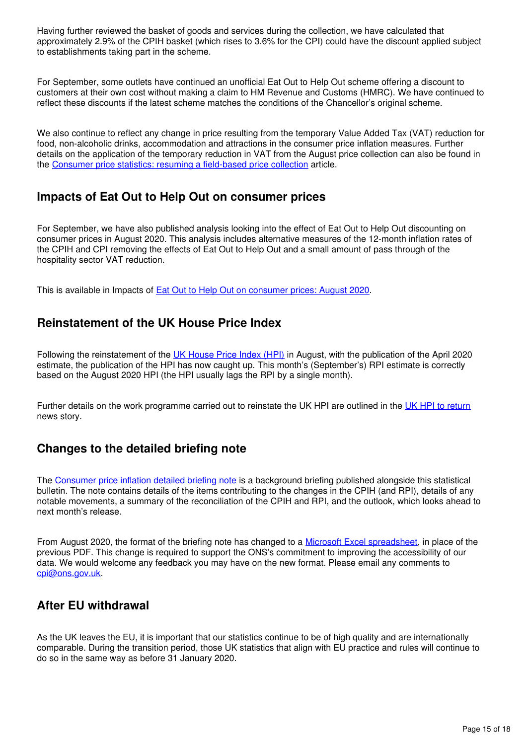Having further reviewed the basket of goods and services during the collection, we have calculated that approximately 2.9% of the CPIH basket (which rises to 3.6% for the CPI) could have the discount applied subject to establishments taking part in the scheme.

For September, some outlets have continued an unofficial Eat Out to Help Out scheme offering a discount to customers at their own cost without making a claim to HM Revenue and Customs (HMRC). We have continued to reflect these discounts if the latest scheme matches the conditions of the Chancellor's original scheme.

We also continue to reflect any change in price resulting from the temporary Value Added Tax (VAT) reduction for food, non-alcoholic drinks, accommodation and attractions in the consumer price inflation measures. Further details on the application of the temporary reduction in VAT from the August price collection can also be found in the [Consumer price statistics: resuming a field-based price collection]() article.

## Impacts of Eat Out to Help Out on consumer prices

For September, we have also published analysis looking into the effect of Eat Out to Help Out discounting on consumer prices in August 2020. This analysis includes alternative measures of the 12-month inflation rates of the CPIH and CPI removing the effects of Eat Out to Help Out and a small amount of pass through of the hospitality sector VAT reduction.

This is available in Impacts of [Eat Out to Help Out on consumer prices: August 2020]().

## Reinstatement of the UK House Price Index

Following the reinstatement of the [UK House Price Index (HPI)]() in August, with the publication of the April 2020 estimate, the publication of the HPI has now caught up. This month's (September's) RPI estimate is correctly based on the August 2020 HPI (the HPI usually lags the RPI by a single month).

Further details on the work programme carried out to reinstate the UK HPI are outlined in the [UK HPI to return]() news story.

## Changes to the detailed briefing note

The [Consumer price inflation detailed briefing note]() is a background briefing published alongside this statistical bulletin. The note contains details of the items contributing to the changes in the CPIH (and RPI), details of any notable movements, a summary of the reconciliation of the CPIH and RPI, and the outlook, which looks ahead to next month's release.

From August 2020, the format of the briefing note has changed to a [Microsoft Excel spreadsheet](), in place of the previous PDF. This change is required to support the ONS's commitment to improving the accessibility of our data. We would welcome any feedback you may have on the new format. Please email any comments to [cpi@ons.gov.uk]().

## After EU withdrawal

As the UK leaves the EU, it is important that our statistics continue to be of high quality and are internationally comparable. During the transition period, those UK statistics that align with EU practice and rules will continue to do so in the same way as before 31 January 2020.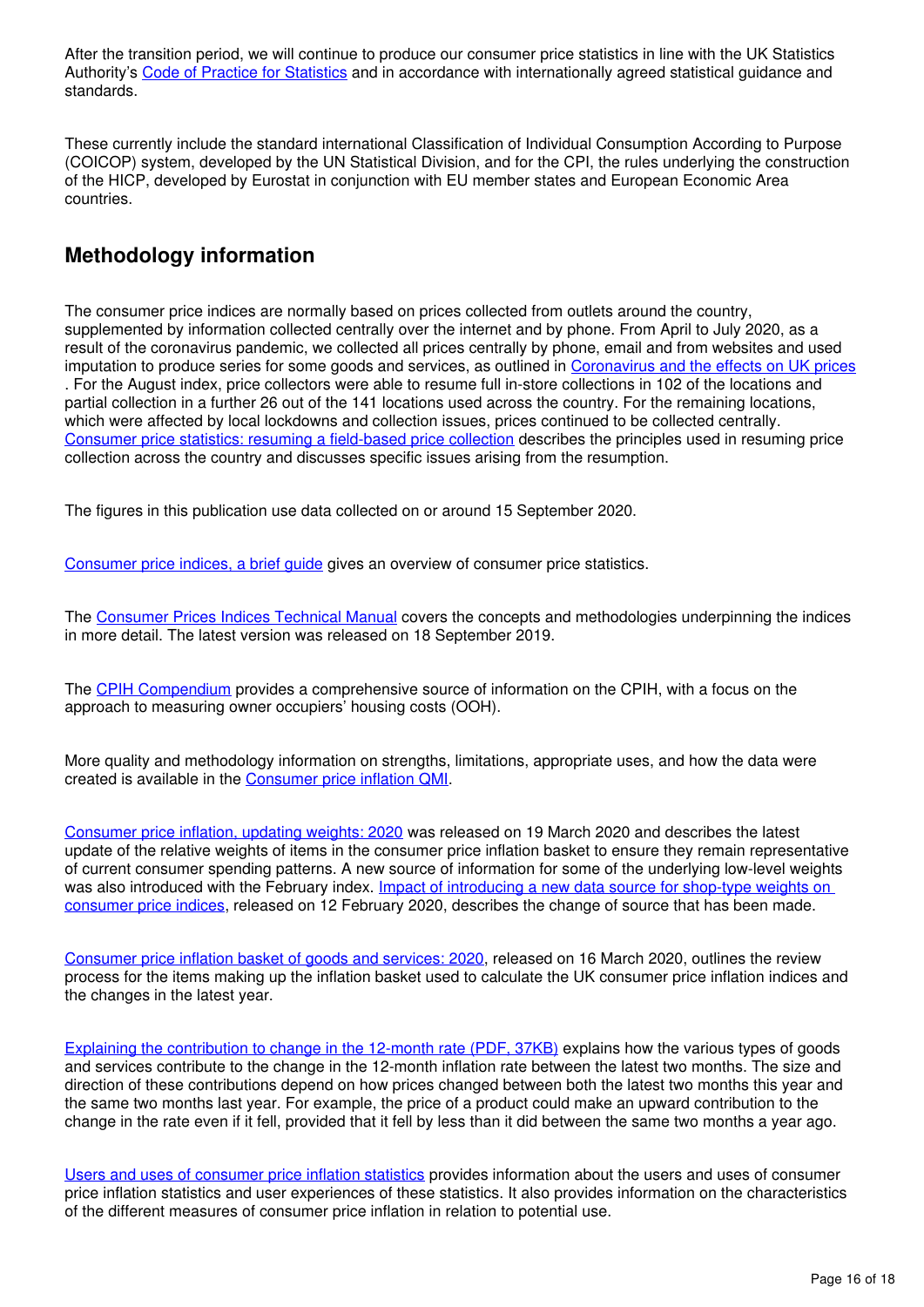After the transition period, we will continue to produce our consumer price statistics in line with the UK Statistics Authority's [Code of Practice for Statistics](#) and in accordance with internationally agreed statistical guidance and standards.

These currently include the standard international Classification of Individual Consumption According to Purpose (COICOP) system, developed by the UN Statistical Division, and for the CPI, the rules underlying the construction of the HICP, developed by Eurostat in conjunction with EU member states and European Economic Area countries.

## Methodology information

The consumer price indices are normally based on prices collected from outlets around the country, supplemented by information collected centrally over the internet and by phone. From April to July 2020, as a result of the coronavirus pandemic, we collected all prices centrally by phone, email and from websites and used imputation to produce series for some goods and services, as outlined in [Coronavirus and the effects on UK prices](#). For the August index, price collectors were able to resume full in-store collections in 102 of the locations and partial collection in a further 26 out of the 141 locations used across the country. For the remaining locations, which were affected by local lockdowns and collection issues, prices continued to be collected centrally. [Consumer price statistics: resuming a field-based price collection](#) describes the principles used in resuming price collection across the country and discusses specific issues arising from the resumption.

The figures in this publication use data collected on or around 15 September 2020.

[Consumer price indices, a brief guide](#) gives an overview of consumer price statistics.

The [Consumer Prices Indices Technical Manual](#) covers the concepts and methodologies underpinning the indices in more detail. The latest version was released on 18 September 2019.

The [CPIH Compendium](#) provides a comprehensive source of information on the CPIH, with a focus on the approach to measuring owner occupiers' housing costs (OOH).

More quality and methodology information on strengths, limitations, appropriate uses, and how the data were created is available in the [Consumer price inflation QMI](#).

[Consumer price inflation, updating weights: 2020](#) was released on 19 March 2020 and describes the latest update of the relative weights of items in the consumer price inflation basket to ensure they remain representative of current consumer spending patterns. A new source of information for some of the underlying low-level weights was also introduced with the February index. [Impact of introducing a new data source for shop-type weights on consumer price indices](#), released on 12 February 2020, describes the change of source that has been made.

[Consumer price inflation basket of goods and services: 2020](#), released on 16 March 2020, outlines the review process for the items making up the inflation basket used to calculate the UK consumer price inflation indices and the changes in the latest year.

[Explaining the contribution to change in the 12-month rate (PDF, 37KB)](#) explains how the various types of goods and services contribute to the change in the 12-month inflation rate between the latest two months. The size and direction of these contributions depend on how prices changed between both the latest two months this year and the same two months last year. For example, the price of a product could make an upward contribution to the change in the rate even if it fell, provided that it fell by less than it did between the same two months a year ago.

[Users and uses of consumer price inflation statistics](#) provides information about the users and uses of consumer price inflation statistics and user experiences of these statistics. It also provides information on the characteristics of the different measures of consumer price inflation in relation to potential use.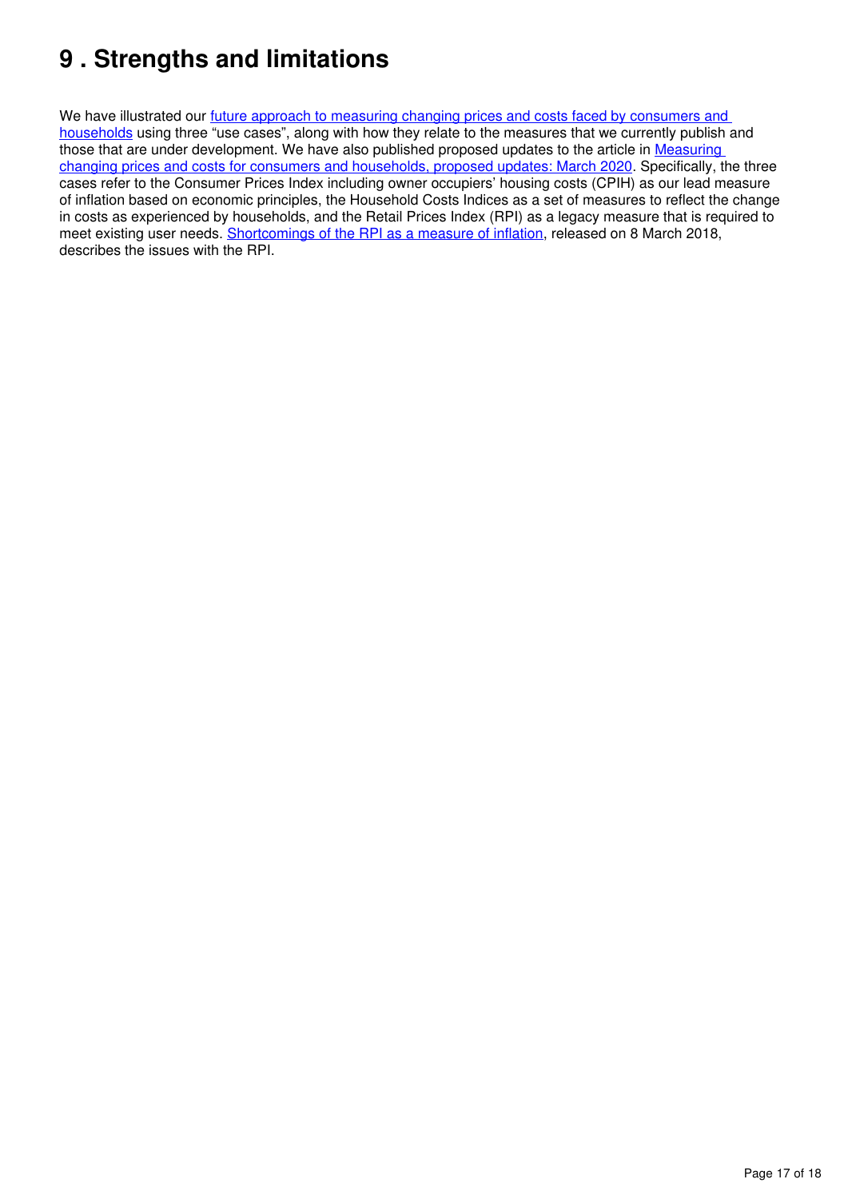# 9 . Strengths and limitations

We have illustrated our future approach to measuring changing prices and costs faced by consumers and households using three “use cases”, along with how they relate to the measures that we currently publish and those that are under development. We have also published proposed updates to the article in Measuring changing prices and costs for consumers and households, proposed updates: March 2020. Specifically, the three cases refer to the Consumer Prices Index including owner occupiers’ housing costs (CPIH) as our lead measure of inflation based on economic principles, the Household Costs Indices as a set of measures to reflect the change in costs as experienced by households, and the Retail Prices Index (RPI) as a legacy measure that is required to meet existing user needs. Shortcomings of the RPI as a measure of inflation, released on 8 March 2018, describes the issues with the RPI.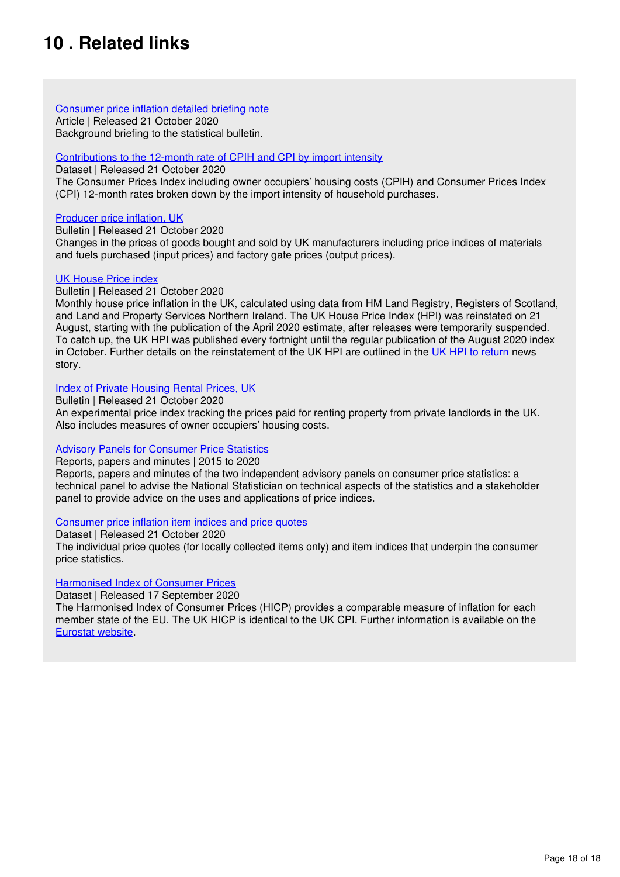## 10 . Related links

[Consumer price inflation detailed briefing note]
Article | Released 21 October 2020
Background briefing to the statistical bulletin.

[Contributions to the 12-month rate of CPIH and CPI by import intensity]
Dataset | Released 21 October 2020
The Consumer Prices Index including owner occupiers' housing costs (CPIH) and Consumer Prices Index (CPI) 12-month rates broken down by the import intensity of household purchases.

[Producer price inflation, UK]
Bulletin | Released 21 October 2020
Changes in the prices of goods bought and sold by UK manufacturers including price indices of materials and fuels purchased (input prices) and factory gate prices (output prices).

[UK House Price index]
Bulletin | Released 21 October 2020
Monthly house price inflation in the UK, calculated using data from HM Land Registry, Registers of Scotland, and Land and Property Services Northern Ireland. The UK House Price Index (HPI) was reinstated on 21 August, starting with the publication of the April 2020 estimate, after releases were temporarily suspended. To catch up, the UK HPI was published every fortnight until the regular publication of the August 2020 index in October. Further details on the reinstatement of the UK HPI are outlined in the [UK HPI to return] news story.

[Index of Private Housing Rental Prices, UK]
Bulletin | Released 21 October 2020
An experimental price index tracking the prices paid for renting property from private landlords in the UK. Also includes measures of owner occupiers' housing costs.

[Advisory Panels for Consumer Price Statistics]
Reports, papers and minutes | 2015 to 2020
Reports, papers and minutes of the two independent advisory panels on consumer price statistics: a technical panel to advise the National Statistician on technical aspects of the statistics and a stakeholder panel to provide advice on the uses and applications of price indices.

[Consumer price inflation item indices and price quotes]
Dataset | Released 21 October 2020
The individual price quotes (for locally collected items only) and item indices that underpin the consumer price statistics.

[Harmonised Index of Consumer Prices]
Dataset | Released 17 September 2020
The Harmonised Index of Consumer Prices (HICP) provides a comparable measure of inflation for each member state of the EU. The UK HICP is identical to the UK CPI. Further information is available on the [Eurostat website].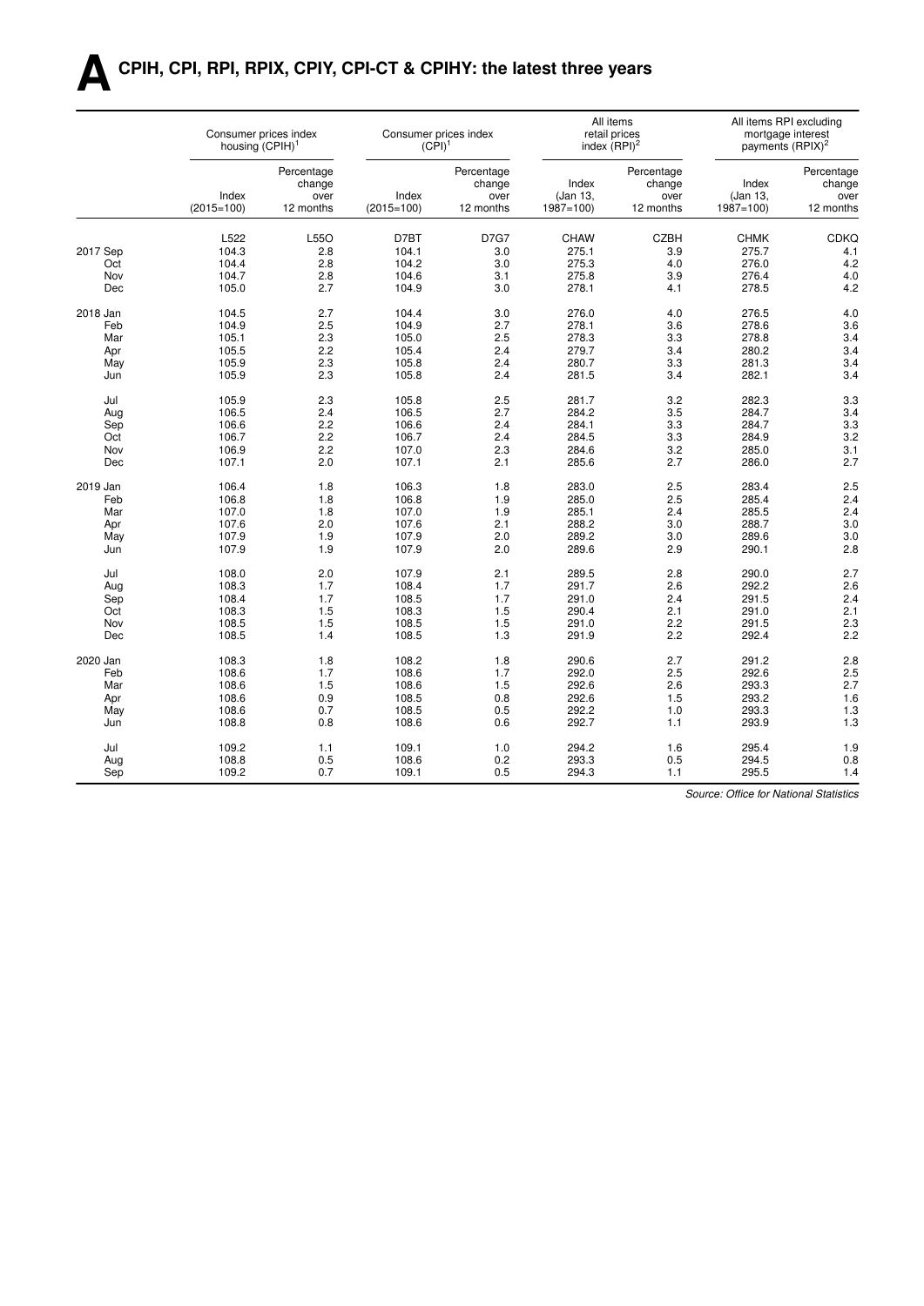# A CPIH, CPI, RPI, RPIX, CPIY, CPI-CT & CPIHY: the latest three years

| | Consumer prices index housing (CPIH)[1] | | Consumer prices index (CPI)[1] | | All items retail prices index (RPI)[2] | | All items RPI excluding mortgage interest payments (RPIX)[2] | |
|---|---|---|---|---|---|---|---|---|
| | Index (2015=100) | Percentage change over 12 months | Index (2015=100) | Percentage change over 12 months | Index (Jan 13, 1987=100) | Percentage change over 12 months | Index (Jan 13, 1987=100) | Percentage change over 12 months |
| | L522 | L55O | D7BT | D7G7 | CHAW | CZBH | CHMK | CDKQ |
| 2017 Sep | 104.3 | 2.8 | 104.1 | 3.0 | 275.1 | 3.9 | 275.7 | 4.1 |
| Oct | 104.4 | 2.8 | 104.2 | 3.0 | 275.3 | 4.0 | 276.0 | 4.2 |
| Nov | 104.7 | 2.8 | 104.6 | 3.1 | 275.8 | 3.9 | 276.4 | 4.0 |
| Dec | 105.0 | 2.7 | 104.9 | 3.0 | 278.1 | 4.1 | 278.5 | 4.2 |
| 2018 Jan | 104.5 | 2.7 | 104.4 | 3.0 | 276.0 | 4.0 | 276.5 | 4.0 |
| Feb | 104.9 | 2.5 | 104.9 | 2.7 | 278.1 | 3.6 | 278.6 | 3.6 |
| Mar | 105.1 | 2.3 | 105.0 | 2.5 | 278.3 | 3.3 | 278.8 | 3.4 |
| Apr | 105.5 | 2.2 | 105.4 | 2.4 | 279.7 | 3.4 | 280.2 | 3.4 |
| May | 105.9 | 2.3 | 105.8 | 2.4 | 280.7 | 3.3 | 281.3 | 3.4 |
| Jun | 105.9 | 2.3 | 105.8 | 2.4 | 281.5 | 3.4 | 282.1 | 3.4 |
| Jul | 105.9 | 2.3 | 105.8 | 2.5 | 281.7 | 3.2 | 282.3 | 3.3 |
| Aug | 106.5 | 2.4 | 106.5 | 2.7 | 284.2 | 3.5 | 284.7 | 3.4 |
| Sep | 106.6 | 2.2 | 106.6 | 2.4 | 284.1 | 3.3 | 284.7 | 3.3 |
| Oct | 106.7 | 2.2 | 106.7 | 2.4 | 284.5 | 3.3 | 284.9 | 3.2 |
| Nov | 106.9 | 2.2 | 107.0 | 2.3 | 284.6 | 3.2 | 285.0 | 3.1 |
| Dec | 107.1 | 2.0 | 107.1 | 2.1 | 285.6 | 2.7 | 286.0 | 2.7 |
| 2019 Jan | 106.4 | 1.8 | 106.3 | 1.8 | 283.0 | 2.5 | 283.4 | 2.5 |
| Feb | 106.8 | 1.8 | 106.8 | 1.9 | 285.0 | 2.5 | 285.4 | 2.4 |
| Mar | 107.0 | 1.8 | 107.0 | 1.9 | 285.1 | 2.4 | 285.5 | 2.4 |
| Apr | 107.6 | 2.0 | 107.6 | 2.1 | 288.2 | 3.0 | 288.7 | 3.0 |
| May | 107.9 | 1.9 | 107.9 | 2.0 | 289.2 | 3.0 | 289.6 | 3.0 |
| Jun | 107.9 | 1.9 | 107.9 | 2.0 | 289.6 | 2.9 | 290.1 | 2.8 |
| Jul | 108.0 | 2.0 | 107.9 | 2.1 | 289.5 | 2.8 | 290.0 | 2.7 |
| Aug | 108.3 | 1.7 | 108.4 | 1.7 | 291.7 | 2.6 | 292.2 | 2.6 |
| Sep | 108.4 | 1.7 | 108.5 | 1.7 | 291.0 | 2.4 | 291.5 | 2.4 |
| Oct | 108.3 | 1.5 | 108.3 | 1.5 | 290.4 | 2.1 | 291.0 | 2.1 |
| Nov | 108.5 | 1.5 | 108.5 | 1.5 | 291.0 | 2.2 | 291.5 | 2.3 |
| Dec | 108.5 | 1.4 | 108.5 | 1.3 | 291.9 | 2.2 | 292.4 | 2.2 |
| 2020 Jan | 108.3 | 1.8 | 108.2 | 1.8 | 290.6 | 2.7 | 291.2 | 2.8 |
| Feb | 108.6 | 1.7 | 108.6 | 1.7 | 292.0 | 2.5 | 292.6 | 2.5 |
| Mar | 108.6 | 1.5 | 108.6 | 1.5 | 292.6 | 2.6 | 293.3 | 2.7 |
| Apr | 108.6 | 0.9 | 108.5 | 0.8 | 292.6 | 1.5 | 293.2 | 1.6 |
| May | 108.6 | 0.7 | 108.5 | 0.5 | 292.2 | 1.0 | 293.3 | 1.3 |
| Jun | 108.8 | 0.8 | 108.6 | 0.6 | 292.7 | 1.1 | 293.9 | 1.3 |
| Jul | 109.2 | 1.1 | 109.1 | 1.0 | 294.2 | 1.6 | 295.4 | 1.9 |
| Aug | 108.8 | 0.5 | 108.6 | 0.2 | 293.3 | 0.5 | 294.5 | 0.8 |
| Sep | 109.2 | 0.7 | 109.1 | 0.5 | 294.3 | 1.1 | 295.5 | 1.4 |

*Source: Office for National Statistics*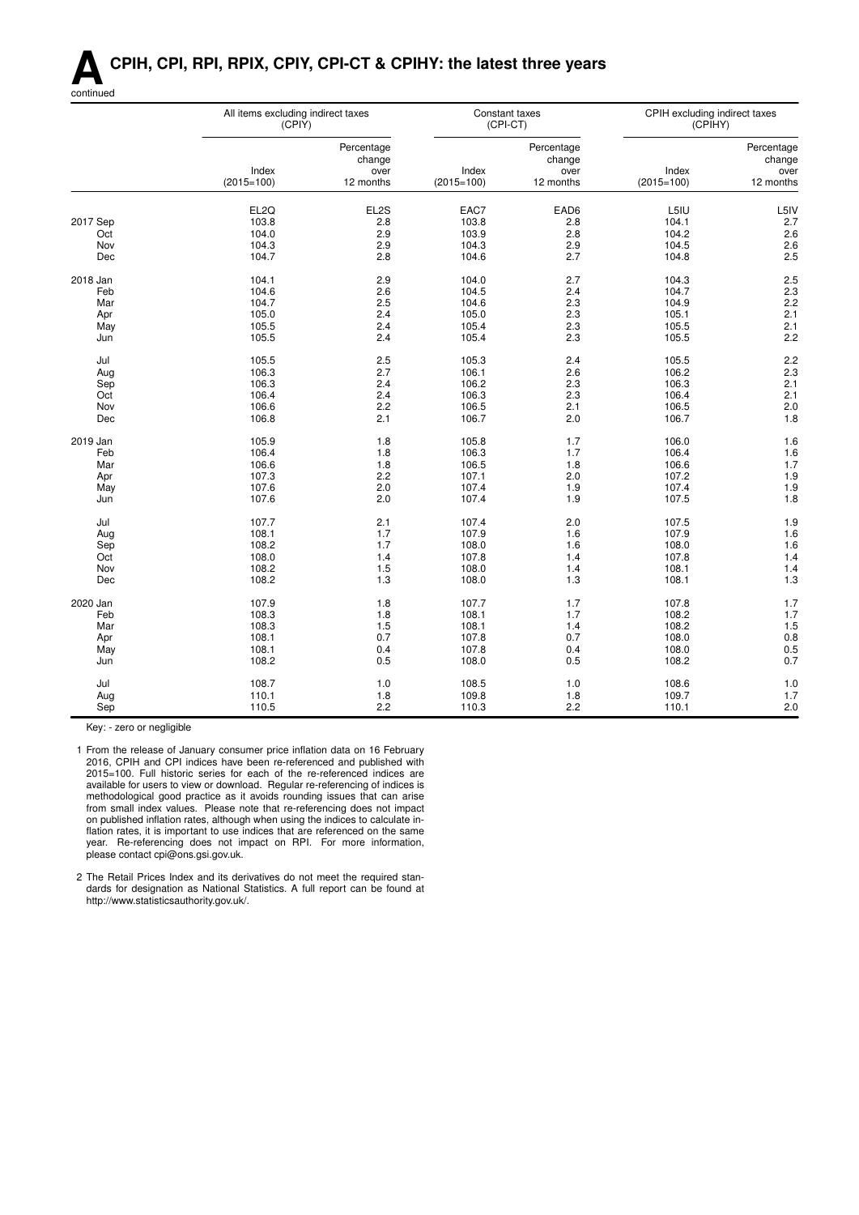# A CPIH, CPI, RPI, RPIX, CPIY, CPI-CT & CPIHY: the latest three years

continued

| | All items excluding indirect taxes (CPIY) | | Constant taxes (CPI-CT) | | CPIH excluding indirect taxes (CPIHY) | |
|---|---|---|---|---|---|---|
| | Index (2015=100) | Percentage change over 12 months | Index (2015=100) | Percentage change over 12 months | Index (2015=100) | Percentage change over 12 months |
| | EL2Q | EL2S | EAC7 | EAD6 | L5IU | L5IV |
| 2017 Sep | 103.8 | 2.8 | 103.8 | 2.8 | 104.1 | 2.7 |
| Oct | 104.0 | 2.9 | 103.9 | 2.8 | 104.2 | 2.6 |
| Nov | 104.3 | 2.9 | 104.3 | 2.9 | 104.5 | 2.6 |
| Dec | 104.7 | 2.8 | 104.6 | 2.7 | 104.8 | 2.5 |
| 2018 Jan | 104.1 | 2.9 | 104.0 | 2.7 | 104.3 | 2.5 |
| Feb | 104.6 | 2.6 | 104.5 | 2.4 | 104.7 | 2.3 |
| Mar | 104.7 | 2.5 | 104.6 | 2.3 | 104.9 | 2.2 |
| Apr | 105.0 | 2.4 | 105.0 | 2.3 | 105.1 | 2.1 |
| May | 105.5 | 2.4 | 105.4 | 2.3 | 105.5 | 2.1 |
| Jun | 105.5 | 2.4 | 105.4 | 2.3 | 105.5 | 2.2 |
| Jul | 105.5 | 2.5 | 105.3 | 2.4 | 105.5 | 2.2 |
| Aug | 106.3 | 2.7 | 106.1 | 2.6 | 106.2 | 2.3 |
| Sep | 106.3 | 2.4 | 106.2 | 2.3 | 106.3 | 2.1 |
| Oct | 106.4 | 2.4 | 106.3 | 2.3 | 106.4 | 2.1 |
| Nov | 106.6 | 2.2 | 106.5 | 2.1 | 106.5 | 2.0 |
| Dec | 106.8 | 2.1 | 106.7 | 2.0 | 106.7 | 1.8 |
| 2019 Jan | 105.9 | 1.8 | 105.8 | 1.7 | 106.0 | 1.6 |
| Feb | 106.4 | 1.8 | 106.3 | 1.7 | 106.4 | 1.6 |
| Mar | 106.6 | 1.8 | 106.5 | 1.8 | 106.6 | 1.7 |
| Apr | 107.3 | 2.2 | 107.1 | 2.0 | 107.2 | 1.9 |
| May | 107.6 | 2.0 | 107.4 | 1.9 | 107.4 | 1.9 |
| Jun | 107.6 | 2.0 | 107.4 | 1.9 | 107.5 | 1.8 |
| Jul | 107.7 | 2.1 | 107.4 | 2.0 | 107.5 | 1.9 |
| Aug | 108.1 | 1.7 | 107.9 | 1.6 | 107.9 | 1.6 |
| Sep | 108.2 | 1.7 | 108.0 | 1.6 | 108.0 | 1.6 |
| Oct | 108.0 | 1.4 | 107.8 | 1.4 | 107.8 | 1.4 |
| Nov | 108.2 | 1.5 | 108.0 | 1.4 | 108.1 | 1.4 |
| Dec | 108.2 | 1.3 | 108.0 | 1.3 | 108.1 | 1.3 |
| 2020 Jan | 107.9 | 1.8 | 107.7 | 1.7 | 107.8 | 1.7 |
| Feb | 108.3 | 1.8 | 108.1 | 1.7 | 108.2 | 1.7 |
| Mar | 108.3 | 1.5 | 108.1 | 1.4 | 108.2 | 1.5 |
| Apr | 108.1 | 0.7 | 107.8 | 0.7 | 108.0 | 0.8 |
| May | 108.1 | 0.4 | 107.8 | 0.4 | 108.0 | 0.5 |
| Jun | 108.2 | 0.5 | 108.0 | 0.5 | 108.2 | 0.7 |
| Jul | 108.7 | 1.0 | 108.5 | 1.0 | 108.6 | 1.0 |
| Aug | 110.1 | 1.8 | 109.8 | 1.8 | 109.7 | 1.7 |
| Sep | 110.5 | 2.2 | 110.3 | 2.2 | 110.1 | 2.0 |

Key: - zero or negligible

1 From the release of January consumer price inflation data on 16 February 2016, CPIH and CPI indices have been re-referenced and published with 2015=100. Full historic series for each of the re-referenced indices are available for users to view or download. Regular re-referencing of indices is methodological good practice as it avoids rounding issues that can arise from small index values. Please note that re-referencing does not impact on published inflation rates, although when using the indices to calculate inflation rates, it is important to use indices that are referenced on the same year. Re-referencing does not impact on RPI. For more information, please contact cpi@ons.gsi.gov.uk.

2 The Retail Prices Index and its derivatives do not meet the required standards for designation as National Statistics. A full report can be found at http://www.statisticsauthority.gov.uk/.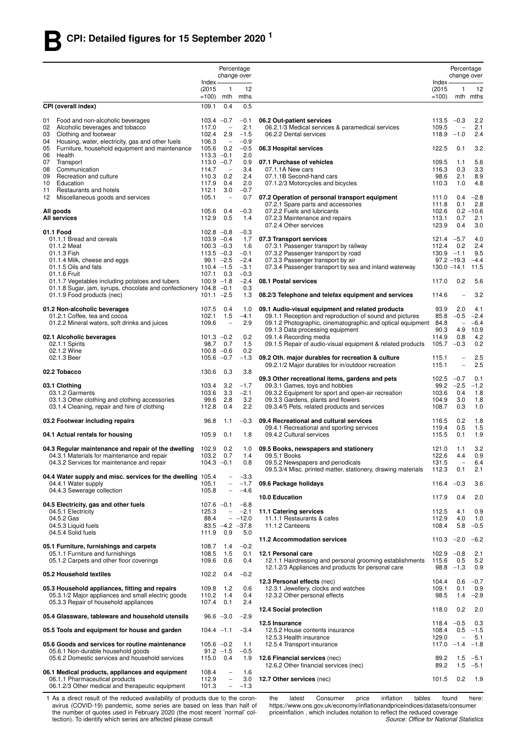# B CPI: Detailed figures for 15 September 2020 [1]

| | Index (2015 =100) | Percentage change over 1 mth | Percentage change over 12 mths |
|---|---|---|---|
| **CPI (overall index)** | 109.1 | 0.4 | 0.5 |
| 01 Food and non-alcoholic beverages | 103.4 | −0.7 | −0.1 |
| 02 Alcoholic beverages and tobacco | 117.0 | – | 2.1 |
| 03 Clothing and footwear | 102.4 | 2.9 | −1.5 |
| 04 Housing, water, electricity, gas and other fuels | 106.3 | – | −0.9 |
| 05 Furniture, household equipment and maintenance | 105.6 | 0.2 | −0.5 |
| 06 Health | 113.3 | −0.1 | 2.0 |
| 07 Transport | 113.0 | −0.7 | 0.9 |
| 08 Communication | 114.7 | – | 3.4 |
| 09 Recreation and culture | 110.3 | 0.2 | 2.4 |
| 10 Education | 117.9 | 0.4 | 2.0 |
| 11 Restaurants and hotels | 112.1 | 3.0 | −0.7 |
| 12 Miscellaneous goods and services | 105.1 | – | 0.7 |
| **All goods** | 105.6 | 0.4 | −0.3 |
| **All services** | 112.9 | 0.5 | 1.4 |
| **01.1 Food** | 102.8 | −0.8 | −0.3 |
| 01.1.1 Bread and cereals | 103.9 | −0.4 | 1.7 |
| 01.1.2 Meat | 100.3 | −0.3 | 1.6 |
| 01.1.3 Fish | 113.5 | −0.3 | −0.1 |
| 01.1.4 Milk, cheese and eggs | 99.1 | −2.5 | −2.4 |
| 01.1.5 Oils and fats | 110.4 | −1.5 | −3.1 |
| 01.1.6 Fruit | 107.1 | 0.3 | −0.3 |
| 01.1.7 Vegetables including potatoes and tubers | 100.9 | −1.8 | −2.4 |
| 01.1.8 Sugar, jam, syrups, chocolate and confectionery | 104.8 | −0.1 | 0.3 |
| 01.1.9 Food products (nec) | 101.1 | −2.5 | 1.3 |
| **01.2 Non-alcoholic beverages** | 107.5 | 0.4 | 1.0 |
| 01.2.1 Coffee, tea and cocoa | 102.1 | 1.5 | −4.1 |
| 01.2.2 Mineral waters, soft drinks and juices | 109.6 | – | 2.9 |
| **02.1 Alcoholic beverages** | 101.3 | −0.2 | 0.2 |
| 02.1.1 Spirits | 98.7 | 0.7 | 1.5 |
| 02.1.2 Wine | 100.8 | −0.6 | 0.2 |
| 02.1.3 Beer | 105.6 | −0.7 | −1.3 |
| **02.2 Tobacco** | 130.6 | 0.3 | 3.8 |
| **03.1 Clothing** | 103.4 | 3.2 | −1.7 |
| 03.1.2 Garments | 103.6 | 3.3 | −2.1 |
| 03.1.3 Other clothing and clothing accessories | 99.6 | 2.8 | 3.2 |
| 03.1.4 Cleaning, repair and hire of clothing | 112.8 | 0.4 | 2.2 |
| **03.2 Footwear including repairs** | 96.8 | 1.1 | −0.3 |
| **04.1 Actual rentals for housing** | 105.9 | 0.1 | 1.8 |
| **04.3 Regular maintenance and repair of the dwelling** | 102.9 | 0.2 | 1.0 |
| 04.3.1 Materials for maintenance and repair | 103.2 | 0.7 | 1.4 |
| 04.3.2 Services for maintenance and repair | 104.3 | −0.1 | 0.8 |
| **04.4 Water supply and misc. services for the dwelling** | 105.4 | – | −3.3 |
| 04.4.1 Water supply | 105.1 | – | −1.7 |
| 04.4.3 Sewerage collection | 105.8 | – | −4.6 |
| **04.5 Electricity, gas and other fuels** | 107.6 | −0.1 | −6.8 |
| 04.5.1 Electricity | 125.3 | – | −2.1 |
| 04.5.2 Gas | 88.4 | – | −12.0 |
| 04.5.3 Liquid fuels | 83.5 | −4.2 | −37.8 |
| 04.5.4 Solid fuels | 111.9 | 0.9 | 5.0 |
| **05.1 Furniture, furnishings and carpets** | 108.7 | 1.4 | −0.2 |
| 05.1.1 Furniture and furnishings | 108.5 | 1.5 | 0.1 |
| 05.1.2 Carpets and other floor coverings | 109.6 | 0.6 | 0.4 |
| **05.2 Household textiles** | 102.2 | 0.4 | −0.2 |
| **05.3 Household appliances, fitting and repairs** | 109.8 | 1.2 | 0.6 |
| 05.3.1/2 Major appliances and small electric goods | 110.2 | 1.4 | 0.4 |
| 05.3.3 Repair of household appliances | 107.4 | 0.1 | 2.4 |
| **05.4 Glassware, tableware and household utensils** | 96.6 | −3.0 | −2.9 |
| **05.5 Tools and equipment for house and garden** | 104.4 | −1.1 | −3.4 |
| **05.6 Goods and services for routine maintenance** | 105.6 | −0.2 | 1.1 |
| 05.6.1 Non-durable household goods | 91.2 | −1.5 | −0.5 |
| 05.6.2 Domestic services and household services | 115.0 | 0.4 | 1.9 |
| **06.1 Medical products, appliances and equipment** | 108.4 | – | 1.6 |
| 06.1.1 Pharmaceutical products | 112.9 | – | 3.0 |
| 06.1.2/3 Other medical and therapeutic equipment | 101.3 | – | −1.3 |
| **06.2 Out-patient services** | 113.5 | −0.3 | 2.2 |
| 06.2.1/3 Medical services & paramedical services | 109.5 | – | 2.1 |
| 06.2.2 Dental services | 118.9 | −1.0 | 2.4 |
| **06.3 Hospital services** | 122.5 | 0.1 | 3.2 |
| **07.1 Purchase of vehicles** | 109.5 | 1.1 | 5.6 |
| 07.1.1A New cars | 116.3 | 0.3 | 3.3 |
| 07.1.1B Second-hand cars | 98.6 | 2.1 | 8.9 |
| 07.1.2/3 Motorcycles and bicycles | 110.3 | 1.0 | 4.8 |
| **07.2 Operation of personal transport equipment** | 111.0 | 0.4 | −2.8 |
| 07.2.1 Spare parts and accessories | 111.8 | 0.1 | 2.8 |
| 07.2.2 Fuels and lubricants | 102.6 | 0.2 | −10.6 |
| 07.2.3 Maintenance and repairs | 113.1 | 0.7 | 2.1 |
| 07.2.4 Other services | 123.9 | 0.4 | 3.0 |
| **07.3 Transport services** | 121.4 | −5.7 | 4.0 |
| 07.3.1 Passenger transport by railway | 112.4 | 0.2 | 2.4 |
| 07.3.2 Passenger transport by road | 130.9 | −1.1 | 9.5 |
| 07.3.3 Passenger transport by air | 97.2 | −19.3 | −4.4 |
| 07.3.4 Passenger transport by sea and inland waterway | 130.0 | −14.1 | 11.5 |
| **08.1 Postal services** | 117.0 | 0.2 | 5.6 |
| **08.2/3 Telephone and telefax equipment and services** | 114.6 | – | 3.2 |
| **09.1 Audio-visual equipment and related products** | 93.9 | 2.0 | 4.1 |
| 09.1.1 Reception and reproduction of sound and pictures | 85.8 | −0.5 | −2.4 |
| 09.1.2 Photographic, cinematographic and optical equipment | 84.8 | – | −6.4 |
| 09.1.3 Data processing equipment | 90.3 | 4.9 | 10.9 |
| 09.1.4 Recording media | 114.9 | 0.8 | 4.2 |
| 09.1.5 Repair of audio-visual equipment & related products | 105.7 | −0.3 | 0.2 |
| **09.2 Oth. major durables for recreation & culture** | 115.1 | – | 2.5 |
| 09.2.1/2 Major durables for in/outdoor recreation | 115.1 | – | 2.5 |
| **09.3 Other recreational items, gardens and pets** | 102.5 | −0.7 | 0.1 |
| 09.3.1 Games, toys and hobbies | 99.2 | −2.5 | −1.2 |
| 09.3.2 Equipment for sport and open-air recreation | 103.6 | 0.4 | 1.8 |
| 09.3.3 Gardens, plants and flowers | 104.9 | 3.0 | 1.8 |
| 09.3.4/5 Pets, related products and services | 108.7 | 0.3 | 1.0 |
| **09.4 Recreational and cultural services** | 116.5 | 0.2 | 1.8 |
| 09.4.1 Recreational and sporting services | 119.4 | 0.5 | 1.5 |
| 09.4.2 Cultural services | 115.5 | 0.1 | 1.9 |
| **09.5 Books, newspapers and stationery** | 121.0 | 1.1 | 3.2 |
| 09.5.1 Books | 122.6 | 4.4 | 0.9 |
| 09.5.2 Newspapers and periodicals | 131.5 | – | 6.4 |
| 09.5.3/4 Misc. printed matter, stationery, drawing materials | 112.3 | 0.1 | 2.1 |
| **09.6 Package holidays** | 116.4 | −0.3 | 3.6 |
| **10.0 Education** | 117.9 | 0.4 | 2.0 |
| **11.1 Catering services** | 112.5 | 4.1 | 0.9 |
| 11.1.1 Restaurants & cafes | 112.9 | 4.0 | 1.0 |
| 11.1.2 Canteens | 108.4 | 5.8 | −0.5 |
| **11.2 Accommodation services** | 110.3 | −2.0 | −6.2 |
| **12.1 Personal care** | 102.9 | −0.8 | 2.1 |
| 12.1.1 Hairdressing and personal grooming establishments | 115.6 | 0.5 | 5.2 |
| 12.1.2/3 Appliances and products for personal care | 98.8 | −1.3 | 0.9 |
| **12.3 Personal effects** (nec) | 104.4 | 0.6 | −0.7 |
| 12.3.1 Jewellery, clocks and watches | 109.1 | 0.1 | 0.9 |
| 12.3.2 Other personal effects | 98.5 | 1.4 | −2.9 |
| **12.4 Social protection** | 118.0 | 0.2 | 2.0 |
| **12.5 Insurance** | 118.4 | −0.5 | 0.3 |
| 12.5.2 House contents insurance | 108.4 | 0.5 | −1.5 |
| 12.5.3 Health insurance | 129.0 | – | 5.1 |
| 12.5.4 Transport insurance | 117.0 | −1.4 | −1.8 |
| **12.6 Financial services** (nec) | 89.2 | 1.5 | −5.1 |
| 12.6.2 Other financial services (nec) | 89.2 | 1.5 | −5.1 |
| **12.7 Other services** (nec) | 101.5 | 0.2 | 1.9 |

1 As a direct result of the reduced availability of products due to the coronavirus (COVID-19) pandemic, some series are based on less than half of the number of quotes used in February 2020 (the most recent 'normal' collection). To identify which series are affected please consult the latest Consumer price inflation tables found here: https://www.ons.gov.uk/economy/inflationandpriceindices/datasets/consumerpriceinflation , which includes notation to reflect the reduced coverage

*Source: Office for National Statistics*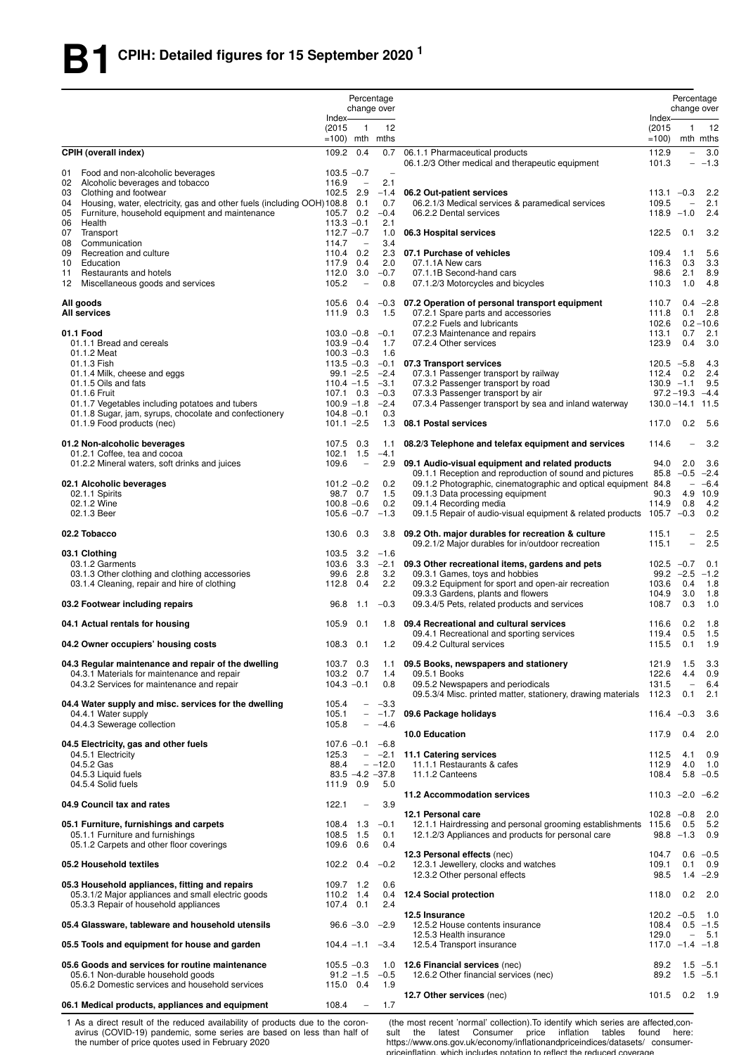# B1 CPIH: Detailed figures for 15 September 2020 [1]

| | Index (2015 =100) | Percentage change over 1 mth | Percentage change over 12 mths |
|---|---|---|---|
| **CPIH (overall index)** | 109.2 | 0.4 | 0.7 |
| 01 Food and non-alcoholic beverages | 103.5 | −0.7 | – |
| 02 Alcoholic beverages and tobacco | 116.9 | – | 2.1 |
| 03 Clothing and footwear | 102.5 | 2.9 | −1.4 |
| 04 Housing, water, electricity, gas and other fuels (including OOH) | 108.8 | 0.1 | 0.7 |
| 05 Furniture, household equipment and maintenance | 105.7 | 0.2 | −0.4 |
| 06 Health | 113.3 | −0.1 | 2.1 |
| 07 Transport | 112.7 | −0.7 | 1.0 |
| 08 Communication | 114.7 | – | 3.4 |
| 09 Recreation and culture | 110.4 | 0.2 | 2.3 |
| 10 Education | 117.9 | 0.4 | 2.0 |
| 11 Restaurants and hotels | 112.0 | 3.0 | −0.7 |
| 12 Miscellaneous goods and services | 105.2 | – | 0.8 |
| **All goods** | 105.6 | 0.4 | −0.3 |
| **All services** | 111.9 | 0.3 | 1.5 |
| **01.1 Food** | 103.0 | −0.8 | −0.1 |
| 01.1.1 Bread and cereals | 103.9 | −0.4 | 1.7 |
| 01.1.2 Meat | 100.3 | −0.3 | 1.6 |
| 01.1.3 Fish | 113.5 | −0.3 | −0.1 |
| 01.1.4 Milk, cheese and eggs | 99.1 | −2.5 | −2.4 |
| 01.1.5 Oils and fats | 110.4 | −1.5 | −3.1 |
| 01.1.6 Fruit | 107.1 | 0.3 | −0.3 |
| 01.1.7 Vegetables including potatoes and tubers | 100.9 | −1.8 | −2.4 |
| 01.1.8 Sugar, jam, syrups, chocolate and confectionery | 104.8 | −0.1 | 0.3 |
| 01.1.9 Food products (nec) | 101.1 | −2.5 | 1.3 |
| **01.2 Non-alcoholic beverages** | 107.5 | 0.3 | 1.1 |
| 01.2.1 Coffee, tea and cocoa | 102.1 | 1.5 | −4.1 |
| 01.2.2 Mineral waters, soft drinks and juices | 109.6 | – | 2.9 |
| **02.1 Alcoholic beverages** | 101.2 | −0.2 | 0.2 |
| 02.1.1 Spirits | 98.7 | 0.7 | 1.5 |
| 02.1.2 Wine | 100.8 | −0.6 | 0.2 |
| 02.1.3 Beer | 105.6 | −0.7 | −1.3 |
| **02.2 Tobacco** | 130.6 | 0.3 | 3.8 |
| **03.1 Clothing** | 103.5 | 3.2 | −1.6 |
| 03.1.2 Garments | 103.6 | 3.3 | −2.1 |
| 03.1.3 Other clothing and clothing accessories | 99.6 | 2.8 | 3.2 |
| 03.1.4 Cleaning, repair and hire of clothing | 112.8 | 0.4 | 2.2 |
| **03.2 Footwear including repairs** | 96.8 | 1.1 | −0.3 |
| **04.1 Actual rentals for housing** | 105.9 | 0.1 | 1.8 |
| **04.2 Owner occupiers' housing costs** | 108.3 | 0.1 | 1.2 |
| **04.3 Regular maintenance and repair of the dwelling** | 103.7 | 0.3 | 1.1 |
| 04.3.1 Materials for maintenance and repair | 103.2 | 0.7 | 1.4 |
| 04.3.2 Services for maintenance and repair | 104.3 | −0.1 | 0.8 |
| **04.4 Water supply and misc. services for the dwelling** | 105.4 | – | −3.3 |
| 04.4.1 Water supply | 105.1 | – | −1.7 |
| 04.4.3 Sewerage collection | 105.8 | – | −4.6 |
| **04.5 Electricity, gas and other fuels** | 107.6 | −0.1 | −6.8 |
| 04.5.1 Electricity | 125.3 | – | −2.1 |
| 04.5.2 Gas | 88.4 | – | −12.0 |
| 04.5.3 Liquid fuels | 83.5 | −4.2 | −37.8 |
| 04.5.4 Solid fuels | 111.9 | 0.9 | 5.0 |
| **04.9 Council tax and rates** | 122.1 | – | 3.9 |
| **05.1 Furniture, furnishings and carpets** | 108.4 | 1.3 | −0.1 |
| 05.1.1 Furniture and furnishings | 108.5 | 1.5 | 0.1 |
| 05.1.2 Carpets and other floor coverings | 109.6 | 0.6 | 0.4 |
| **05.2 Household textiles** | 102.2 | 0.4 | −0.2 |
| **05.3 Household appliances, fitting and repairs** | 109.7 | 1.2 | 0.6 |
| 05.3.1/2 Major appliances and small electric goods | 110.2 | 1.4 | 0.4 |
| 05.3.3 Repair of household appliances | 107.4 | 0.1 | 2.4 |
| **05.4 Glassware, tableware and household utensils** | 96.6 | −3.0 | −2.9 |
| **05.5 Tools and equipment for house and garden** | 104.4 | −1.1 | −3.4 |
| **05.6 Goods and services for routine maintenance** | 105.5 | −0.3 | 1.0 |
| 05.6.1 Non-durable household goods | 91.2 | −1.5 | −0.5 |
| 05.6.2 Domestic services and household services | 115.0 | 0.4 | 1.9 |
| **06.1 Medical products, appliances and equipment** | 108.4 | – | 1.7 |
| 06.1.1 Pharmaceutical products | 112.9 | – | 3.0 |
| 06.1.2/3 Other medical and therapeutic equipment | 101.3 | – | −1.3 |
| **06.2 Out-patient services** | 113.1 | −0.3 | 2.2 |
| 06.2.1/3 Medical services & paramedical services | 109.5 | – | 2.1 |
| 06.2.2 Dental services | 118.9 | −1.0 | 2.4 |
| **06.3 Hospital services** | 122.5 | 0.1 | 3.2 |
| **07.1 Purchase of vehicles** | 109.4 | 1.1 | 5.6 |
| 07.1.1A New cars | 116.3 | 0.3 | 3.3 |
| 07.1.1B Second-hand cars | 98.6 | 2.1 | 8.9 |
| 07.1.2/3 Motorcycles and bicycles | 110.3 | 1.0 | 4.8 |
| **07.2 Operation of personal transport equipment** | 110.7 | 0.4 | −2.8 |
| 07.2.1 Spare parts and accessories | 111.8 | 0.1 | 2.8 |
| 07.2.2 Fuels and lubricants | 102.6 | 0.2 | −10.6 |
| 07.2.3 Maintenance and repairs | 113.1 | 0.7 | 2.1 |
| 07.2.4 Other services | 123.9 | 0.4 | 3.0 |
| **07.3 Transport services** | 120.5 | −5.8 | 4.3 |
| 07.3.1 Passenger transport by railway | 112.4 | 0.2 | 2.4 |
| 07.3.2 Passenger transport by road | 130.9 | −1.1 | 9.5 |
| 07.3.3 Passenger transport by air | 97.2 | −19.3 | −4.4 |
| 07.3.4 Passenger transport by sea and inland waterway | 130.0 | −14.1 | 11.5 |
| **08.1 Postal services** | 117.0 | 0.2 | 5.6 |
| **08.2/3 Telephone and telefax equipment and services** | 114.6 | – | 3.2 |
| **09.1 Audio-visual equipment and related products** | 94.0 | 2.0 | 3.6 |
| 09.1.1 Reception and reproduction of sound and pictures | 85.8 | −0.5 | −2.4 |
| 09.1.2 Photographic, cinematographic and optical equipment | 84.8 | – | −6.4 |
| 09.1.3 Data processing equipment | 90.3 | 4.9 | 10.9 |
| 09.1.4 Recording media | 114.9 | 0.8 | 4.2 |
| 09.1.5 Repair of audio-visual equipment & related products | 105.7 | −0.3 | 0.2 |
| **09.2 Oth. major durables for recreation & culture** | 115.1 | – | 2.5 |
| 09.2.1/2 Major durables for in/outdoor recreation | 115.1 | – | 2.5 |
| **09.3 Other recreational items, gardens and pets** | 102.5 | −0.7 | 0.1 |
| 09.3.1 Games, toys and hobbies | 99.2 | −2.5 | −1.2 |
| 09.3.2 Equipment for sport and open-air recreation | 103.6 | 0.4 | 1.8 |
| 09.3.3 Gardens, plants and flowers | 104.9 | 3.0 | 1.8 |
| 09.3.4/5 Pets, related products and services | 108.7 | 0.3 | 1.0 |
| **09.4 Recreational and cultural services** | 116.6 | 0.2 | 1.8 |
| 09.4.1 Recreational and sporting services | 119.4 | 0.5 | 1.5 |
| 09.4.2 Cultural services | 115.5 | 0.1 | 1.9 |
| **09.5 Books, newspapers and stationery** | 121.9 | 1.5 | 3.3 |
| 09.5.1 Books | 122.6 | 4.4 | 0.9 |
| 09.5.2 Newspapers and periodicals | 131.5 | – | 6.4 |
| 09.5.3/4 Misc. printed matter, stationery, drawing materials | 112.3 | 0.1 | 2.1 |
| **09.6 Package holidays** | 116.4 | −0.3 | 3.6 |
| **10.0 Education** | 117.9 | 0.4 | 2.0 |
| **11.1 Catering services** | 112.5 | 4.1 | 0.9 |
| 11.1.1 Restaurants & cafes | 112.9 | 4.0 | 1.0 |
| 11.1.2 Canteens | 108.4 | 5.8 | −0.5 |
| **11.2 Accommodation services** | 110.3 | −2.0 | −6.2 |
| **12.1 Personal care** | 102.8 | −0.8 | 2.0 |
| 12.1.1 Hairdressing and personal grooming establishments | 115.6 | 0.5 | 5.2 |
| 12.1.2/3 Appliances and products for personal care | 98.8 | −1.3 | 0.9 |
| **12.3 Personal effects** (nec) | 104.7 | 0.6 | −0.5 |
| 12.3.1 Jewellery, clocks and watches | 109.1 | 0.1 | 0.9 |
| 12.3.2 Other personal effects | 98.5 | 1.4 | −2.9 |
| **12.4 Social protection** | 118.0 | 0.2 | 2.0 |
| **12.5 Insurance** | 120.2 | −0.5 | 1.0 |
| 12.5.2 House contents insurance | 108.4 | 0.5 | −1.5 |
| 12.5.3 Health insurance | 129.0 | – | 5.1 |
| 12.5.4 Transport insurance | 117.0 | −1.4 | −1.8 |
| **12.6 Financial services** (nec) | 89.2 | 1.5 | −5.1 |
| 12.6.2 Other financial services (nec) | 89.2 | 1.5 | −5.1 |
| **12.7 Other services** (nec) | 101.5 | 0.2 | 1.9 |

1 As a direct result of the reduced availability of products due to the coronavirus (COVID-19) pandemic, some series are based on less than half of the number of price quotes used in February 2020 (the most recent 'normal' collection).To identify which series are affected,consult the latest Consumer price inflation tables found here: https://www.ons.gov.uk/economy/inflationandpriceindices/datasets/ consumerpriceinflation, which includes notation to reflect the reduced coverage.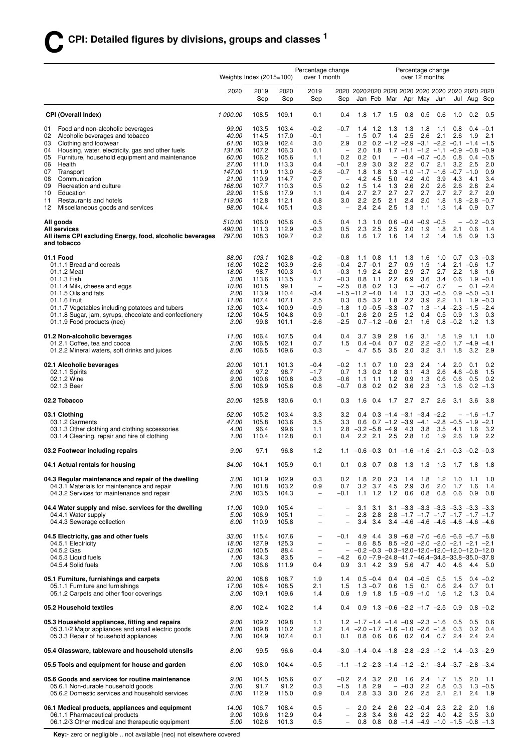# C CPI: Detailed figures by divisions, groups and classes [1]

| | Weights | Index (2015=100) | | Percentage change over 1 month | | Percentage change over 12 months | | | | | | | | |
|---|---|---|---|---|---|---|---|---|---|---|---|---|---|---|
| | 2020 | 2019 Sep | 2020 Sep | 2019 Sep | 2020 Sep | 2020 Jan | 2020 Feb | 2020 Mar | 2020 Apr | 2020 May | 2020 Jun | 2020 Jul | 2020 Aug | 2020 Sep |
| **CPI (Overall Index)** | *1 000.00* | 108.5 | 109.1 | 0.1 | 0.4 | 1.8 | 1.7 | 1.5 | 0.8 | 0.5 | 0.6 | 1.0 | 0.2 | 0.5 |
| 01 Food and non-alcoholic beverages | *99.00* | 103.5 | 103.4 | −0.2 | −0.7 | 1.4 | 1.2 | 1.3 | 1.3 | 1.8 | 1.1 | 0.8 | 0.4 | −0.1 |
| 02 Alcoholic beverages and tobacco | *40.00* | 114.5 | 117.0 | −0.1 | – | 1.5 | 0.7 | 1.4 | 2.5 | 2.6 | 2.1 | 2.6 | 1.9 | 2.1 |
| 03 Clothing and footwear | *61.00* | 103.9 | 102.4 | 3.0 | 2.9 | 0.2 | 0.2 | −1.2 | −2.9 | −3.1 | −2.2 | −0.1 | −1.4 | −1.5 |
| 04 Housing, water, electricity, gas and other fuels | *131.00* | 107.2 | 106.3 | 0.1 | – | 2.0 | 1.8 | 1.7 | −1.1 | −1.2 | −1.1 | −0.9 | −0.8 | −0.9 |
| 05 Furniture, household equipment and maintenance | *60.00* | 106.2 | 105.6 | 1.1 | 0.2 | 0.2 | 0.1 | – | −0.4 | −0.7 | −0.5 | 0.8 | 0.4 | −0.5 |
| 06 Health | *27.00* | 111.0 | 113.3 | 0.4 | −0.1 | 2.9 | 3.0 | 3.2 | 2.2 | 0.7 | 2.1 | 3.2 | 2.5 | 2.0 |
| 07 Transport | *147.00* | 111.9 | 113.0 | −2.6 | −0.7 | 1.8 | 1.8 | 1.3 | −1.0 | −1.7 | −1.6 | −0.7 | −1.0 | 0.9 |
| 08 Communication | *21.00* | 110.9 | 114.7 | 0.7 | – | 4.2 | 4.5 | 5.0 | 4.2 | 4.0 | 3.9 | 4.3 | 4.1 | 3.4 |
| 09 Recreation and culture | *168.00* | 107.7 | 110.3 | 0.5 | 0.2 | 1.5 | 1.4 | 1.3 | 2.6 | 2.0 | 2.6 | 2.6 | 2.8 | 2.4 |
| 10 Education | *29.00* | 115.6 | 117.9 | 1.1 | 0.4 | 2.7 | 2.7 | 2.7 | 2.7 | 2.7 | 2.7 | 2.7 | 2.7 | 2.0 |
| 11 Restaurants and hotels | *119.00* | 112.8 | 112.1 | 0.8 | 3.0 | 2.2 | 2.5 | 2.1 | 2.4 | 2.0 | 1.8 | 1.8 | −2.8 | −0.7 |
| 12 Miscellaneous goods and services | *98.00* | 104.4 | 105.1 | 0.3 | – | 2.4 | 2.4 | 2.5 | 1.3 | 1.1 | 1.3 | 1.4 | 0.9 | 0.7 |
| **All goods** | *510.00* | 106.0 | 105.6 | 0.5 | 0.4 | 1.3 | 1.0 | 0.6 | −0.4 | −0.9 | −0.5 | – | −0.2 | −0.3 |
| **All services** | *490.00* | 111.3 | 112.9 | −0.3 | 0.5 | 2.3 | 2.5 | 2.5 | 2.0 | 1.9 | 1.8 | 2.1 | 0.6 | 1.4 |
| **All items CPI excluding Energy, food, alcoholic beverages and tobacco** | *797.00* | 108.3 | 109.7 | 0.2 | 0.6 | 1.6 | 1.7 | 1.6 | 1.4 | 1.2 | 1.4 | 1.8 | 0.9 | 1.3 |
| **01.1 Food** | *88.00* | *103.1* | 102.8 | −0.2 | −0.8 | 1.1 | 0.8 | 1.1 | 1.3 | 1.6 | 1.0 | 0.7 | 0.3 | −0.3 |
| 01.1.1 Bread and cereals | *16.00* | 102.2 | 103.9 | −2.6 | −0.4 | 2.7 | −0.1 | 2.7 | 0.9 | 1.9 | 1.4 | 2.1 | −0.6 | 1.7 |
| 01.1.2 Meat | *18.00* | 98.7 | 100.3 | −0.1 | −0.3 | 1.9 | 2.4 | 2.0 | 2.9 | 2.7 | 2.7 | 2.2 | 1.8 | 1.6 |
| 01.1.3 Fish | *3.00* | 113.6 | 113.5 | 1.7 | −0.3 | 0.8 | 1.1 | 2.2 | 6.9 | 3.6 | 3.4 | 0.6 | 1.9 | −0.1 |
| 01.1.4 Milk, cheese and eggs | *10.00* | 101.5 | 99.1 | – | −2.5 | 0.8 | 0.2 | 1.3 | – | −0.7 | 0.7 | – | 0.1 | −2.4 |
| 01.1.5 Oils and fats | *2.00* | 113.9 | 110.4 | −3.4 | −1.5 | −11.2 | −4.0 | 1.4 | 1.3 | 3.3 | −0.5 | 0.9 | −5.0 | −3.1 |
| 01.1.6 Fruit | *11.00* | 107.4 | 107.1 | 2.5 | 0.3 | 0.5 | 3.2 | 1.8 | 2.2 | 3.9 | 2.2 | 1.1 | 1.9 | −0.3 |
| 01.1.7 Vegetables including potatoes and tubers | *13.00* | 103.4 | 100.9 | −0.9 | −1.8 | 1.0 | −0.5 | −3.3 | −0.7 | 1.3 | −1.4 | −2.3 | −1.5 | −2.4 |
| 01.1.8 Sugar, jam, syrups, chocolate and confectionery | *12.00* | 104.5 | 104.8 | 0.9 | −0.1 | 2.6 | 2.0 | 2.5 | 1.2 | 0.4 | 0.5 | 0.9 | 1.3 | 0.3 |
| 01.1.9 Food products (nec) | *3.00* | 99.8 | 101.1 | −2.6 | −2.5 | 0.7 | −1.2 | −0.6 | 2.1 | 1.6 | 0.8 | −0.2 | 1.2 | 1.3 |
| **01.2 Non-alcoholic beverages** | *11.00* | 106.4 | 107.5 | 0.4 | 0.4 | 3.7 | 3.9 | 2.9 | 1.6 | 3.1 | 1.8 | 1.9 | 1.1 | 1.0 |
| 01.2.1 Coffee, tea and cocoa | *3.00* | 106.5 | 102.1 | 0.7 | 1.5 | 0.4 | −0.4 | 0.7 | 0.2 | 2.2 | −2.0 | 1.7 | −4.9 | −4.1 |
| 01.2.2 Mineral waters, soft drinks and juices | *8.00* | 106.5 | 109.6 | 0.3 | – | 4.7 | 5.5 | 3.5 | 2.0 | 3.2 | 3.1 | 1.8 | 3.2 | 2.9 |
| **02.1 Alcoholic beverages** | *20.00* | 101.1 | 101.3 | −0.4 | −0.2 | 1.1 | 0.7 | 1.0 | 2.3 | 2.4 | 1.4 | 2.0 | 0.1 | 0.2 |
| 02.1.1 Spirits | *6.00* | 97.2 | 98.7 | −1.7 | 0.7 | 1.3 | 0.2 | 1.8 | 3.1 | 4.3 | 2.6 | 4.6 | −0.8 | 1.5 |
| 02.1.2 Wine | *9.00* | 100.6 | 100.8 | −0.3 | −0.6 | 1.1 | 1.1 | 1.2 | 0.9 | 1.3 | 0.6 | 0.6 | 0.5 | 0.2 |
| 02.1.3 Beer | *5.00* | 106.9 | 105.6 | 0.8 | −0.7 | 0.8 | 0.2 | 0.2 | 3.6 | 2.3 | 1.3 | 1.6 | 0.2 | −1.3 |
| **02.2 Tobacco** | *20.00* | 125.8 | 130.6 | 0.1 | 0.3 | 1.6 | 0.4 | 1.7 | 2.7 | 2.7 | 2.6 | 3.1 | 3.6 | 3.8 |
| **03.1 Clothing** | *52.00* | 105.2 | 103.4 | 3.3 | 3.2 | 0.4 | 0.3 | −1.4 | −3.1 | −3.4 | −2.2 | – | −1.6 | −1.7 |
| 03.1.2 Garments | *47.00* | 105.8 | 103.6 | 3.5 | 3.3 | 0.6 | 0.7 | −1.2 | −3.9 | −4.1 | −2.8 | −0.5 | −1.9 | −2.1 |
| 03.1.3 Other clothing and clothing accessories | *4.00* | 96.4 | 99.6 | 1.1 | 2.8 | −3.2 | −5.8 | −4.9 | 4.3 | 3.8 | 3.5 | 4.1 | 1.6 | 3.2 |
| 03.1.4 Cleaning, repair and hire of clothing | *1.00* | 110.4 | 112.8 | 0.1 | 0.4 | 2.2 | 2.1 | 2.5 | 2.8 | 1.0 | 1.9 | 2.6 | 1.9 | 2.2 |
| **03.2 Footwear including repairs** | *9.00* | 97.1 | 96.8 | 1.2 | 1.1 | −0.6 | −0.3 | 0.1 | −1.6 | −1.6 | −2.1 | −0.3 | −0.2 | −0.3 |
| **04.1 Actual rentals for housing** | *84.00* | 104.1 | 105.9 | 0.1 | 0.1 | 0.8 | 0.7 | 0.8 | 1.3 | 1.3 | 1.3 | 1.7 | 1.8 | 1.8 |
| **04.3 Regular maintenance and repair of the dwelling** | *3.00* | 101.9 | 102.9 | 0.3 | 0.2 | 1.8 | 2.0 | 2.3 | 1.4 | 1.8 | 1.2 | 1.0 | 1.1 | 1.0 |
| 04.3.1 Materials for maintenance and repair | *1.00* | 101.8 | 103.2 | 0.9 | 0.7 | 3.2 | 3.7 | 4.5 | 2.9 | 3.6 | 2.0 | 1.7 | 1.6 | 1.4 |
| 04.3.2 Services for maintenance and repair | *2.00* | 103.5 | 104.3 | – | −0.1 | 1.1 | 1.2 | 1.2 | 0.6 | 0.8 | 0.8 | 0.6 | 0.9 | 0.8 |
| **04.4 Water supply and misc. services for the dwelling** | *11.00* | 109.0 | 105.4 | – | – | 3.1 | 3.1 | 3.1 | −3.3 | −3.3 | −3.3 | −3.3 | −3.3 | −3.3 |
| 04.4.1 Water supply | *5.00* | 106.9 | 105.1 | – | – | 2.8 | 2.8 | 2.8 | −1.7 | −1.7 | −1.7 | −1.7 | −1.7 | −1.7 |
| 04.4.2 Sewerage collection | *6.00* | 110.9 | 105.8 | – | – | 3.4 | 3.4 | 3.4 | −4.6 | −4.6 | −4.6 | −4.6 | −4.6 | −4.6 |
| **04.5 Electricity, gas and other fuels** | *33.00* | 115.4 | 107.6 | – | −0.1 | 4.9 | 4.4 | 3.9 | −6.8 | −7.0 | −6.6 | −6.6 | −6.7 | −6.8 |
| 04.5.1 Electricity | *18.00* | 127.9 | 125.3 | – | – | 8.6 | 8.5 | 8.5 | −2.0 | −2.0 | −2.0 | −2.1 | −2.1 | −2.1 |
| 04.5.2 Gas | *13.00* | 100.5 | 88.4 | – | – | −0.2 | −0.3 | −0.3 | −12.0 | −12.0 | −12.0 | −12.0 | −12.0 | −12.0 |
| 04.5.3 Liquid fuels | *1.00* | 134.3 | 83.5 | – | −4.2 | 6.0 | −7.9 | −24.8 | −41.7 | −46.4 | −34.8 | −33.8 | −35.0 | −37.8 |
| 04.5.4 Solid fuels | *1.00* | 106.6 | 111.9 | 0.4 | 0.9 | 3.1 | 4.2 | 3.9 | 5.6 | 4.7 | 4.0 | 4.6 | 4.4 | 5.0 |
| **05.1 Furniture, furnishings and carpets** | *20.00* | 108.8 | 108.7 | 1.9 | 1.4 | 0.5 | −0.4 | 0.4 | 0.4 | −0.5 | 0.5 | 1.5 | 0.4 | −0.2 |
| 05.1.1 Furniture and furnishings | *17.00* | 108.4 | 108.5 | 2.1 | 1.5 | 1.3 | −0.7 | 0.6 | 1.5 | 0.1 | 0.6 | 2.4 | 0.7 | 0.1 |
| 05.1.2 Carpets and other floor coverings | *3.00* | 109.1 | 109.6 | 1.4 | 0.6 | 1.9 | 1.8 | 1.5 | −0.9 | −1.0 | 1.6 | 1.2 | 1.3 | 0.4 |
| **05.2 Household textiles** | *8.00* | 102.4 | 102.2 | 1.4 | 0.4 | 0.9 | 1.3 | −0.6 | −2.2 | −1.7 | −2.5 | 0.9 | 0.8 | −0.2 |
| **05.3 Household appliances, fitting and repairs** | *9.00* | 109.2 | 109.8 | 1.1 | 1.2 | −1.7 | −1.4 | −1.4 | −0.9 | −2.3 | −1.6 | 0.5 | 0.5 | 0.6 |
| 05.3.1/2 Major appliances and small electric goods | *8.00* | 109.8 | 110.2 | 1.2 | 1.4 | −2.0 | −1.7 | −1.6 | −1.0 | −2.6 | −1.8 | 0.3 | 0.2 | 0.4 |
| 05.3.3 Repair of household appliances | *1.00* | 104.9 | 107.4 | 0.1 | 0.1 | 0.8 | 0.6 | 0.6 | 0.2 | 0.4 | 0.7 | 2.4 | 2.4 | 2.4 |
| **05.4 Glassware, tableware and household utensils** | *8.00* | 99.5 | 96.6 | −0.4 | −3.0 | −1.4 | −0.4 | −1.8 | −2.8 | −2.3 | −1.2 | 1.4 | −0.3 | −2.9 |
| **05.5 Tools and equipment for house and garden** | *6.00* | 108.0 | 104.4 | −0.5 | −1.1 | −1.2 | −2.3 | −1.4 | −1.2 | −2.1 | −3.4 | −3.7 | −2.8 | −3.4 |
| **05.6 Goods and services for routine maintenance** | *9.00* | 104.5 | 105.6 | 0.7 | −0.2 | 2.4 | 3.2 | 2.0 | 1.6 | 2.4 | 1.7 | 1.5 | 2.0 | 1.1 |
| 05.6.1 Non-durable household goods | *3.00* | 91.7 | 91.2 | 0.3 | −1.5 | 1.8 | 2.9 | – | −0.3 | 2.2 | 0.8 | 0.3 | 1.3 | −0.5 |
| 05.6.2 Domestic services and household services | *6.00* | 112.9 | 115.0 | 0.9 | 0.4 | 2.8 | 3.3 | 3.0 | 2.6 | 2.5 | 2.1 | 2.1 | 2.4 | 1.9 |
| **06.1 Medical products, appliances and equipment** | *14.00* | 106.7 | 108.4 | 0.5 | – | 2.0 | 2.4 | 2.6 | 2.2 | −0.4 | 2.3 | 2.2 | 2.0 | 1.6 |
| 06.1.1 Pharmaceutical products | *9.00* | 109.6 | 112.9 | 0.4 | – | 2.8 | 3.4 | 3.6 | 4.2 | 2.2 | 4.0 | 4.2 | 3.5 | 3.0 |
| 06.1.2/3 Other medical and therapeutic equipment | *5.00* | 102.6 | 101.3 | 0.5 | – | 0.8 | 0.8 | 0.8 | −1.4 | −4.9 | −1.0 | −1.5 | −0.8 | −1.3 |

**Key:**- zero or negligible .. not available (nec) not elsewhere covered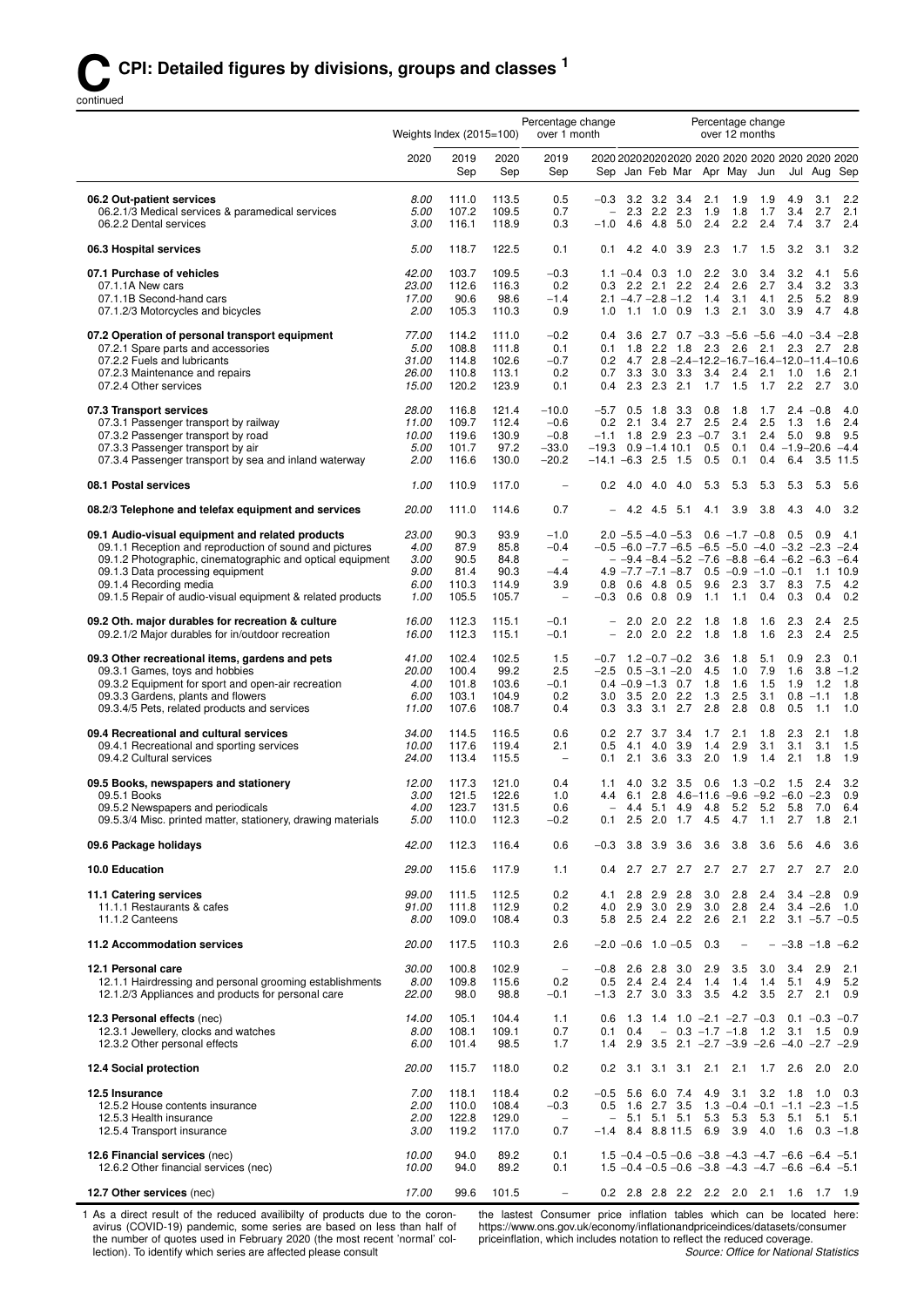# C CPI: Detailed figures by divisions, groups and classes [1]

continued

| | Weights | Index (2015=100) | | Percentage change over 1 month | Percentage change over 12 months | | | | | | | | | |
|---|---|---|---|---|---|---|---|---|---|---|---|---|---|---|
| | 2020 | 2019 Sep | 2020 Sep | 2019 Sep | 2020 Sep | 2020 Jan | 2020 Feb | 2020 Mar | 2020 Apr | 2020 May | 2020 Jun | 2020 Jul | 2020 Aug | 2020 Sep |
| **06.2 Out-patient services** | *8.00* | 111.0 | 113.5 | 0.5 | −0.3 | 3.2 | 3.2 | 3.4 | 2.1 | 1.9 | 1.9 | 4.9 | 3.1 | 2.2 |
| 06.2.1/3 Medical services & paramedical services | *5.00* | 107.2 | 109.5 | 0.7 | – | 2.3 | 2.2 | 2.3 | 1.9 | 1.8 | 1.7 | 3.4 | 2.7 | 2.1 |
| 06.2.2 Dental services | *3.00* | 116.1 | 118.9 | 0.3 | −1.0 | 4.6 | 4.8 | 5.0 | 2.4 | 2.2 | 2.4 | 7.4 | 3.7 | 2.4 |
| **06.3 Hospital services** | *5.00* | 118.7 | 122.5 | 0.1 | 0.1 | 4.2 | 4.0 | 3.9 | 2.3 | 1.7 | 1.5 | 3.2 | 3.1 | 3.2 |
| **07.1 Purchase of vehicles** | *42.00* | 103.7 | 109.5 | −0.3 | 1.1 | −0.4 | 0.3 | 1.0 | 2.2 | 3.0 | 3.4 | 3.2 | 4.1 | 5.6 |
| 07.1.1A New cars | *23.00* | 112.6 | 116.3 | 0.2 | 0.3 | 2.2 | 2.1 | 2.2 | 2.4 | 2.6 | 2.7 | 3.4 | 3.2 | 3.3 |
| 07.1.1B Second-hand cars | *17.00* | 90.6 | 98.6 | −1.4 | 2.1 | −4.7 | −2.8 | −1.2 | 1.4 | 3.1 | 4.1 | 2.5 | 5.2 | 8.9 |
| 07.1.2/3 Motorcycles and bicycles | *2.00* | 105.3 | 110.3 | 0.9 | 1.0 | 1.1 | 1.0 | 0.9 | 1.3 | 2.1 | 3.0 | 3.9 | 4.7 | 4.8 |
| **07.2 Operation of personal transport equipment** | *77.00* | 114.2 | 111.0 | −0.2 | 0.4 | 3.6 | 2.7 | 0.7 | −3.3 | −5.6 | −5.6 | −4.0 | −3.4 | −2.8 |
| 07.2.1 Spare parts and accessories | *5.00* | 108.8 | 111.8 | 0.1 | 0.1 | 1.8 | 2.2 | 1.8 | 2.3 | 2.6 | 2.1 | 2.3 | 2.7 | 2.8 |
| 07.2.2 Fuels and lubricants | *31.00* | 114.8 | 102.6 | −0.7 | 0.2 | 4.7 | 2.8 | −2.4 | −12.2 | −16.7 | −16.4 | −12.0 | −11.4 | −10.6 |
| 07.2.3 Maintenance and repairs | *26.00* | 110.8 | 113.1 | 0.2 | 0.7 | 3.3 | 3.0 | 3.3 | 3.4 | 2.4 | 2.1 | 1.0 | 1.6 | 2.1 |
| 07.2.4 Other services | *15.00* | 120.2 | 123.9 | 0.1 | 0.4 | 2.3 | 2.3 | 2.1 | 1.7 | 1.5 | 1.7 | 2.2 | 2.7 | 3.0 |
| **07.3 Transport services** | *28.00* | 116.8 | 121.4 | −10.0 | −5.7 | 0.5 | 1.8 | 3.3 | 0.8 | 1.8 | 1.7 | 2.4 | −0.8 | 4.0 |
| 07.3.1 Passenger transport by railway | *11.00* | 109.7 | 112.4 | −0.6 | 0.2 | 2.1 | 3.4 | 2.7 | 2.5 | 2.4 | 2.5 | 1.3 | 1.6 | 2.4 |
| 07.3.2 Passenger transport by road | *10.00* | 119.6 | 130.9 | −0.8 | −1.1 | 1.8 | 2.9 | 2.3 | −0.7 | 3.1 | 2.4 | 5.0 | 9.8 | 9.5 |
| 07.3.3 Passenger transport by air | *5.00* | 101.7 | 97.2 | −33.0 | −19.3 | 0.9 | −1.4 | 10.1 | 0.5 | 0.1 | 0.4 | −1.9 | −20.6 | −4.4 |
| 07.3.4 Passenger transport by sea and inland waterway | *2.00* | 116.6 | 130.0 | −20.2 | −14.1 | −6.3 | 2.5 | 1.5 | 0.5 | 0.1 | 0.4 | 6.4 | 3.5 | 11.5 |
| **08.1 Postal services** | *1.00* | 110.9 | 117.0 | – | 0.2 | 4.0 | 4.0 | 4.0 | 5.3 | 5.3 | 5.3 | 5.3 | 5.3 | 5.6 |
| **08.2/3 Telephone and telefax equipment and services** | *20.00* | 111.0 | 114.6 | 0.7 | – | 4.2 | 4.5 | 5.1 | 4.1 | 3.9 | 3.8 | 4.3 | 4.0 | 3.2 |
| **09.1 Audio-visual equipment and related products** | *23.00* | 90.3 | 93.9 | −1.0 | 2.0 | −5.5 | −4.0 | −5.3 | 0.6 | −1.7 | −0.8 | 0.5 | 0.9 | 4.1 |
| 09.1.1 Reception and reproduction of sound and pictures | *4.00* | 87.9 | 85.8 | −0.4 | −0.5 | −6.0 | −7.7 | −6.5 | −6.5 | −5.0 | −4.0 | −3.2 | −2.3 | −2.4 |
| 09.1.2 Photographic, cinematographic and optical equipment | *3.00* | 90.5 | 84.8 | – | – | −9.4 | −8.4 | −5.2 | −7.6 | −8.8 | −6.4 | −6.2 | −6.3 | −6.4 |
| 09.1.3 Data processing equipment | *9.00* | 81.4 | 90.3 | −4.4 | 4.9 | −7.7 | −7.1 | −8.7 | 0.5 | −0.9 | −1.0 | −0.1 | 1.1 | 10.9 |
| 09.1.4 Recording media | *6.00* | 110.3 | 114.9 | 3.9 | 0.8 | 0.6 | 4.8 | 0.5 | 9.6 | 2.3 | 3.7 | 8.3 | 7.5 | 4.2 |
| 09.1.5 Repair of audio-visual equipment & related products | *1.00* | 105.5 | 105.7 | – | −0.3 | 0.6 | 0.8 | 0.9 | 1.1 | 1.1 | 0.4 | 0.3 | 0.4 | 0.2 |
| **09.2 Oth. major durables for recreation & culture** | *16.00* | 112.3 | 115.1 | −0.1 | – | 2.0 | 2.0 | 2.2 | 1.8 | 1.8 | 1.6 | 2.3 | 2.4 | 2.5 |
| 09.2.1/2 Major durables for in/outdoor recreation | *16.00* | 112.3 | 115.1 | −0.1 | – | 2.0 | 2.0 | 2.2 | 1.8 | 1.8 | 1.6 | 2.3 | 2.4 | 2.5 |
| **09.3 Other recreational items, gardens and pets** | *41.00* | 102.4 | 102.5 | 1.5 | −0.7 | 1.2 | −0.7 | −0.2 | 3.6 | 1.8 | 5.1 | 0.9 | 2.3 | 0.1 |
| 09.3.1 Games, toys and hobbies | *20.00* | 100.4 | 99.2 | 2.5 | −2.5 | 0.5 | −3.1 | −2.0 | 4.5 | 1.0 | 7.9 | 1.6 | 3.8 | −1.2 |
| 09.3.2 Equipment for sport and open-air recreation | *4.00* | 101.8 | 103.6 | −0.1 | 0.4 | −0.9 | −1.3 | 0.7 | 1.8 | 1.6 | 1.5 | 1.9 | 1.2 | 1.8 |
| 09.3.3 Gardens, plants and flowers | *6.00* | 103.1 | 104.9 | 0.2 | 3.0 | 3.5 | 2.0 | 2.2 | 1.3 | 2.5 | 3.1 | 0.8 | −1.1 | 1.8 |
| 09.3.4/5 Pets, related products and services | *11.00* | 107.6 | 108.7 | 0.4 | 0.3 | 3.3 | 3.1 | 2.7 | 2.8 | 2.8 | 0.8 | 0.5 | 1.1 | 1.0 |
| **09.4 Recreational and cultural services** | *34.00* | 114.5 | 116.5 | 0.6 | 0.2 | 2.7 | 3.7 | 3.4 | 1.7 | 2.1 | 1.8 | 2.3 | 2.1 | 1.8 |
| 09.4.1 Recreational and sporting services | *10.00* | 117.6 | 119.4 | 2.1 | 0.5 | 4.1 | 4.0 | 3.9 | 1.4 | 2.9 | 3.1 | 3.1 | 3.1 | 1.5 |
| 09.4.2 Cultural services | *24.00* | 113.4 | 115.5 | – | 0.1 | 2.1 | 3.6 | 3.3 | 2.0 | 1.9 | 1.4 | 2.1 | 1.8 | 1.9 |
| **09.5 Books, newspapers and stationery** | *12.00* | 117.3 | 121.0 | 0.4 | 1.1 | 4.0 | 3.2 | 3.5 | 0.6 | 1.3 | −0.2 | 1.5 | 2.4 | 3.2 |
| 09.5.1 Books | *3.00* | 121.5 | 122.6 | 1.0 | 4.4 | 6.1 | 2.8 | 4.6 | −11.6 | −9.6 | −9.2 | −6.0 | −2.3 | 0.9 |
| 09.5.2 Newspapers and periodicals | *4.00* | 123.7 | 131.5 | 0.6 | – | 4.4 | 5.1 | 4.9 | 4.8 | 5.2 | 5.2 | 5.8 | 7.0 | 6.4 |
| 09.5.3/4 Misc. printed matter, stationery, drawing materials | *5.00* | 110.0 | 112.3 | −0.2 | 0.1 | 2.5 | 2.0 | 1.7 | 4.5 | 4.7 | 1.1 | 2.7 | 1.8 | 2.1 |
| **09.6 Package holidays** | *42.00* | 112.3 | 116.4 | 0.6 | −0.3 | 3.8 | 3.9 | 3.6 | 3.6 | 3.8 | 3.6 | 5.6 | 4.6 | 3.6 |
| **10.0 Education** | *29.00* | 115.6 | 117.9 | 1.1 | 0.4 | 2.7 | 2.7 | 2.7 | 2.7 | 2.7 | 2.7 | 2.7 | 2.7 | 2.0 |
| **11.1 Catering services** | *99.00* | 111.5 | 112.5 | 0.2 | 4.1 | 2.8 | 2.9 | 2.8 | 3.0 | 2.8 | 2.4 | 3.4 | −2.8 | 0.9 |
| 11.1.1 Restaurants & cafes | *91.00* | 111.8 | 112.9 | 0.2 | 4.0 | 2.9 | 3.0 | 2.9 | 3.0 | 2.8 | 2.4 | 3.4 | −2.6 | 1.0 |
| 11.1.2 Canteens | *8.00* | 109.0 | 108.4 | 0.3 | 5.8 | 2.5 | 2.4 | 2.2 | 2.6 | 2.1 | 2.2 | 3.1 | −5.7 | −0.5 |
| **11.2 Accommodation services** | *20.00* | 117.5 | 110.3 | 2.6 | −2.0 | −0.6 | 1.0 | −0.5 | 0.3 | – | – | −3.8 | −1.8 | −6.2 |
| **12.1 Personal care** | *30.00* | 100.8 | 102.9 | – | −0.8 | 2.6 | 2.8 | 3.0 | 2.9 | 3.5 | 3.0 | 3.4 | 2.9 | 2.1 |
| 12.1.1 Hairdressing and personal grooming establishments | *8.00* | 109.8 | 115.6 | 0.2 | 0.5 | 2.4 | 2.4 | 2.4 | 1.4 | 1.4 | 1.4 | 5.1 | 4.9 | 5.2 |
| 12.1.2/3 Appliances and products for personal care | *22.00* | 98.0 | 98.8 | −0.1 | −1.3 | 2.7 | 3.0 | 3.3 | 3.5 | 4.2 | 3.5 | 2.7 | 2.1 | 0.9 |
| **12.3 Personal effects** (nec) | *14.00* | 105.1 | 104.4 | 1.1 | 0.6 | 1.3 | 1.4 | 1.0 | −2.1 | −2.7 | −0.3 | 0.1 | −0.3 | −0.7 |
| 12.3.1 Jewellery, clocks and watches | *8.00* | 108.1 | 109.1 | 0.7 | 0.1 | 0.4 | – | 0.3 | −1.7 | −1.8 | 1.2 | 3.1 | 1.5 | 0.9 |
| 12.3.2 Other personal effects | *6.00* | 101.4 | 98.5 | 1.7 | 1.4 | 2.9 | 3.5 | 2.1 | −2.7 | −3.9 | −2.6 | −4.0 | −2.7 | −2.9 |
| **12.4 Social protection** | *20.00* | 115.7 | 118.0 | 0.2 | 0.2 | 3.1 | 3.1 | 3.1 | 2.1 | 2.1 | 1.7 | 2.6 | 2.0 | 2.0 |
| **12.5 Insurance** | *7.00* | 118.1 | 118.4 | 0.2 | −0.5 | 5.6 | 6.0 | 7.4 | 4.9 | 3.1 | 3.2 | 1.8 | 1.0 | 0.3 |
| 12.5.2 House contents insurance | *2.00* | 110.0 | 108.4 | −0.3 | 0.5 | 1.6 | 2.7 | 3.5 | 1.3 | −0.4 | −0.1 | −1.1 | −2.3 | −1.5 |
| 12.5.3 Health insurance | *2.00* | 122.8 | 129.0 | – | – | 5.1 | 5.1 | 5.1 | 5.3 | 5.3 | 5.3 | 5.1 | 5.1 | 5.1 |
| 12.5.4 Transport insurance | *3.00* | 119.2 | 117.0 | 0.7 | −1.4 | 8.4 | 8.8 | 11.5 | 6.9 | 3.9 | 4.0 | 1.6 | 0.3 | −1.8 |
| **12.6 Financial services** (nec) | *10.00* | 94.0 | 89.2 | 0.1 | 1.5 | −0.4 | −0.5 | −0.6 | −3.8 | −4.3 | −4.7 | −6.6 | −6.4 | −5.1 |
| 12.6.2 Other financial services (nec) | *10.00* | 94.0 | 89.2 | 0.1 | 1.5 | −0.4 | −0.5 | −0.6 | −3.8 | −4.3 | −4.7 | −6.6 | −6.4 | −5.1 |
| **12.7 Other services** (nec) | *17.00* | 99.6 | 101.5 | – | 0.2 | 2.8 | 2.8 | 2.2 | 2.2 | 2.0 | 2.1 | 1.6 | 1.7 | 1.9 |

1 As a direct result of the reduced availibilty of products due to the coronavirus (COVID-19) pandemic, some series are based on less than half of the number of quotes used in February 2020 (the most recent 'normal' collection). To identify which series are affected please consult the lastest Consumer price inflation tables which can be located here: https://www.ons.gov.uk/economy/inflationandpriceindices/datasets/consumerpriceinflation, which includes notation to reflect the reduced coverage.

*Source: Office for National Statistics*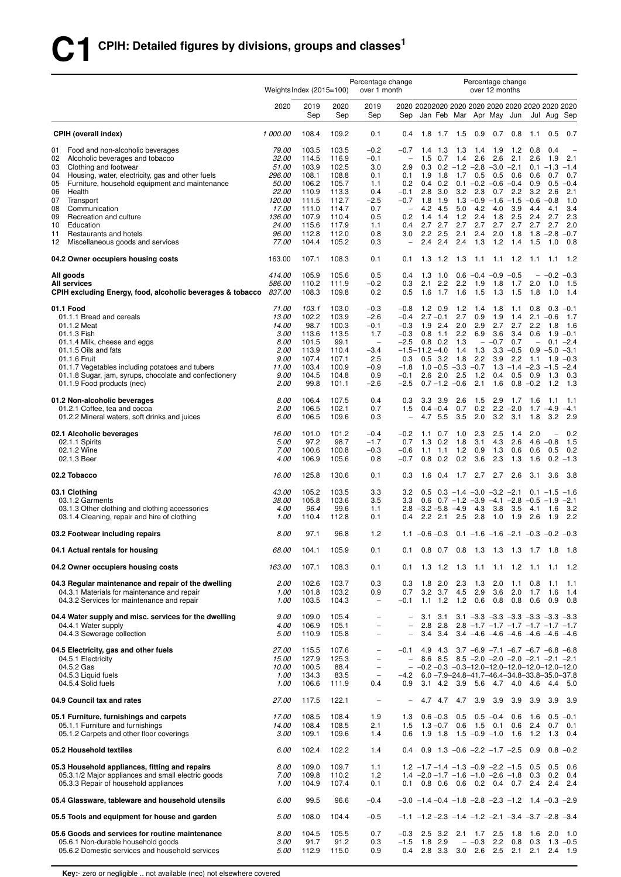# C1 CPIH: Detailed figures by divisions, groups and classes[1]

| | Weights | Index (2015=100) | | Percentage change over 1 month | | Percentage change over 12 months | | | | | | | | |
|---|---|---|---|---|---|---|---|---|---|---|---|---|---|---|
| | 2020 | 2019 Sep | 2020 Sep | 2019 Sep | 2020 Sep | 2020 Jan | 2020 Feb | 2020 Mar | 2020 Apr | 2020 May | 2020 Jun | 2020 Jul | 2020 Aug | 2020 Sep |
| **CPIH (overall index)** | 1 000.00 | 108.4 | 109.2 | 0.1 | 0.4 | 1.8 | 1.7 | 1.5 | 0.9 | 0.7 | 0.8 | 1.1 | 0.5 | 0.7 |
| 01 Food and non-alcoholic beverages | 79.00 | 103.5 | 103.5 | −0.2 | −0.7 | 1.4 | 1.3 | 1.3 | 1.4 | 1.9 | 1.2 | 0.8 | 0.4 | – |
| 02 Alcoholic beverages and tobacco | 32.00 | 114.5 | 116.9 | −0.1 | – | 1.5 | 0.7 | 1.4 | 2.6 | 2.6 | 2.1 | 2.6 | 1.9 | 2.1 |
| 03 Clothing and footwear | 51.00 | 103.9 | 102.5 | 3.0 | 2.9 | 0.3 | 0.2 | −1.2 | −2.8 | −3.0 | −2.1 | 0.1 | −1.3 | −1.4 |
| 04 Housing, water, electricity, gas and other fuels | 296.00 | 108.1 | 108.8 | 0.1 | 0.1 | 1.9 | 1.8 | 1.7 | 0.5 | 0.5 | 0.6 | 0.6 | 0.7 | 0.7 |
| 05 Furniture, household equipment and maintenance | 50.00 | 106.2 | 105.7 | 1.1 | 0.2 | 0.4 | 0.2 | 0.1 | −0.2 | −0.6 | −0.4 | 0.9 | 0.5 | −0.4 |
| 06 Health | 22.00 | 110.9 | 113.3 | 0.4 | −0.1 | 2.8 | 3.0 | 3.2 | 2.3 | 0.7 | 2.2 | 3.2 | 2.6 | 2.1 |
| 07 Transport | 120.00 | 111.5 | 112.7 | −2.5 | −0.7 | 1.8 | 1.9 | 1.3 | −0.9 | −1.6 | −1.5 | −0.6 | −0.8 | 1.0 |
| 08 Communication | 17.00 | 111.0 | 114.7 | 0.7 | – | 4.2 | 4.5 | 5.0 | 4.2 | 4.0 | 3.9 | 4.4 | 4.1 | 3.4 |
| 09 Recreation and culture | 136.00 | 107.9 | 110.4 | 0.5 | 0.2 | 1.4 | 1.4 | 1.2 | 2.4 | 1.8 | 2.5 | 2.4 | 2.7 | 2.3 |
| 10 Education | 24.00 | 115.6 | 117.9 | 1.1 | 0.4 | 2.7 | 2.7 | 2.7 | 2.7 | 2.7 | 2.7 | 2.7 | 2.7 | 2.0 |
| 11 Restaurants and hotels | 96.00 | 112.8 | 112.0 | 0.8 | 3.0 | 2.2 | 2.5 | 2.1 | 2.4 | 2.0 | 1.8 | 1.8 | −2.8 | −0.7 |
| 12 Miscellaneous goods and services | 77.00 | 104.4 | 105.2 | 0.3 | – | 2.4 | 2.4 | 2.4 | 1.3 | 1.2 | 1.4 | 1.5 | 1.0 | 0.8 |
| **04.2 Owner occupiers housing costs** | 163.00 | 107.1 | 108.3 | 0.1 | 0.1 | 1.3 | 1.2 | 1.3 | 1.1 | 1.1 | 1.2 | 1.1 | 1.1 | 1.2 |
| **All goods** | 414.00 | 105.9 | 105.6 | 0.5 | 0.4 | 1.3 | 1.0 | 0.6 | −0.4 | −0.9 | −0.5 | – | −0.2 | −0.3 |
| **All services** | 586.00 | 110.2 | 111.9 | −0.2 | 0.3 | 2.1 | 2.2 | 2.2 | 1.9 | 1.8 | 1.7 | 2.0 | 1.0 | 1.5 |
| **CPIH excluding Energy, food, alcoholic beverages & tobacco** | 837.00 | 108.3 | 109.8 | 0.2 | 0.5 | 1.6 | 1.7 | 1.6 | 1.5 | 1.3 | 1.5 | 1.8 | 1.0 | 1.4 |
| **01.1 Food** | 71.00 | 103.1 | 103.0 | −0.3 | −0.8 | 1.2 | 0.9 | 1.2 | 1.4 | 1.8 | 1.1 | 0.8 | 0.3 | −0.1 |
| 01.1.1 Bread and cereals | 13.00 | 102.2 | 103.9 | −2.6 | −0.4 | 2.7 | −0.1 | 2.7 | 0.9 | 1.9 | 1.4 | 2.1 | −0.6 | 1.7 |
| 01.1.2 Meat | 14.00 | 98.7 | 100.3 | −0.1 | −0.3 | 1.9 | 2.4 | 2.0 | 2.9 | 2.7 | 2.7 | 2.2 | 1.8 | 1.6 |
| 01.1.3 Fish | 3.00 | 113.6 | 113.5 | 1.7 | −0.3 | 0.8 | 1.1 | 2.2 | 6.9 | 3.6 | 3.4 | 0.6 | 1.9 | −0.1 |
| 01.1.4 Milk, cheese and eggs | 8.00 | 101.5 | 99.1 | – | −2.5 | 0.8 | 0.2 | 1.3 | – | −0.7 | 0.7 | – | 0.1 | −2.4 |
| 01.1.5 Oils and fats | 2.00 | 113.9 | 110.4 | −3.4 | −1.5 | −11.2 | −4.0 | 1.4 | 1.3 | 3.3 | −0.5 | 0.9 | −5.0 | −3.1 |
| 01.1.6 Fruit | 9.00 | 107.4 | 107.1 | 2.5 | 0.3 | 0.5 | 3.2 | 1.8 | 2.2 | 3.9 | 2.2 | 1.1 | 1.9 | −0.3 |
| 01.1.7 Vegetables including potatoes and tubers | 11.00 | 103.4 | 100.9 | −0.9 | −1.8 | 1.0 | −0.5 | −3.3 | −0.7 | 1.3 | −1.4 | −2.3 | −1.5 | −2.7 |
| 01.1.8 Sugar, jam, syrups, chocolate and confectionery | 9.00 | 104.5 | 104.8 | 0.9 | −0.1 | 2.6 | 2.0 | 2.5 | 1.2 | 0.4 | 0.5 | 0.9 | 1.3 | 0.3 |
| 01.1.9 Food products (nec) | 2.00 | 99.8 | 101.1 | −2.6 | −2.5 | 0.7 | −1.2 | −0.6 | 2.1 | 1.6 | 0.8 | −0.2 | 1.2 | 1.3 |
| **01.2 Non-alcoholic beverages** | 8.00 | 106.4 | 107.5 | 0.4 | 0.3 | 3.3 | 3.9 | 2.6 | 1.5 | 2.9 | 1.7 | 1.6 | 1.1 | 1.1 |
| 01.2.1 Coffee, tea and cocoa | 2.00 | 106.5 | 102.1 | 0.7 | 1.5 | 0.4 | −0.4 | 0.7 | 0.2 | 2.2 | −2.0 | 1.7 | −4.9 | −4.1 |
| 01.2.2 Mineral waters, soft drinks and juices | 6.00 | 106.5 | 109.6 | 0.3 | – | 4.7 | 5.5 | 3.5 | 2.0 | 3.2 | 3.1 | 1.8 | 3.2 | 2.9 |
| **02.1 Alcoholic beverages** | 16.00 | 101.0 | 101.2 | −0.4 | −0.2 | 1.1 | 0.7 | 1.0 | 2.3 | 2.5 | 1.4 | 2.0 | – | 0.2 |
| 02.1.1 Spirits | 5.00 | 97.2 | 98.7 | −1.7 | 0.7 | 1.3 | 0.2 | 1.8 | 3.1 | 4.3 | 2.6 | 4.6 | −0.8 | 1.5 |
| 02.1.2 Wine | 7.00 | 100.6 | 100.8 | −0.3 | −0.6 | 1.1 | 1.1 | 1.2 | 0.9 | 1.3 | 0.6 | 0.6 | 0.5 | 0.2 |
| 02.1.3 Beer | 4.00 | 106.9 | 105.6 | 0.8 | −0.7 | 0.8 | 0.2 | 0.2 | 3.6 | 2.3 | 1.3 | 1.6 | 0.2 | −1.3 |
| **02.2 Tobacco** | 16.00 | 125.8 | 130.6 | 0.1 | 0.3 | 1.6 | 0.4 | 1.7 | 2.7 | 2.7 | 2.6 | 3.1 | 3.6 | 3.8 |
| **03.1 Clothing** | 43.00 | 105.2 | 103.5 | 3.3 | 3.2 | 0.5 | 0.3 | −1.4 | −3.0 | −3.2 | −2.1 | 0.1 | −1.5 | −1.6 |
| 03.1.2 Garments | 38.00 | 105.8 | 103.6 | 3.5 | 3.3 | 0.6 | 0.7 | −1.2 | −3.9 | −4.1 | −2.8 | −0.5 | −1.9 | −2.1 |
| 03.1.3 Other clothing and clothing accessories | 4.00 | 96.4 | 99.6 | 1.1 | 2.8 | −3.2 | −5.8 | −4.9 | 4.3 | 3.8 | 3.5 | 4.1 | 1.6 | 3.2 |
| 03.1.4 Cleaning, repair and hire of clothing | 1.00 | 110.4 | 112.8 | 0.1 | 0.4 | 2.2 | 2.1 | 2.5 | 2.8 | 1.0 | 1.9 | 2.6 | 1.9 | 2.2 |
| **03.2 Footwear including repairs** | 8.00 | 97.1 | 96.8 | 1.2 | 1.1 | −0.6 | −0.3 | 0.1 | −1.6 | −1.6 | −2.1 | −0.3 | −0.2 | −0.3 |
| **04.1 Actual rentals for housing** | 68.00 | 104.1 | 105.9 | 0.1 | 0.1 | 0.8 | 0.7 | 0.8 | 1.3 | 1.3 | 1.3 | 1.7 | 1.8 | 1.8 |
| **04.2 Owner occupiers housing costs** | 163.00 | 107.1 | 108.3 | 0.1 | 0.1 | 1.3 | 1.2 | 1.3 | 1.1 | 1.1 | 1.2 | 1.1 | 1.1 | 1.2 |
| **04.3 Regular maintenance and repair of the dwelling** | 2.00 | 102.6 | 103.7 | 0.3 | 0.3 | 1.8 | 2.0 | 2.3 | 1.3 | 2.0 | 1.1 | 0.8 | 1.1 | 1.1 |
| 04.3.1 Materials for maintenance and repair | 1.00 | 101.8 | 103.2 | 0.9 | 0.7 | 3.2 | 3.7 | 4.5 | 2.9 | 3.6 | 2.0 | 1.7 | 1.6 | 1.4 |
| 04.3.2 Services for maintenance and repair | 1.00 | 103.5 | 104.3 | – | −0.1 | 1.1 | 1.2 | 1.2 | 0.6 | 0.8 | 0.8 | 0.6 | 0.9 | 0.8 |
| **04.4 Water supply and misc. services for the dwelling** | 9.00 | 109.0 | 105.4 | – | – | 3.1 | 3.1 | 3.1 | −3.3 | −3.3 | −3.3 | −3.3 | −3.3 | −3.3 |
| 04.4.1 Water supply | 4.00 | 106.9 | 105.1 | – | – | 2.8 | 2.8 | 2.8 | −1.7 | −1.7 | −1.7 | −1.7 | −1.7 | −1.7 |
| 04.4.3 Sewerage collection | 5.00 | 110.9 | 105.8 | – | – | 3.4 | 3.4 | 3.4 | −4.6 | −4.6 | −4.6 | −4.6 | −4.6 | −4.6 |
| **04.5 Electricity, gas and other fuels** | 27.00 | 115.5 | 107.6 | – | −0.1 | 4.9 | 4.3 | 3.7 | −6.9 | −7.1 | −6.7 | −6.7 | −6.8 | −6.8 |
| 04.5.1 Electricity | 15.00 | 127.9 | 125.3 | – | – | 8.6 | 8.5 | 8.5 | −2.0 | −2.0 | −2.0 | −2.1 | −2.1 | −2.1 |
| 04.5.2 Gas | 10.00 | 100.5 | 88.4 | – | – | −0.2 | −0.3 | −0.3 | −12.0 | −12.0 | −12.0 | −12.0 | −12.0 | −12.0 |
| 04.5.3 Liquid fuels | 1.00 | 134.3 | 83.5 | – | −4.2 | 6.0 | −7.9 | −24.8 | −41.7 | −46.4 | −34.8 | −33.8 | −35.0 | −37.8 |
| 04.5.4 Solid fuels | 1.00 | 106.6 | 111.9 | 0.4 | 0.9 | 3.1 | 4.2 | 3.9 | 5.6 | 4.7 | 4.0 | 4.6 | 4.4 | 5.0 |
| **04.9 Council tax and rates** | 27.00 | 117.5 | 122.1 | – | – | 4.7 | 4.7 | 4.7 | 3.9 | 3.9 | 3.9 | 3.9 | 3.9 | 3.9 |
| **05.1 Furniture, furnishings and carpets** | 17.00 | 108.5 | 108.4 | 1.9 | 1.3 | 0.6 | −0.3 | 0.5 | 0.5 | −0.4 | 0.6 | 1.6 | 0.5 | −0.1 |
| 05.1.1 Furniture and furnishings | 14.00 | 108.4 | 108.5 | 2.1 | 1.5 | 1.3 | −0.7 | 0.6 | 1.5 | 0.1 | 0.6 | 2.4 | 0.7 | 0.1 |
| 05.1.2 Carpets and other floor coverings | 3.00 | 109.1 | 109.6 | 1.4 | 0.6 | 1.9 | 1.8 | 1.5 | −0.9 | −1.0 | 1.6 | 1.2 | 1.3 | 0.4 |
| **05.2 Household textiles** | 6.00 | 102.4 | 102.2 | 1.4 | 0.4 | 0.9 | 1.3 | −0.6 | −2.2 | −1.7 | −2.5 | 0.9 | 0.8 | −0.2 |
| **05.3 Household appliances, fitting and repairs** | 8.00 | 109.0 | 109.7 | 1.1 | 1.2 | −1.7 | −1.4 | −1.3 | −0.9 | −2.2 | −1.5 | 0.5 | 0.5 | 0.6 |
| 05.3.1/2 Major appliances and small electric goods | 7.00 | 109.8 | 110.2 | 1.2 | 1.4 | −2.0 | −1.7 | −1.6 | −1.0 | −2.6 | −1.8 | 0.3 | 0.2 | 0.4 |
| 05.3.3 Repair of household appliances | 1.00 | 104.9 | 107.4 | 0.1 | 0.1 | 0.8 | 0.6 | 0.6 | 0.2 | 0.4 | 0.7 | 2.4 | 2.4 | 2.4 |
| **05.4 Glassware, tableware and household utensils** | 6.00 | 99.5 | 96.6 | −0.4 | −3.0 | −1.4 | −0.4 | −1.8 | −2.8 | −2.3 | −1.2 | 1.4 | −0.3 | −2.9 |
| **05.5 Tools and equipment for house and garden** | 5.00 | 108.0 | 104.4 | −0.5 | −1.1 | −1.2 | −2.3 | −1.4 | −1.2 | −2.1 | −3.4 | −3.7 | −2.8 | −3.4 |
| **05.6 Goods and services for routine maintenance** | 8.00 | 104.5 | 105.5 | 0.7 | −0.3 | 2.5 | 3.2 | 2.1 | 1.7 | 2.5 | 1.8 | 1.6 | 2.0 | 1.0 |
| 05.6.1 Non-durable household goods | 3.00 | 91.7 | 91.2 | 0.3 | −1.5 | 1.8 | 2.9 | – | −0.3 | 2.2 | 0.8 | 0.3 | 1.3 | −0.5 |
| 05.6.2 Domestic services and household services | 5.00 | 112.9 | 115.0 | 0.9 | 0.4 | 2.8 | 3.3 | 3.0 | 2.6 | 2.5 | 2.1 | 2.1 | 2.4 | 1.9 |

**Key:**- zero or negligible .. not available (nec) not elsewhere covered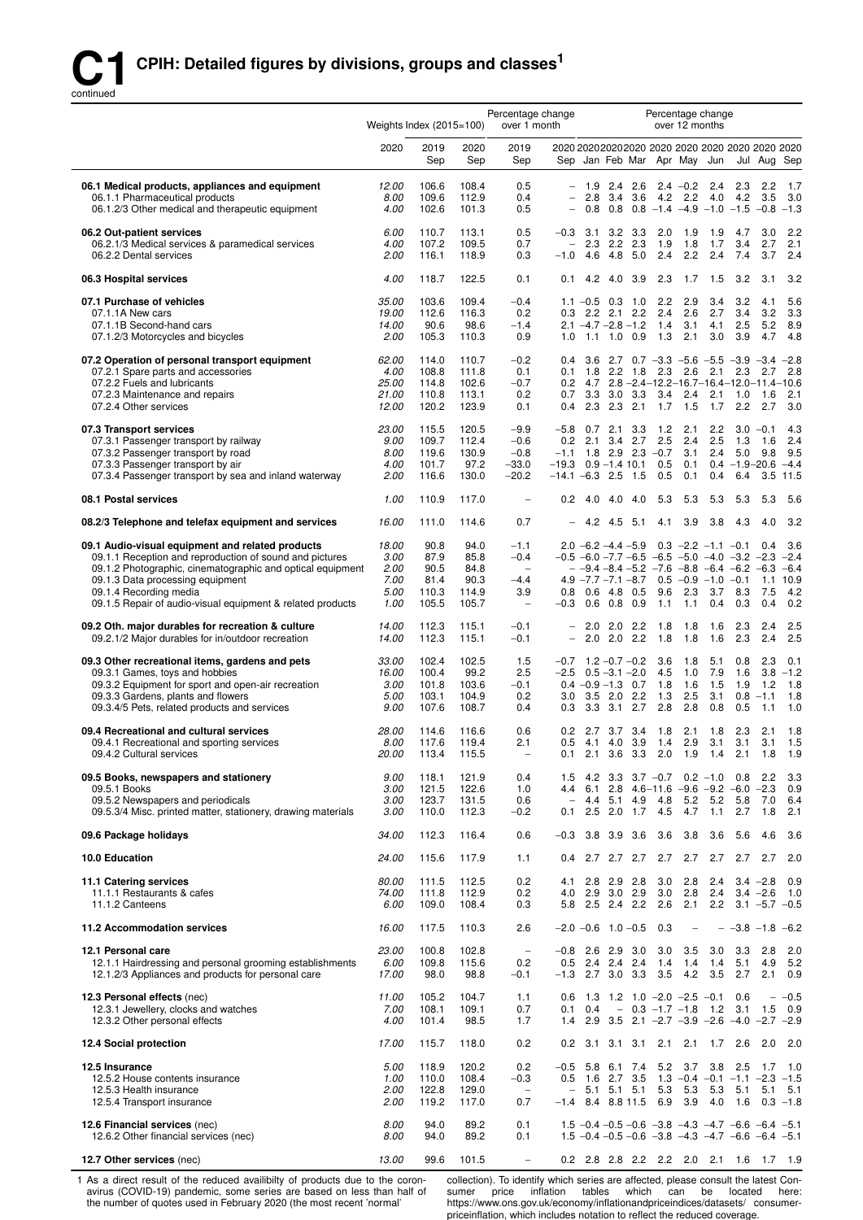# C1 CPIH: Detailed figures by divisions, groups and classes[1]

continued

| | Weights | Index (2015=100) | | Percentage change over 1 month | Percentage change over 12 months | | | | | | | | | |
|---|---|---|---|---|---|---|---|---|---|---|---|---|---|---|
| | 2020 | 2019 Sep | 2020 Sep | 2019 Sep | 2020 Sep | 2020 Jan | 2020 Feb | 2020 Mar | 2020 Apr | 2020 May | 2020 Jun | 2020 Jul | 2020 Aug | 2020 Sep |
| **06.1 Medical products, appliances and equipment** | 12.00 | 106.6 | 108.4 | 0.5 | – | 1.9 | 2.4 | 2.6 | 2.4 | –0.2 | 2.4 | 2.3 | 2.2 | 1.7 |
| 06.1.1 Pharmaceutical products | 8.00 | 109.6 | 112.9 | 0.4 | – | 2.8 | 3.4 | 3.6 | 4.2 | 2.2 | 4.0 | 4.2 | 3.5 | 3.0 |
| 06.1.2/3 Other medical and therapeutic equipment | 4.00 | 102.6 | 101.3 | 0.5 | – | 0.8 | 0.8 | 0.8 | –1.4 | –4.9 | –1.0 | –1.5 | –0.8 | –1.3 |
| **06.2 Out-patient services** | 6.00 | 110.7 | 113.1 | 0.5 | –0.3 | 3.1 | 3.2 | 3.3 | 2.0 | 1.9 | 1.9 | 4.7 | 3.0 | 2.2 |
| 06.2.1/3 Medical services & paramedical services | 4.00 | 107.2 | 109.5 | 0.7 | – | 2.3 | 2.2 | 2.3 | 1.9 | 1.8 | 1.7 | 3.4 | 2.7 | 2.1 |
| 06.2.2 Dental services | 2.00 | 116.1 | 118.9 | 0.3 | –1.0 | 4.6 | 4.8 | 5.0 | 2.4 | 2.2 | 2.4 | 7.4 | 3.7 | 2.4 |
| **06.3 Hospital services** | 4.00 | 118.7 | 122.5 | 0.1 | 0.1 | 4.2 | 4.0 | 3.9 | 2.3 | 1.7 | 1.5 | 3.2 | 3.1 | 3.2 |
| **07.1 Purchase of vehicles** | 35.00 | 103.6 | 109.4 | –0.4 | 1.1 | –0.5 | 0.3 | 1.0 | 2.2 | 2.9 | 3.4 | 3.2 | 4.1 | 5.6 |
| 07.1.1A New cars | 19.00 | 112.6 | 116.3 | 0.2 | 0.3 | 2.2 | 2.1 | 2.2 | 2.4 | 2.6 | 2.7 | 3.4 | 3.2 | 3.3 |
| 07.1.1B Second-hand cars | 14.00 | 90.6 | 98.6 | –1.4 | 2.1 | –4.7 | –2.8 | –1.2 | 1.4 | 3.1 | 4.1 | 2.5 | 5.2 | 8.9 |
| 07.1.2/3 Motorcycles and bicycles | 2.00 | 105.3 | 110.3 | 0.9 | 1.0 | 1.1 | 1.0 | 0.9 | 1.3 | 2.1 | 3.0 | 3.9 | 4.7 | 4.8 |
| **07.2 Operation of personal transport equipment** | 62.00 | 114.0 | 110.7 | –0.2 | 0.4 | 3.6 | 2.7 | 0.7 | –3.3 | –5.6 | –5.5 | –3.9 | –3.4 | –2.8 |
| 07.2.1 Spare parts and accessories | 4.00 | 108.8 | 111.8 | 0.1 | 0.1 | 1.8 | 2.2 | 1.8 | 2.3 | 2.6 | 2.1 | 2.3 | 2.7 | 2.8 |
| 07.2.2 Fuels and lubricants | 25.00 | 114.8 | 102.6 | –0.7 | 0.2 | 4.7 | 2.8 | –2.4 | –12.2 | –16.7 | –16.4 | –12.0 | –11.4 | –10.6 |
| 07.2.3 Maintenance and repairs | 21.00 | 110.8 | 113.1 | 0.2 | 0.7 | 3.3 | 3.0 | 3.3 | 3.4 | 2.4 | 2.1 | 1.0 | 1.6 | 2.1 |
| 07.2.4 Other services | 12.00 | 120.2 | 123.9 | 0.1 | 0.4 | 2.3 | 2.3 | 2.1 | 1.7 | 1.5 | 1.7 | 2.2 | 2.7 | 3.0 |
| **07.3 Transport services** | 23.00 | 115.5 | 120.5 | –9.9 | –5.8 | 0.7 | 2.1 | 3.3 | 1.2 | 2.1 | 2.2 | 3.0 | –0.1 | 4.3 |
| 07.3.1 Passenger transport by railway | 9.00 | 109.7 | 112.4 | –0.6 | 0.2 | 2.1 | 3.4 | 2.7 | 2.5 | 2.4 | 2.5 | 1.3 | 1.6 | 2.4 |
| 07.3.2 Passenger transport by road | 8.00 | 119.6 | 130.9 | –0.8 | –1.1 | 1.8 | 2.9 | 2.3 | –0.7 | 3.1 | 2.4 | 5.0 | 9.8 | 9.5 |
| 07.3.3 Passenger transport by air | 4.00 | 101.7 | 97.2 | –33.0 | –19.3 | 0.9 | –1.4 | 10.1 | 0.5 | 0.1 | 0.4 | –1.9 | –20.6 | –4.4 |
| 07.3.4 Passenger transport by sea and inland waterway | 2.00 | 116.6 | 130.0 | –20.2 | –14.1 | –6.3 | 2.5 | 1.5 | 0.5 | 0.1 | 0.4 | 6.4 | 3.5 | 11.5 |
| **08.1 Postal services** | 1.00 | 110.9 | 117.0 | – | 0.2 | 4.0 | 4.0 | 4.0 | 5.3 | 5.3 | 5.3 | 5.3 | 5.3 | 5.6 |
| **08.2/3 Telephone and telefax equipment and services** | 16.00 | 111.0 | 114.6 | 0.7 | – | 4.2 | 4.5 | 5.1 | 4.1 | 3.9 | 3.8 | 4.3 | 4.0 | 3.2 |
| **09.1 Audio-visual equipment and related products** | 18.00 | 90.8 | 94.0 | –1.1 | 2.0 | –6.2 | –4.4 | –5.9 | 0.3 | –2.2 | –1.1 | –0.1 | 0.4 | 3.6 |
| 09.1.1 Reception and reproduction of sound and pictures | 3.00 | 87.9 | 85.8 | –0.4 | –0.5 | –6.0 | –7.7 | –6.5 | –6.5 | –5.0 | –4.0 | –3.2 | –2.3 | –2.4 |
| 09.1.2 Photographic, cinematographic and optical equipment | 2.00 | 90.5 | 84.8 | – | – | –9.4 | –8.4 | –5.2 | –7.6 | –8.8 | –6.4 | –6.2 | –6.3 | –6.4 |
| 09.1.3 Data processing equipment | 7.00 | 81.4 | 90.3 | –4.4 | 4.9 | –7.7 | –7.1 | –8.7 | 0.5 | –0.9 | –1.0 | –0.1 | 1.1 | 10.9 |
| 09.1.4 Recording media | 5.00 | 110.3 | 114.9 | 3.9 | 0.8 | 0.6 | 4.8 | 0.5 | 9.6 | 2.3 | 3.7 | 8.3 | 7.5 | 4.2 |
| 09.1.5 Repair of audio-visual equipment & related products | 1.00 | 105.5 | 105.7 | – | –0.3 | 0.6 | 0.8 | 0.9 | 1.1 | 1.1 | 0.4 | 0.3 | 0.4 | 0.2 |
| **09.2 Oth. major durables for recreation & culture** | 14.00 | 112.3 | 115.1 | –0.1 | – | 2.0 | 2.0 | 2.2 | 1.8 | 1.8 | 1.6 | 2.3 | 2.4 | 2.5 |
| 09.2.1/2 Major durables for in/outdoor recreation | 14.00 | 112.3 | 115.1 | –0.1 | – | 2.0 | 2.0 | 2.2 | 1.8 | 1.8 | 1.6 | 2.3 | 2.4 | 2.5 |
| **09.3 Other recreational items, gardens and pets** | 33.00 | 102.4 | 102.5 | 1.5 | –0.7 | 1.2 | –0.7 | –0.2 | 3.6 | 1.8 | 5.1 | 0.8 | 2.3 | 0.1 |
| 09.3.1 Games, toys and hobbies | 16.00 | 100.4 | 99.2 | 2.5 | –2.5 | 0.5 | –3.1 | –2.0 | 4.5 | 1.0 | 7.9 | 1.6 | 3.8 | –1.2 |
| 09.3.2 Equipment for sport and open-air recreation | 3.00 | 101.8 | 103.6 | –0.1 | 0.4 | –0.9 | –1.3 | 0.7 | 1.8 | 1.6 | 1.5 | 1.9 | 1.2 | 1.8 |
| 09.3.3 Gardens, plants and flowers | 5.00 | 103.1 | 104.9 | 0.2 | 3.0 | 3.5 | 2.0 | 2.2 | 1.3 | 2.5 | 3.1 | 0.8 | –1.1 | 1.8 |
| 09.3.4/5 Pets, related products and services | 9.00 | 107.6 | 108.7 | 0.4 | 0.3 | 3.3 | 3.1 | 2.7 | 2.8 | 2.8 | 0.8 | 0.5 | 1.1 | 1.0 |
| **09.4 Recreational and cultural services** | 28.00 | 114.6 | 116.6 | 0.6 | 0.2 | 2.7 | 3.7 | 3.4 | 1.8 | 2.1 | 1.8 | 2.3 | 2.1 | 1.8 |
| 09.4.1 Recreational and sporting services | 8.00 | 117.6 | 119.4 | 2.1 | 0.5 | 4.1 | 4.0 | 3.9 | 1.4 | 2.9 | 3.1 | 3.1 | 3.1 | 1.5 |
| 09.4.2 Cultural services | 20.00 | 113.4 | 115.5 | – | 0.1 | 2.1 | 3.6 | 3.3 | 2.0 | 1.9 | 1.4 | 2.1 | 1.8 | 1.9 |
| **09.5 Books, newspapers and stationery** | 9.00 | 118.1 | 121.9 | 0.4 | 1.5 | 4.2 | 3.3 | 3.7 | –0.7 | 0.2 | –1.0 | 0.8 | 2.2 | 3.3 |
| 09.5.1 Books | 3.00 | 121.5 | 122.6 | 1.0 | 4.4 | 6.1 | 2.8 | 4.6 | –11.6 | –9.6 | –9.2 | –6.0 | –2.3 | 0.9 |
| 09.5.2 Newspapers and periodicals | 3.00 | 123.7 | 131.5 | 0.6 | – | 4.4 | 5.1 | 4.9 | 4.8 | 5.2 | 5.2 | 5.8 | 7.0 | 6.4 |
| 09.5.3/4 Misc. printed matter, stationery, drawing materials | 3.00 | 110.0 | 112.3 | –0.2 | 0.1 | 2.5 | 2.0 | 1.7 | 4.5 | 4.7 | 1.1 | 2.7 | 1.8 | 2.1 |
| **09.6 Package holidays** | 34.00 | 112.3 | 116.4 | 0.6 | –0.3 | 3.8 | 3.9 | 3.6 | 3.6 | 3.8 | 3.6 | 5.6 | 4.6 | 3.6 |
| **10.0 Education** | 24.00 | 115.6 | 117.9 | 1.1 | 0.4 | 2.7 | 2.7 | 2.7 | 2.7 | 2.7 | 2.7 | 2.7 | 2.7 | 2.0 |
| **11.1 Catering services** | 80.00 | 111.5 | 112.5 | 0.2 | 4.1 | 2.8 | 2.9 | 2.8 | 3.0 | 2.8 | 2.4 | 3.4 | –2.8 | 0.9 |
| 11.1.1 Restaurants & cafes | 74.00 | 111.8 | 112.9 | 0.2 | 4.0 | 2.9 | 3.0 | 2.9 | 3.0 | 2.8 | 2.4 | 3.4 | –2.6 | 1.0 |
| 11.1.2 Canteens | 6.00 | 109.0 | 108.4 | 0.3 | 5.8 | 2.5 | 2.4 | 2.2 | 2.6 | 2.1 | 2.2 | 3.1 | –5.7 | –0.5 |
| **11.2 Accommodation services** | 16.00 | 117.5 | 110.3 | 2.6 | –2.0 | –0.6 | 1.0 | –0.5 | 0.3 | – | – | –3.8 | –1.8 | –6.2 |
| **12.1 Personal care** | 23.00 | 100.8 | 102.8 | – | –0.8 | 2.6 | 2.9 | 3.0 | 3.0 | 3.5 | 3.0 | 3.3 | 2.8 | 2.0 |
| 12.1.1 Hairdressing and personal grooming establishments | 6.00 | 109.8 | 115.6 | 0.2 | 0.5 | 2.4 | 2.4 | 2.4 | 1.4 | 1.4 | 1.4 | 5.1 | 4.9 | 5.2 |
| 12.1.2/3 Appliances and products for personal care | 17.00 | 98.0 | 98.8 | –0.1 | –1.3 | 2.7 | 3.0 | 3.3 | 3.5 | 4.2 | 3.5 | 2.7 | 2.1 | 0.9 |
| **12.3 Personal effects** (nec) | 11.00 | 105.2 | 104.7 | 1.1 | 0.6 | 1.3 | 1.2 | 1.0 | –2.0 | –2.5 | –0.1 | 0.6 | – | –0.5 |
| 12.3.1 Jewellery, clocks and watches | 7.00 | 108.1 | 109.1 | 0.7 | 0.1 | 0.4 | – | 0.3 | –1.7 | –1.8 | 1.2 | 3.1 | 1.5 | 0.9 |
| 12.3.2 Other personal effects | 4.00 | 101.4 | 98.5 | 1.7 | 1.4 | 2.9 | 3.5 | 2.1 | –2.7 | –3.9 | –2.6 | –4.0 | –2.7 | –2.9 |
| **12.4 Social protection** | 17.00 | 115.7 | 118.0 | 0.2 | 0.2 | 3.1 | 3.1 | 3.1 | 2.1 | 2.1 | 1.7 | 2.6 | 2.0 | 2.0 |
| **12.5 Insurance** | 5.00 | 118.9 | 120.2 | 0.2 | –0.5 | 5.8 | 6.1 | 7.4 | 5.2 | 3.7 | 3.8 | 2.5 | 1.7 | 1.0 |
| 12.5.2 House contents insurance | 1.00 | 110.0 | 108.4 | –0.3 | 0.5 | 1.6 | 2.7 | 3.5 | 1.3 | –0.4 | –0.1 | –1.1 | –2.3 | –1.5 |
| 12.5.3 Health insurance | 2.00 | 122.8 | 129.0 | – | – | 5.1 | 5.1 | 5.1 | 5.3 | 5.3 | 5.3 | 5.1 | 5.1 | 5.1 |
| 12.5.4 Transport insurance | 2.00 | 119.2 | 117.0 | 0.7 | –1.4 | 8.4 | 8.8 | 11.5 | 6.9 | 3.9 | 4.0 | 1.6 | 0.3 | –1.8 |
| **12.6 Financial services** (nec) | 8.00 | 94.0 | 89.2 | 0.1 | 1.5 | –0.4 | –0.5 | –0.6 | –3.8 | –4.3 | –4.7 | –6.6 | –6.4 | –5.1 |
| 12.6.2 Other financial services (nec) | 8.00 | 94.0 | 89.2 | 0.1 | 1.5 | –0.4 | –0.5 | –0.6 | –3.8 | –4.3 | –4.7 | –6.6 | –6.4 | –5.1 |
| **12.7 Other services** (nec) | 13.00 | 99.6 | 101.5 | – | 0.2 | 2.8 | 2.8 | 2.2 | 2.2 | 2.0 | 2.1 | 1.6 | 1.7 | 1.9 |

1 As a direct result of the reduced availibilty of products due to the coronavirus (COVID-19) pandemic, some series are based on less than half of the number of quotes used in February 2020 (the most recent 'normal' collection). To identify which series are affected, please consult the latest Consumer price inflation tables which can be located here: https://www.ons.gov.uk/economy/inflationandpriceindices/datasets/ consumerpriceinflation, which includes notation to reflect the reduced coverage.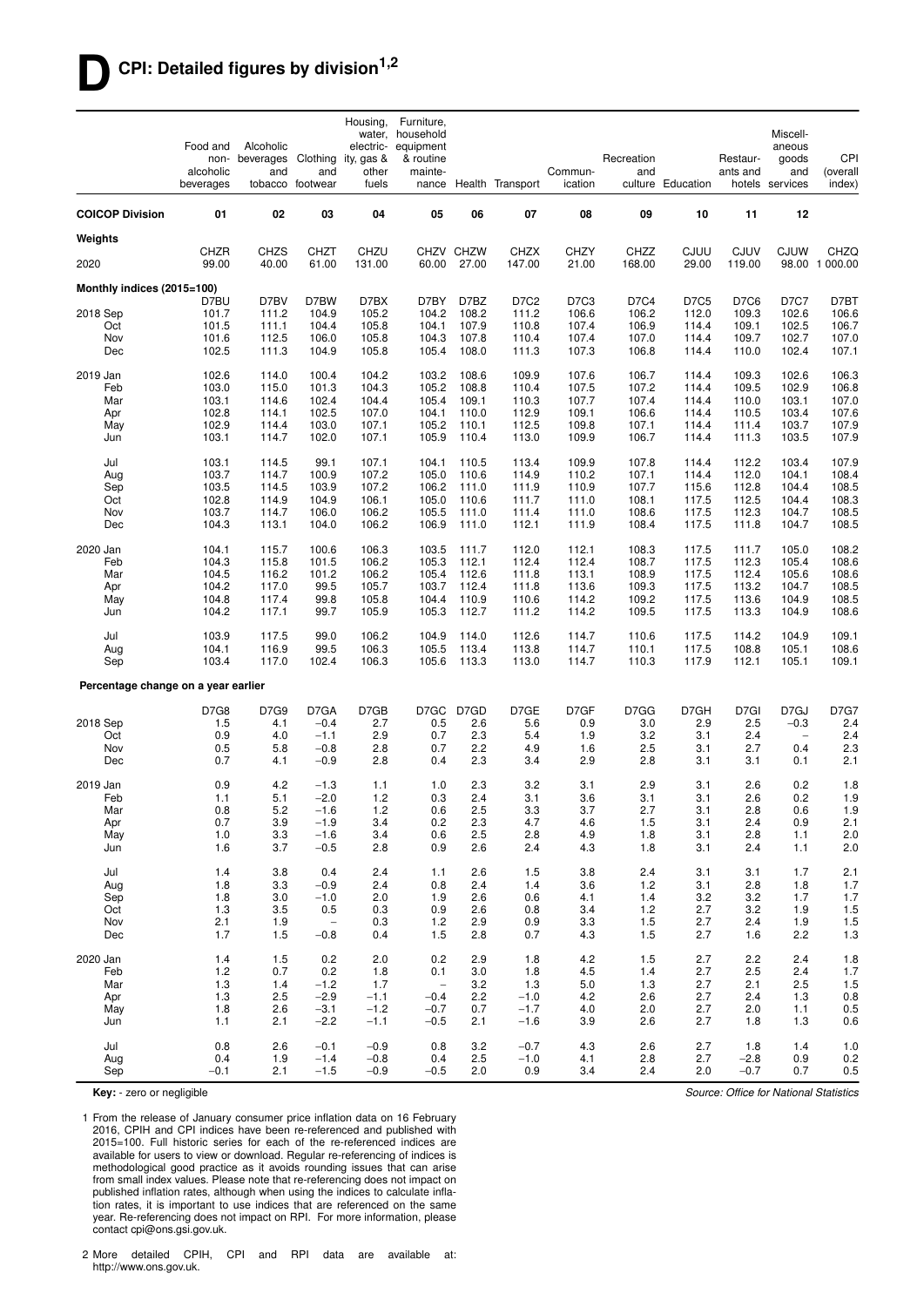# D CPI: Detailed figures by division[1,2]

| | Food and non-alcoholic beverages | Alcoholic beverages and tobacco | Clothing and footwear | Housing, water, electricity, gas & other fuels | Furniture, household equipment & routine maintenance | Health | Transport | Communication | Recreation and culture | Education | Restaurants and hotels | Miscellaneous goods and services | CPI (overall index) |
|---|---|---|---|---|---|---|---|---|---|---|---|---|---|
| **COICOP Division** | **01** | **02** | **03** | **04** | **05** | **06** | **07** | **08** | **09** | **10** | **11** | **12** | |
| **Weights** | | | | | | | | | | | | | |
| | CHZR | CHZS | CHZT | CHZU | CHZV | CHZW | CHZX | CHZY | CHZZ | CJUU | CJUV | CJUW | CHZQ |
| 2020 | 99.00 | 40.00 | 61.00 | 131.00 | 60.00 | 27.00 | 147.00 | 21.00 | 168.00 | 29.00 | 119.00 | 98.00 | 1 000.00 |
| **Monthly indices (2015=100)** | | | | | | | | | | | | | |
| | D7BU | D7BV | D7BW | D7BX | D7BY | D7BZ | D7C2 | D7C3 | D7C4 | D7C5 | D7C6 | D7C7 | D7BT |
| 2018 Sep | 101.7 | 111.2 | 104.9 | 105.2 | 104.2 | 108.2 | 111.2 | 106.6 | 106.2 | 112.0 | 109.3 | 102.6 | 106.6 |
| Oct | 101.5 | 111.1 | 104.4 | 105.8 | 104.1 | 107.9 | 110.8 | 107.4 | 106.9 | 114.4 | 109.1 | 102.5 | 106.7 |
| Nov | 101.6 | 112.5 | 106.0 | 105.8 | 104.3 | 107.8 | 110.4 | 107.4 | 107.0 | 114.4 | 109.7 | 102.7 | 107.0 |
| Dec | 102.5 | 111.3 | 104.9 | 105.8 | 105.4 | 108.0 | 111.3 | 107.3 | 106.8 | 114.4 | 110.0 | 102.4 | 107.1 |
| 2019 Jan | 102.6 | 114.0 | 100.4 | 104.2 | 103.2 | 108.6 | 109.9 | 107.6 | 106.7 | 114.4 | 109.3 | 102.6 | 106.3 |
| Feb | 103.0 | 115.0 | 101.3 | 104.3 | 105.2 | 108.8 | 110.4 | 107.5 | 107.2 | 114.4 | 109.5 | 102.9 | 106.8 |
| Mar | 103.1 | 114.6 | 102.4 | 104.4 | 105.4 | 109.1 | 110.3 | 107.7 | 107.4 | 114.4 | 110.0 | 103.1 | 107.0 |
| Apr | 102.8 | 114.1 | 102.5 | 107.0 | 104.1 | 110.0 | 112.9 | 109.1 | 106.6 | 114.4 | 110.5 | 103.4 | 107.6 |
| May | 102.9 | 114.4 | 103.0 | 107.1 | 105.2 | 110.1 | 112.5 | 109.8 | 107.1 | 114.4 | 111.4 | 103.7 | 107.9 |
| Jun | 103.1 | 114.7 | 102.0 | 107.1 | 105.9 | 110.4 | 113.0 | 109.9 | 106.7 | 114.4 | 111.3 | 103.5 | 107.9 |
| Jul | 103.1 | 114.5 | 99.1 | 107.1 | 104.1 | 110.5 | 113.4 | 109.9 | 107.8 | 114.4 | 112.2 | 103.4 | 107.9 |
| Aug | 103.7 | 114.7 | 100.9 | 107.2 | 105.0 | 110.6 | 114.9 | 110.2 | 107.1 | 114.4 | 112.0 | 104.1 | 108.4 |
| Sep | 103.5 | 114.5 | 103.9 | 107.2 | 106.2 | 111.0 | 111.9 | 110.9 | 107.7 | 115.6 | 112.8 | 104.4 | 108.5 |
| Oct | 102.8 | 114.9 | 104.9 | 106.1 | 105.0 | 110.6 | 111.7 | 111.0 | 108.1 | 117.5 | 112.5 | 104.4 | 108.3 |
| Nov | 103.7 | 114.7 | 106.0 | 106.2 | 105.5 | 111.0 | 111.4 | 111.0 | 108.6 | 117.5 | 112.3 | 104.7 | 108.5 |
| Dec | 104.3 | 113.1 | 104.0 | 106.2 | 106.9 | 111.0 | 112.1 | 111.9 | 108.4 | 117.5 | 111.8 | 104.7 | 108.5 |
| 2020 Jan | 104.1 | 115.7 | 100.6 | 106.3 | 103.5 | 111.7 | 112.0 | 112.1 | 108.3 | 117.5 | 111.7 | 105.0 | 108.2 |
| Feb | 104.3 | 115.8 | 101.5 | 106.2 | 105.3 | 112.1 | 112.4 | 112.4 | 108.7 | 117.5 | 112.3 | 105.4 | 108.6 |
| Mar | 104.5 | 116.2 | 101.2 | 106.2 | 105.4 | 112.6 | 111.8 | 113.1 | 108.9 | 117.5 | 112.4 | 105.6 | 108.6 |
| Apr | 104.2 | 117.0 | 99.5 | 105.7 | 103.7 | 112.4 | 111.8 | 113.6 | 109.3 | 117.5 | 113.2 | 104.7 | 108.5 |
| May | 104.8 | 117.4 | 99.8 | 105.8 | 104.4 | 110.9 | 110.6 | 114.2 | 109.2 | 117.5 | 113.6 | 104.9 | 108.5 |
| Jun | 104.2 | 117.1 | 99.7 | 105.9 | 105.3 | 112.7 | 111.2 | 114.2 | 109.5 | 117.5 | 113.3 | 104.9 | 108.6 |
| Jul | 103.9 | 117.5 | 99.0 | 106.2 | 104.9 | 114.0 | 112.6 | 114.7 | 110.6 | 117.5 | 114.2 | 104.9 | 109.1 |
| Aug | 104.1 | 116.9 | 99.5 | 106.3 | 105.5 | 113.4 | 113.8 | 114.7 | 110.1 | 117.5 | 108.8 | 105.1 | 108.6 |
| Sep | 103.4 | 117.0 | 102.4 | 106.3 | 105.6 | 113.3 | 113.0 | 114.7 | 110.3 | 117.9 | 112.1 | 105.1 | 109.1 |
| **Percentage change on a year earlier** | | | | | | | | | | | | | |
| | D7G8 | D7G9 | D7GA | D7GB | D7GC | D7GD | D7GE | D7GF | D7GG | D7GH | D7GI | D7GJ | D7G7 |
| 2018 Sep | 1.5 | 4.1 | −0.4 | 2.7 | 0.5 | 2.6 | 5.6 | 0.9 | 3.0 | 2.9 | 2.5 | −0.3 | 2.4 |
| Oct | 0.9 | 4.0 | −1.1 | 2.9 | 0.7 | 2.3 | 5.4 | 1.9 | 3.2 | 3.1 | 2.4 | – | 2.4 |
| Nov | 0.5 | 5.8 | −0.8 | 2.8 | 0.7 | 2.2 | 4.9 | 1.6 | 2.5 | 3.1 | 2.7 | 0.4 | 2.3 |
| Dec | 0.7 | 4.1 | −0.9 | 2.8 | 0.4 | 2.3 | 3.4 | 2.9 | 2.8 | 3.1 | 3.1 | 0.1 | 2.1 |
| 2019 Jan | 0.9 | 4.2 | −1.3 | 1.1 | 1.0 | 2.3 | 3.2 | 3.1 | 2.9 | 3.1 | 2.6 | 0.2 | 1.8 |
| Feb | 1.1 | 5.1 | −2.0 | 1.2 | 0.3 | 2.4 | 3.1 | 3.6 | 3.1 | 3.1 | 2.6 | 0.2 | 1.9 |
| Mar | 0.8 | 5.2 | −1.6 | 1.2 | 0.6 | 2.5 | 3.3 | 3.7 | 2.7 | 3.1 | 2.8 | 0.6 | 1.9 |
| Apr | 0.7 | 3.9 | −1.9 | 3.4 | 0.2 | 2.3 | 4.7 | 4.6 | 1.5 | 3.1 | 2.4 | 0.9 | 2.1 |
| May | 1.0 | 3.3 | −1.6 | 3.4 | 0.6 | 2.5 | 2.8 | 4.9 | 1.8 | 3.1 | 2.8 | 1.1 | 2.0 |
| Jun | 1.6 | 3.7 | −0.5 | 2.8 | 0.9 | 2.6 | 2.4 | 4.3 | 1.8 | 3.1 | 2.4 | 1.1 | 2.0 |
| Jul | 1.4 | 3.8 | 0.4 | 2.4 | 1.1 | 2.6 | 1.5 | 3.8 | 2.4 | 3.1 | 3.1 | 1.7 | 2.1 |
| Aug | 1.8 | 3.3 | −0.9 | 2.4 | 0.8 | 2.4 | 1.4 | 3.6 | 1.2 | 3.1 | 2.8 | 1.8 | 1.7 |
| Sep | 1.8 | 3.0 | −1.0 | 2.0 | 1.9 | 2.6 | 0.6 | 4.1 | 1.4 | 3.2 | 3.2 | 1.7 | 1.7 |
| Oct | 1.3 | 3.5 | 0.5 | 0.3 | 0.9 | 2.6 | 0.8 | 3.4 | 1.2 | 2.7 | 3.2 | 1.9 | 1.5 |
| Nov | 2.1 | 1.9 | – | 0.3 | 1.2 | 2.9 | 0.9 | 3.3 | 1.5 | 2.7 | 2.4 | 1.9 | 1.5 |
| Dec | 1.7 | 1.5 | −0.8 | 0.4 | 1.5 | 2.8 | 0.7 | 4.3 | 1.5 | 2.7 | 1.6 | 2.2 | 1.3 |
| 2020 Jan | 1.4 | 1.5 | 0.2 | 2.0 | 0.2 | 2.9 | 1.8 | 4.2 | 1.5 | 2.7 | 2.2 | 2.4 | 1.8 |
| Feb | 1.2 | 0.7 | 0.2 | 1.8 | 0.1 | 3.0 | 1.8 | 4.5 | 1.4 | 2.7 | 2.5 | 2.4 | 1.7 |
| Mar | 1.3 | 1.4 | −1.2 | 1.7 | – | 3.2 | 1.3 | 5.0 | 1.3 | 2.7 | 2.1 | 2.5 | 1.5 |
| Apr | 1.3 | 2.5 | −2.9 | −1.1 | −0.4 | 2.2 | −1.0 | 4.2 | 2.6 | 2.7 | 2.4 | 1.3 | 0.8 |
| May | 1.8 | 2.6 | −3.1 | −1.2 | −0.7 | 0.7 | −1.7 | 4.0 | 2.0 | 2.7 | 2.0 | 1.1 | 0.5 |
| Jun | 1.1 | 2.1 | −2.2 | −1.1 | −0.5 | 2.1 | −1.6 | 3.9 | 2.6 | 2.7 | 1.8 | 1.3 | 0.6 |
| Jul | 0.8 | 2.6 | −0.1 | −0.9 | 0.8 | 3.2 | −0.7 | 4.3 | 2.6 | 2.7 | 1.8 | 1.4 | 1.0 |
| Aug | 0.4 | 1.9 | −1.4 | −0.8 | 0.4 | 2.5 | −1.0 | 4.1 | 2.8 | 2.7 | −2.8 | 0.9 | 0.2 |
| Sep | −0.1 | 2.1 | −1.5 | −0.9 | −0.5 | 2.0 | 0.9 | 3.4 | 2.4 | 2.0 | −0.7 | 0.7 | 0.5 |

**Key:** - zero or negligible

*Source: Office for National Statistics*

1 From the release of January consumer price inflation data on 16 February 2016, CPIH and CPI indices have been re-referenced and published with 2015=100. Full historic series for each of the re-referenced indices are available for users to view or download. Regular re-referencing of indices is methodological good practice as it avoids rounding issues that can arise from small index values. Please note that re-referencing does not impact on published inflation rates, although when using the indices to calculate inflation rates, it is important to use indices that are referenced on the same year. Re-referencing does not impact on RPI. For more information, please contact cpi@ons.gsi.gov.uk.

2 More detailed CPIH, CPI and RPI data are available at: http://www.ons.gov.uk.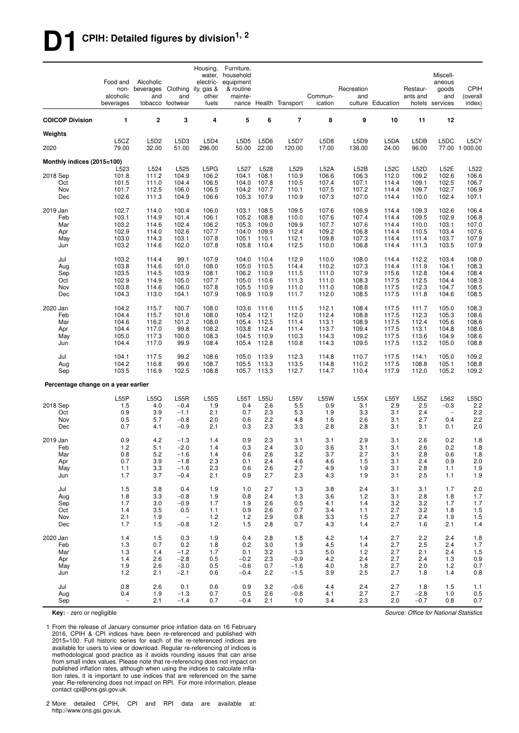# D1 CPIH: Detailed figures by division[1, 2]

| | Food and non-alcoholic beverages | Alcoholic beverages and tobacco | Clothing and footwear | Housing, water, electricity, gas & other fuels | Furniture, household equipment & routine maintenance | Health | Transport | Communication | Recreation and culture | Education | Restaurants and hotels | Miscellaneous goods and services | CPIH (overall index) |
|---|---|---|---|---|---|---|---|---|---|---|---|---|---|
| **COICOP Division** | **1** | **2** | **3** | **4** | **5** | **6** | **7** | **8** | **9** | **10** | **11** | **12** | |
| **Weights** | | | | | | | | | | | | | |
| | L5CZ | L5D2 | L5D3 | L5D4 | L5D5 | L5D6 | L5D7 | L5D8 | L5D9 | L5DA | L5DB | L5DC | L5CY |
| 2020 | 79.00 | 32.00 | 51.00 | 296.00 | 50.00 | 22.00 | 120.00 | 17.00 | 136.00 | 24.00 | 96.00 | 77.00 | 1 000.00 |
| **Monthly indices (2015=100)** | | | | | | | | | | | | | |
| | L523 | L524 | L525 | L5PG | L527 | L528 | L529 | L52A | L52B | L52C | L52D | L52E | L522 |
| 2018 Sep | 101.8 | 111.2 | 104.9 | 106.2 | 104.1 | 108.1 | 110.9 | 106.6 | 106.3 | 112.0 | 109.2 | 102.6 | 106.6 |
| Oct | 101.5 | 111.0 | 104.4 | 106.5 | 104.0 | 107.8 | 110.5 | 107.4 | 107.1 | 114.4 | 109.1 | 102.5 | 106.7 |
| Nov | 101.7 | 112.5 | 106.0 | 106.5 | 104.2 | 107.7 | 110.1 | 107.5 | 107.2 | 114.4 | 109.7 | 102.7 | 106.9 |
| Dec | 102.6 | 111.3 | 104.9 | 106.6 | 105.3 | 107.9 | 110.9 | 107.3 | 107.0 | 114.4 | 110.0 | 102.4 | 107.1 |
| 2019 Jan | 102.7 | 114.0 | 100.4 | 106.0 | 103.1 | 108.5 | 109.5 | 107.6 | 106.9 | 114.4 | 109.3 | 102.6 | 106.4 |
| Feb | 103.1 | 114.9 | 101.4 | 106.1 | 105.2 | 108.8 | 110.0 | 107.6 | 107.4 | 114.4 | 109.5 | 102.9 | 106.8 |
| Mar | 103.2 | 114.6 | 102.4 | 106.2 | 105.3 | 109.0 | 109.9 | 107.7 | 107.6 | 114.4 | 110.0 | 103.1 | 107.0 |
| Apr | 102.9 | 114.0 | 102.6 | 107.7 | 104.0 | 109.9 | 112.4 | 109.2 | 106.8 | 114.4 | 110.5 | 103.4 | 107.6 |
| May | 103.0 | 114.3 | 103.1 | 107.8 | 105.1 | 110.1 | 112.1 | 109.8 | 107.3 | 114.4 | 111.4 | 103.7 | 107.9 |
| Jun | 103.2 | 114.6 | 102.0 | 107.8 | 105.8 | 110.4 | 112.5 | 110.0 | 106.8 | 114.4 | 111.3 | 103.5 | 107.9 |
| Jul | 103.2 | 114.4 | 99.1 | 107.9 | 104.0 | 110.4 | 112.9 | 110.0 | 108.0 | 114.4 | 112.2 | 103.4 | 108.0 |
| Aug | 103.8 | 114.6 | 101.0 | 108.0 | 105.0 | 110.5 | 114.4 | 110.2 | 107.3 | 114.4 | 111.9 | 104.1 | 108.3 |
| Sep | 103.5 | 114.5 | 103.9 | 108.1 | 106.2 | 110.9 | 111.5 | 111.0 | 107.9 | 115.6 | 112.8 | 104.4 | 108.4 |
| Oct | 102.9 | 114.9 | 105.0 | 107.7 | 105.0 | 110.6 | 111.3 | 111.0 | 108.3 | 117.5 | 112.5 | 104.4 | 108.3 |
| Nov | 103.8 | 114.6 | 106.0 | 107.8 | 105.5 | 110.9 | 111.0 | 111.0 | 108.8 | 117.5 | 112.3 | 104.7 | 108.5 |
| Dec | 104.3 | 113.0 | 104.1 | 107.9 | 106.9 | 110.9 | 111.7 | 112.0 | 108.5 | 117.5 | 111.8 | 104.6 | 108.5 |
| 2020 Jan | 104.2 | 115.7 | 100.7 | 108.0 | 103.6 | 111.6 | 111.5 | 112.1 | 108.4 | 117.5 | 111.7 | 105.0 | 108.3 |
| Feb | 104.4 | 115.7 | 101.6 | 108.0 | 105.4 | 112.1 | 112.0 | 112.4 | 108.8 | 117.5 | 112.3 | 105.3 | 108.6 |
| Mar | 104.6 | 116.2 | 101.2 | 108.0 | 105.4 | 112.5 | 111.4 | 113.1 | 108.9 | 117.5 | 112.4 | 105.6 | 108.6 |
| Apr | 104.4 | 117.0 | 99.8 | 108.2 | 103.8 | 112.4 | 111.4 | 113.7 | 109.4 | 117.5 | 113.1 | 104.8 | 108.6 |
| May | 105.0 | 117.3 | 100.0 | 108.3 | 104.5 | 110.9 | 110.3 | 114.3 | 109.2 | 117.5 | 113.6 | 104.9 | 108.6 |
| Jun | 104.4 | 117.0 | 99.9 | 108.4 | 105.4 | 112.8 | 110.8 | 114.3 | 109.5 | 117.5 | 113.2 | 105.0 | 108.8 |
| Jul | 104.1 | 117.5 | 99.2 | 108.6 | 105.0 | 113.9 | 112.3 | 114.8 | 110.7 | 117.5 | 114.1 | 105.0 | 109.2 |
| Aug | 104.2 | 116.8 | 99.6 | 108.7 | 105.5 | 113.3 | 113.5 | 114.8 | 110.2 | 117.5 | 108.8 | 105.1 | 108.8 |
| Sep | 103.5 | 116.9 | 102.5 | 108.8 | 105.7 | 113.3 | 112.7 | 114.7 | 110.4 | 117.9 | 112.0 | 105.2 | 109.2 |
| **Percentage change on a year earlier** | | | | | | | | | | | | | |
| | L55P | L55Q | L55R | L55S | L55T | L55U | L55V | L55W | L55X | L55Y | L55Z | L562 | L55O |
| 2018 Sep | 1.5 | 4.0 | −0.4 | 1.9 | 0.4 | 2.6 | 5.5 | 0.9 | 3.1 | 2.9 | 2.5 | −0.3 | 2.2 |
| Oct | 0.9 | 3.9 | −1.1 | 2.1 | 0.7 | 2.3 | 5.3 | 1.9 | 3.3 | 3.1 | 2.4 | – | 2.2 |
| Nov | 0.5 | 5.7 | −0.8 | 2.0 | 0.6 | 2.2 | 4.8 | 1.6 | 2.6 | 3.1 | 2.7 | 0.4 | 2.2 |
| Dec | 0.7 | 4.1 | −0.9 | 2.1 | 0.3 | 2.3 | 3.3 | 2.8 | 2.8 | 3.1 | 3.1 | 0.1 | 2.0 |
| 2019 Jan | 0.9 | 4.2 | −1.3 | 1.4 | 0.9 | 2.3 | 3.1 | 3.1 | 2.9 | 3.1 | 2.6 | 0.2 | 1.8 |
| Feb | 1.2 | 5.1 | −2.0 | 1.4 | 0.3 | 2.4 | 3.0 | 3.6 | 3.1 | 3.1 | 2.6 | 0.2 | 1.8 |
| Mar | 0.8 | 5.2 | −1.6 | 1.4 | 0.6 | 2.6 | 3.2 | 3.7 | 2.7 | 3.1 | 2.8 | 0.6 | 1.8 |
| Apr | 0.7 | 3.9 | −1.8 | 2.3 | 0.1 | 2.4 | 4.6 | 4.6 | 1.5 | 3.1 | 2.4 | 0.9 | 2.0 |
| May | 1.1 | 3.3 | −1.6 | 2.3 | 0.6 | 2.6 | 2.7 | 4.9 | 1.9 | 3.1 | 2.8 | 1.1 | 1.9 |
| Jun | 1.7 | 3.7 | −0.4 | 2.1 | 0.9 | 2.7 | 2.3 | 4.3 | 1.9 | 3.1 | 2.5 | 1.1 | 1.9 |
| Jul | 1.5 | 3.8 | 0.4 | 1.9 | 1.0 | 2.7 | 1.3 | 3.8 | 2.4 | 3.1 | 3.1 | 1.7 | 2.0 |
| Aug | 1.8 | 3.3 | −0.8 | 1.9 | 0.8 | 2.4 | 1.3 | 3.6 | 1.2 | 3.1 | 2.8 | 1.8 | 1.7 |
| Sep | 1.7 | 3.0 | −0.9 | 1.7 | 1.9 | 2.6 | 0.5 | 4.1 | 1.4 | 3.2 | 3.2 | 1.7 | 1.7 |
| Oct | 1.4 | 3.5 | 0.5 | 1.1 | 0.9 | 2.6 | 0.7 | 3.4 | 1.1 | 2.7 | 3.2 | 1.8 | 1.5 |
| Nov | 2.1 | 1.9 | – | 1.2 | 1.2 | 2.9 | 0.8 | 3.3 | 1.5 | 2.7 | 2.4 | 1.9 | 1.5 |
| Dec | 1.7 | 1.5 | −0.8 | 1.2 | 1.5 | 2.8 | 0.7 | 4.3 | 1.4 | 2.7 | 1.6 | 2.1 | 1.4 |
| 2020 Jan | 1.4 | 1.5 | 0.3 | 1.9 | 0.4 | 2.8 | 1.8 | 4.2 | 1.4 | 2.7 | 2.2 | 2.4 | 1.8 |
| Feb | 1.3 | 0.7 | 0.2 | 1.8 | 0.2 | 3.0 | 1.9 | 4.5 | 1.4 | 2.7 | 2.5 | 2.4 | 1.7 |
| Mar | 1.3 | 1.4 | −1.2 | 1.7 | 0.1 | 3.2 | 1.3 | 5.0 | 1.2 | 2.7 | 2.1 | 2.4 | 1.5 |
| Apr | 1.4 | 2.6 | −2.8 | 0.5 | −0.2 | 2.3 | −0.9 | 4.2 | 2.4 | 2.7 | 2.4 | 1.3 | 0.9 |
| May | 1.9 | 2.6 | −3.0 | 0.5 | −0.6 | 0.7 | −1.6 | 4.0 | 1.8 | 2.7 | 2.0 | 1.2 | 0.7 |
| Jun | 1.2 | 2.1 | −2.1 | 0.6 | −0.4 | 2.2 | −1.5 | 3.9 | 2.5 | 2.7 | 1.8 | 1.4 | 0.8 |
| Jul | 0.8 | 2.6 | 0.1 | 0.6 | 0.9 | 3.2 | −0.6 | 4.4 | 2.4 | 2.7 | 1.8 | 1.5 | 1.1 |
| Aug | 0.4 | 1.9 | −1.3 | 0.7 | 0.5 | 2.6 | −0.8 | 4.1 | 2.7 | 2.7 | −2.8 | 1.0 | 0.5 |
| Sep | – | 2.1 | −1.4 | 0.7 | −0.4 | 2.1 | 1.0 | 3.4 | 2.3 | 2.0 | −0.7 | 0.8 | 0.7 |

**Key:** - zero or negligible

*Source: Office for National Statistics*

1 From the release of January consumer price inflation data on 16 February 2016, CPIH & CPI indices have been re-referenced and published with 2015=100. Full historic series for each of the re-referenced indices are available for users to view or download. Regular re-referencing of indices is methodological good practice as it avoids rounding issues that can arise from small index values. Please note that re-referencing does not impact on published inflation rates, although when using the indices to calculate inflation rates, it is important to use indices that are referenced on the same year. Re-referencing does not impact on RPI. For more information, please contact cpi@ons.gsi.gov.uk.

2 More detailed CPIH, CPI and RPI data are available at: http://www.ons.gsi.gov.uk.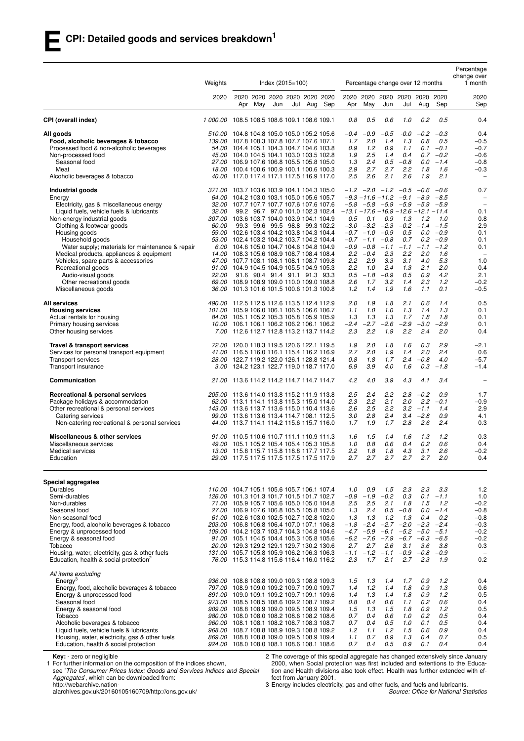# E CPI: Detailed goods and services breakdown[1]

| | Weights | Index (2015=100) | | | | | | Percentage change over 12 months | | | | | | Percentage change over 1 month |
|---|---|---|---|---|---|---|---|---|---|---|---|---|---|---|
| | 2020 | 2020 Apr | 2020 May | 2020 Jun | 2020 Jul | 2020 Aug | 2020 Sep | 2020 Apr | 2020 May | 2020 Jun | 2020 Jul | 2020 Aug | 2020 Sep | 2020 Sep |
| **CPI (overall index)** | *1 000.00* | 108.5 | 108.5 | 108.6 | 109.1 | 108.6 | 109.1 | *0.8* | *0.5* | *0.6* | *1.0* | *0.2* | *0.5* | 0.4 |
| **All goods** | *510.00* | 104.8 | 104.8 | 105.0 | 105.0 | 105.2 | 105.6 | *−0.4* | *−0.9* | *−0.5* | *−0.0* | *−0.2* | *−0.3* | 0.4 |
| **Food, alcoholic beverages & tobacco** | *139.00* | 107.8 | 108.3 | 107.8 | 107.7 | 107.6 | 107.1 | *1.7* | *2.0* | *1.4* | *1.3* | *0.8* | *0.5* | −0.5 |
| Processed food & non-alcoholic beverages | *54.00* | 104.4 | 105.1 | 104.3 | 104.7 | 104.6 | 103.8 | *0.9* | *1.2* | *0.9* | *1.1* | *0.1* | *−0.1* | −0.7 |
| Non-processed food | *45.00* | 104.0 | 104.5 | 104.1 | 103.0 | 103.5 | 102.8 | *1.9* | *2.5* | *1.4* | *0.4* | *0.7* | *−0.2* | −0.6 |
| Seasonal food | *27.00* | 106.9 | 107.6 | 106.8 | 105.5 | 105.8 | 105.0 | *1.3* | *2.4* | *0.5* | *−0.8* | *0.0* | *−1.4* | −0.8 |
| Meat | *18.00* | 100.4 | 100.6 | 100.9 | 100.1 | 100.6 | 100.3 | *2.9* | *2.7* | *2.7* | *2.2* | *1.8* | *1.6* | −0.3 |
| Alcoholic beverages & tobacco | *40.00* | 117.0 | 117.4 | 117.1 | 117.5 | 116.9 | 117.0 | *2.5* | *2.6* | *2.1* | *2.6* | *1.9* | *2.1* | – |
| **Industrial goods** | *371.00* | 103.7 | 103.6 | 103.9 | 104.1 | 104.3 | 105.0 | *−1.2* | *−2.0* | *−1.2* | *−0.5* | *−0.6* | *−0.6* | 0.7 |
| Energy | *64.00* | 104.2 | 103.0 | 103.1 | 105.0 | 105.6 | 105.7 | *−9.3* | *−11.6* | *−11.2* | *−9.1* | *−8.9* | *−8.5* | – |
| Electricity, gas & miscellaneous energy | *32.00* | 107.7 | 107.7 | 107.7 | 107.6 | 107.6 | 107.6 | *−5.8* | *−5.8* | *−5.9* | *−5.9* | *−5.9* | *−5.9* | – |
| Liquid fuels, vehicle fuels & lubricants | *32.00* | 99.2 | 96.7 | 97.0 | 101.0 | 102.3 | 102.4 | *−13.1* | *−17.6* | *−16.9* | *−12.6* | *−12.1* | *−11.4* | 0.1 |
| Non-energy industrial goods | *307.00* | 103.6 | 103.7 | 104.0 | 103.9 | 104.1 | 104.9 | *0.5* | *0.1* | *0.9* | *1.3* | *1.2* | *1.0* | 0.8 |
| Clothing & footwear goods | *60.00* | 99.3 | 99.6 | 99.5 | 98.8 | 99.3 | 102.2 | *−3.0* | *−3.2* | *−2.3* | *−0.2* | *−1.4* | *−1.5* | 2.9 |
| Housing goods | *59.00* | 102.6 | 103.4 | 104.2 | 103.8 | 104.3 | 104.4 | *−0.7* | *−1.0* | *−0.9* | *0.5* | *0.0* | *−0.9* | 0.1 |
| Household goods | *53.00* | 102.4 | 103.2 | 104.2 | 103.7 | 104.2 | 104.4 | *−0.7* | *−1.1* | *−0.8* | *0.7* | *0.2* | *−0.9* | 0.1 |
| Water supply; materials for maintenance & repair | *6.00* | 104.6 | 105.0 | 104.7 | 104.6 | 104.8 | 104.9 | *−0.9* | *−0.8* | *−1.1* | *−1.1* | *−1.1* | *−1.2* | 0.1 |
| Medical products, appliances & equipment | *14.00* | 108.3 | 105.6 | 108.9 | 108.7 | 108.4 | 108.4 | *2.2* | *−0.4* | *2.3* | *2.2* | *2.0* | *1.6* | – |
| Vehicles, spare parts & accessories | *47.00* | 107.7 | 108.1 | 108.1 | 108.1 | 108.7 | 109.8 | *2.2* | *2.9* | *3.3* | *3.1* | *4.0* | *5.3* | 1.0 |
| Recreational goods | *91.00* | 104.9 | 104.5 | 104.9 | 105.5 | 104.9 | 105.3 | *2.2* | *1.0* | *2.4* | *1.3* | *2.1* | *2.0* | 0.4 |
| Audio-visual goods | *22.00* | 91.6 | 90.4 | 91.4 | 91.1 | 91.3 | 93.3 | *0.5* | *−1.8* | *−0.9* | *0.5* | *0.9* | *4.2* | 2.1 |
| Other recreational goods | *69.00* | 108.9 | 108.9 | 109.0 | 110.0 | 109.0 | 108.8 | *2.6* | *1.7* | *3.2* | *1.4* | *2.3* | *1.2* | −0.2 |
| Miscellaneous goods | *36.00* | 101.3 | 101.6 | 101.5 | 100.6 | 101.3 | 100.8 | *1.2* | *1.4* | *1.9* | *1.6* | *1.1* | *0.1* | −0.5 |
| **All services** | *490.00* | 112.5 | 112.5 | 112.6 | 113.5 | 112.4 | 112.9 | *2.0* | *1.9* | *1.8* | *2.1* | *0.6* | *1.4* | 0.5 |
| **Housing services** | *101.00* | 105.9 | 106.0 | 106.1 | 106.5 | 106.6 | 106.7 | *1.1* | *1.0* | *1.0* | *1.3* | *1.4* | *1.3* | 0.1 |
| Actual rentals for housing | *84.00* | 105.1 | 105.2 | 105.3 | 105.8 | 105.9 | 105.9 | *1.3* | *1.3* | *1.3* | *1.7* | *1.8* | *1.8* | 0.1 |
| Primary housing services | *10.00* | 106.1 | 106.1 | 106.2 | 106.2 | 106.1 | 106.2 | *−2.4* | *−2.7* | *−2.6* | *−2.9* | *−3.0* | *−2.9* | 0.1 |
| Other housing services | *7.00* | 112.6 | 112.7 | 112.8 | 113.2 | 113.7 | 114.2 | *2.3* | *2.2* | *1.9* | *2.2* | *2.4* | *2.0* | 0.4 |
| **Travel & transport services** | *72.00* | 120.0 | 118.3 | 119.5 | 120.6 | 122.1 | 119.5 | *1.9* | *2.0* | *1.8* | *1.6* | *0.3* | *2.9* | −2.1 |
| Services for personal transport equipment | *41.00* | 116.5 | 116.0 | 116.1 | 115.4 | 116.2 | 116.9 | *2.7* | *2.0* | *1.9* | *1.4* | *2.0* | *2.4* | 0.6 |
| Transport services | *28.00* | 122.7 | 119.2 | 122.0 | 126.1 | 128.8 | 121.4 | *0.8* | *1.8* | *1.7* | *2.4* | *−0.8* | *4.0* | −5.7 |
| Transport insurance | *3.00* | 124.2 | 123.1 | 122.7 | 119.0 | 118.7 | 117.0 | *6.9* | *3.9* | *4.0* | *1.6* | *0.3* | *−1.8* | −1.4 |
| **Communication** | *21.00* | 113.6 | 114.2 | 114.2 | 114.7 | 114.7 | 114.7 | *4.2* | *4.0* | *3.9* | *4.3* | *4.1* | *3.4* | – |
| **Recreational & personal services** | *205.00* | 113.6 | 114.0 | 113.8 | 115.2 | 111.9 | 113.8 | *2.5* | *2.4* | *2.2* | *2.8* | *−0.2* | *0.9* | 1.7 |
| Package holidays & accommodation | *62.00* | 113.1 | 114.1 | 113.8 | 115.3 | 115.0 | 114.0 | *2.3* | *2.2* | *2.1* | *2.0* | *2.2* | *−0.1* | −0.9 |
| Other recreational & personal services | *143.00* | 113.6 | 113.7 | 113.6 | 115.0 | 110.4 | 113.6 | *2.6* | *2.5* | *2.2* | *3.2* | *−1.1* | *1.4* | 2.9 |
| Catering services | *99.00* | 113.6 | 113.6 | 113.4 | 114.7 | 108.1 | 112.5 | *3.0* | *2.8* | *2.4* | *3.4* | *−2.8* | *0.9* | 4.1 |
| Non-catering recreational & personal services | *44.00* | 113.7 | 114.1 | 114.2 | 115.6 | 115.7 | 116.0 | *1.7* | *1.9* | *1.7* | *2.8* | *2.6* | *2.4* | 0.3 |
| **Miscellaneous & other services** | *91.00* | 110.5 | 110.6 | 110.7 | 111.1 | 110.9 | 111.3 | *1.6* | *1.5* | *1.4* | *1.6* | *1.3* | *1.2* | 0.3 |
| Miscellaneous services | *49.00* | 105.1 | 105.2 | 105.4 | 105.4 | 105.3 | 105.8 | *1.0* | *0.8* | *0.6* | *0.4* | *0.2* | *0.6* | 0.4 |
| Medical services | *13.00* | 115.8 | 115.7 | 115.8 | 118.8 | 117.7 | 117.5 | *2.2* | *1.8* | *1.8* | *4.3* | *3.1* | *2.6* | −0.2 |
| Education | *29.00* | 117.5 | 117.5 | 117.5 | 117.5 | 117.5 | 117.9 | *2.7* | *2.7* | *2.7* | *2.7* | *2.7* | *2.0* | 0.4 |
| **Special aggregates** | | | | | | | | | | | | | | |
| Durables | *110.00* | 104.7 | 105.1 | 105.6 | 105.7 | 106.1 | 107.4 | *1.0* | *0.9* | *1.5* | *2.3* | *2.3* | *3.3* | 1.2 |
| Semi-durables | *126.00* | 101.3 | 101.3 | 101.7 | 101.5 | 101.7 | 102.7 | *−0.9* | *−1.9* | *−0.2* | *0.3* | *0.1* | *−1.1* | 1.0 |
| Non-durables | *71.00* | 105.9 | 105.7 | 105.6 | 105.0 | 105.0 | 104.8 | *2.5* | *2.5* | *2.1* | *1.8* | *1.5* | *1.2* | −0.2 |
| Seasonal food | *27.00* | 106.9 | 107.6 | 106.8 | 105.5 | 105.8 | 105.0 | *1.3* | *2.4* | *0.5* | *−0.8* | *0.0* | *−1.4* | −0.8 |
| Non-seasonal food | *61.00* | 102.6 | 103.0 | 102.5 | 102.7 | 102.8 | 102.0 | *1.3* | *1.3* | *1.2* | *1.3* | *0.4* | *0.2* | −0.8 |
| Energy, food, alcoholic beverages & tobacco | *203.00* | 106.8 | 106.8 | 106.4 | 107.0 | 107.1 | 106.8 | *−1.8* | *−2.4* | *−2.7* | *−2.0* | *−2.3* | *−2.4* | −0.3 |
| Energy & unprocessed food | *109.00* | 104.2 | 103.7 | 103.7 | 104.3 | 104.8 | 104.6 | *−4.7* | *−5.9* | *−6.1* | *−5.2* | *−5.0* | *−5.1* | −0.2 |
| Energy & seasonal food | *91.00* | 105.1 | 104.5 | 104.4 | 105.3 | 105.8 | 105.6 | *−6.2* | *−7.6* | *−7.9* | *−6.7* | *−6.3* | *−6.5* | −0.2 |
| Tobacco | *20.00* | 129.3 | 129.2 | 129.1 | 129.7 | 130.2 | 130.6 | *2.7* | *2.7* | *2.6* | *3.1* | *3.6* | *3.8* | 0.3 |
| Housing, water, electricity, gas & other fuels | *131.00* | 105.7 | 105.8 | 105.9 | 106.2 | 106.3 | 106.3 | *−1.1* | *−1.2* | *−1.1* | *−0.9* | *−0.8* | *−0.9* | – |
| Education, health & social protection[2] | *76.00* | 115.3 | 114.8 | 115.6 | 116.4 | 116.0 | 116.2 | *2.3* | *1.7* | *2.1* | *2.7* | *2.3* | *1.9* | 0.2 |
| *All items excluding* | | | | | | | | | | | | | | |
| Energy[3] | *936.00* | 108.8 | 108.8 | 109.0 | 109.3 | 108.8 | 109.3 | *1.5* | *1.3* | *1.4* | *1.7* | *0.9* | *1.2* | 0.4 |
| Energy, food, alcoholic beverages & tobacco | *797.00* | 108.9 | 109.0 | 109.2 | 109.7 | 109.0 | 109.7 | *1.4* | *1.2* | *1.4* | *1.8* | *0.9* | *1.3* | 0.6 |
| Energy & unprocessed food | *891.00* | 109.0 | 109.1 | 109.2 | 109.7 | 109.1 | 109.6 | *1.4* | *1.3* | *1.4* | *1.8* | *0.9* | *1.2* | 0.5 |
| Seasonal food | *973.00* | 108.5 | 108.5 | 108.6 | 109.2 | 108.7 | 109.2 | *0.8* | *0.4* | *0.6* | *1.1* | *0.2* | *0.6* | 0.4 |
| Energy & seasonal food | *909.00* | 108.8 | 108.9 | 109.0 | 109.5 | 108.9 | 109.4 | *1.5* | *1.3* | *1.5* | *1.8* | *0.9* | *1.2* | 0.5 |
| Tobacco | *980.00* | 108.0 | 108.0 | 108.2 | 108.6 | 108.2 | 108.6 | *0.7* | *0.4* | *0.6* | *1.0* | *0.2* | *0.5* | 0.4 |
| Alcoholic beverages & tobacco | *960.00* | 108.1 | 108.1 | 108.2 | 108.7 | 108.3 | 108.7 | *0.7* | *0.4* | *0.5* | *1.0* | *0.1* | *0.5* | 0.4 |
| Liquid fuels, vehicle fuels & lubricants | *968.00* | 108.7 | 108.8 | 108.9 | 109.3 | 108.8 | 109.2 | *1.2* | *1.1* | *1.2* | *1.5* | *0.6* | *0.9* | 0.4 |
| Housing, water, electricity, gas & other fuels | *869.00* | 108.8 | 108.8 | 109.0 | 109.5 | 108.9 | 109.4 | *1.1* | *0.7* | *0.9* | *1.3* | *0.4* | *0.7* | 0.5 |
| Education, health & social protection | *924.00* | 108.0 | 108.0 | 108.1 | 108.6 | 108.1 | 108.6 | *0.7* | *0.4* | *0.5* | *0.9* | *0.1* | *0.4* | 0.4 |

**Key:** - zero or negligible

1 For further information on the composition of the indices shown, see '*The Consumer Prices Index: Goods and Services Indices and Special Aggregates*', which can be downloaded from: http://webarchive.nationalarchives.gov.uk/20160105160709/http://ons.gov.uk/

2 The coverage of this special aggregate has changed extensively since January 2000, when Social protection was first included and extentions to the Education and Health divisions also took effect. Health was further extended with effect from January 2001.

3 Energy includes electricity, gas and other fuels, and fuels and lubricants.

*Source: Office for National Statistics*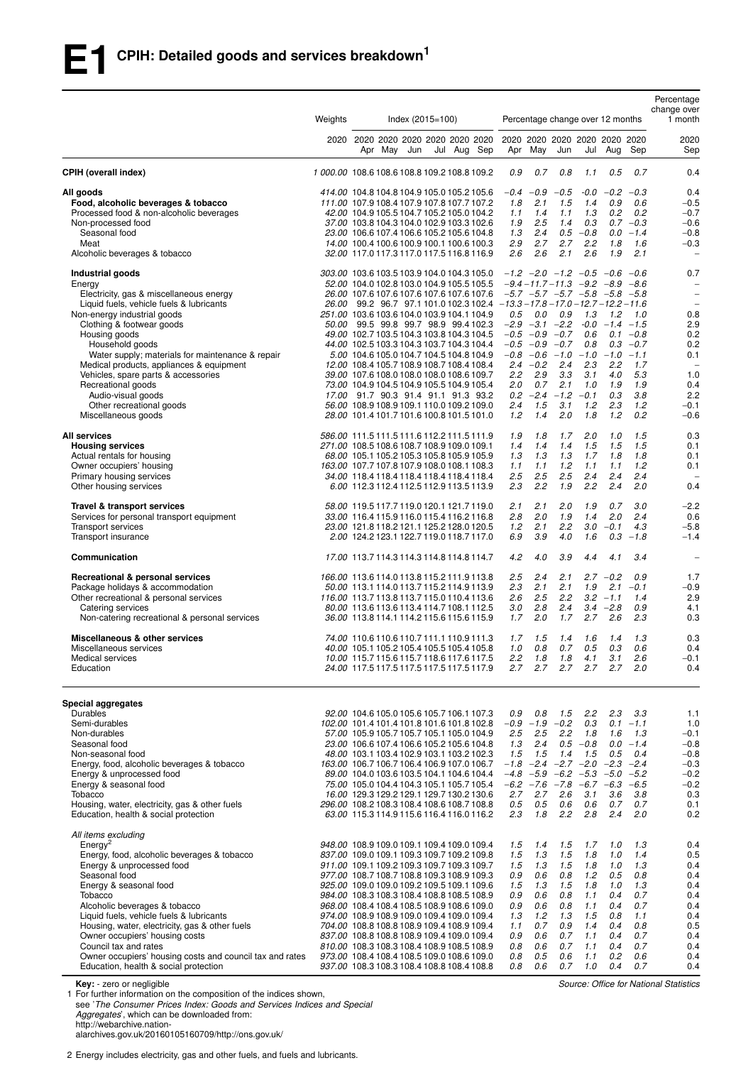# E1 CPIH: Detailed goods and services breakdown[1]

| | Weights | Index (2015=100) | | | | | | Percentage change over 12 months | | | | | | Percentage change over 1 month |
|---|---|---|---|---|---|---|---|---|---|---|---|---|---|---|
| | 2020 | 2020 Apr | 2020 May | 2020 Jun | 2020 Jul | 2020 Aug | 2020 Sep | 2020 Apr | 2020 May | 2020 Jun | 2020 Jul | 2020 Aug | 2020 Sep | 2020 Sep |
| **CPIH (overall index)** | 1 000.00 | 108.6 | 108.6 | 108.8 | 109.2 | 108.8 | 109.2 | 0.9 | 0.7 | 0.8 | 1.1 | 0.5 | 0.7 | 0.4 |
| **All goods** | 414.00 | 104.8 | 104.8 | 104.9 | 105.0 | 105.2 | 105.6 | –0.4 | –0.9 | –0.5 | -0.0 | –0.2 | –0.3 | 0.4 |
| **Food, alcoholic beverages & tobacco** | 111.00 | 107.9 | 108.4 | 107.9 | 107.8 | 107.7 | 107.2 | 1.8 | 2.1 | 1.5 | 1.4 | 0.9 | 0.6 | –0.5 |
| Processed food & non-alcoholic beverages | 42.00 | 104.9 | 105.5 | 104.7 | 105.2 | 105.0 | 104.2 | 1.1 | 1.4 | 1.1 | 1.3 | 0.2 | 0.2 | –0.7 |
| Non-processed food | 37.00 | 103.8 | 104.3 | 104.0 | 102.9 | 103.3 | 102.6 | 1.9 | 2.5 | 1.4 | 0.3 | 0.7 | –0.3 | –0.6 |
| Seasonal food | 23.00 | 106.6 | 107.4 | 106.6 | 105.2 | 105.6 | 104.8 | 1.3 | 2.4 | 0.5 | –0.8 | 0.0 | –1.4 | –0.8 |
| Meat | 14.00 | 100.4 | 100.6 | 100.9 | 100.1 | 100.6 | 100.3 | 2.9 | 2.7 | 2.7 | 2.2 | 1.8 | 1.6 | –0.3 |
| Alcoholic beverages & tobacco | 32.00 | 117.0 | 117.3 | 117.0 | 117.5 | 116.8 | 116.9 | 2.6 | 2.6 | 2.1 | 2.6 | 1.9 | 2.1 | – |
| **Industrial goods** | 303.00 | 103.6 | 103.5 | 103.9 | 104.0 | 104.3 | 105.0 | –1.2 | –2.0 | –1.2 | –0.5 | –0.6 | –0.6 | 0.7 |
| Energy | 52.00 | 104.0 | 102.8 | 103.0 | 104.9 | 105.5 | 105.5 | –9.4 | –11.7 | –11.3 | –9.2 | –8.9 | –8.6 | – |
| Electricity, gas & miscellaneous energy | 26.00 | 107.6 | 107.6 | 107.6 | 107.6 | 107.6 | 107.6 | –5.7 | –5.7 | –5.7 | –5.8 | –5.8 | –5.8 | – |
| Liquid fuels, vehicle fuels & lubricants | 26.00 | 99.2 | 96.7 | 97.1 | 101.0 | 102.3 | 102.4 | –13.3 | –17.8 | –17.0 | –12.7 | –12.2 | –11.6 | – |
| Non-energy industrial goods | 251.00 | 103.6 | 103.6 | 104.0 | 103.9 | 104.1 | 104.9 | 0.5 | 0.0 | 0.9 | 1.3 | 1.2 | 1.0 | 0.8 |
| Clothing & footwear goods | 50.00 | 99.5 | 99.8 | 99.7 | 98.9 | 99.4 | 102.3 | –2.9 | –3.1 | –2.2 | -0.0 | –1.4 | –1.5 | 2.9 |
| Housing goods | 49.00 | 102.7 | 103.5 | 104.3 | 103.8 | 104.3 | 104.5 | –0.5 | –0.9 | –0.7 | 0.6 | 0.1 | –0.8 | 0.2 |
| Household goods | 44.00 | 102.5 | 103.3 | 104.3 | 103.7 | 104.3 | 104.4 | –0.5 | –0.9 | –0.7 | 0.8 | 0.3 | –0.7 | 0.2 |
| Water supply; materials for maintenance & repair | 5.00 | 104.6 | 105.0 | 104.7 | 104.5 | 104.8 | 104.9 | –0.8 | –0.6 | –1.0 | –1.0 | –1.0 | –1.1 | 0.1 |
| Medical products, appliances & equipment | 12.00 | 108.4 | 105.7 | 108.9 | 108.7 | 108.4 | 108.4 | 2.4 | –0.2 | 2.4 | 2.3 | 2.2 | 1.7 | – |
| Vehicles, spare parts & accessories | 39.00 | 107.6 | 108.0 | 108.0 | 108.0 | 108.6 | 109.7 | 2.2 | 2.9 | 3.3 | 3.1 | 4.0 | 5.3 | 1.0 |
| Recreational goods | 73.00 | 104.9 | 104.5 | 104.9 | 105.5 | 104.9 | 105.4 | 2.0 | 0.7 | 2.1 | 1.0 | 1.9 | 1.9 | 0.4 |
| Audio-visual goods | 17.00 | 91.7 | 90.3 | 91.4 | 91.1 | 91.3 | 93.2 | 0.2 | –2.4 | –1.2 | –0.1 | 0.3 | 3.8 | 2.2 |
| Other recreational goods | 56.00 | 108.9 | 108.9 | 109.1 | 110.0 | 109.2 | 109.0 | 2.4 | 1.5 | 3.1 | 1.2 | 2.3 | 1.2 | –0.1 |
| Miscellaneous goods | 28.00 | 101.4 | 101.7 | 101.6 | 100.8 | 101.5 | 101.0 | 1.2 | 1.4 | 2.0 | 1.8 | 1.2 | 0.2 | –0.6 |
| **All services** | 586.00 | 111.5 | 111.5 | 111.6 | 112.2 | 111.5 | 111.9 | 1.9 | 1.8 | 1.7 | 2.0 | 1.0 | 1.5 | 0.3 |
| **Housing services** | 271.00 | 108.5 | 108.6 | 108.7 | 108.9 | 109.0 | 109.1 | 1.4 | 1.4 | 1.4 | 1.5 | 1.5 | 1.5 | 0.1 |
| Actual rentals for housing | 68.00 | 105.1 | 105.2 | 105.3 | 105.8 | 105.9 | 105.9 | 1.3 | 1.3 | 1.3 | 1.7 | 1.8 | 1.8 | 0.1 |
| Owner occupiers' housing | 163.00 | 107.7 | 107.8 | 107.9 | 108.0 | 108.1 | 108.3 | 1.1 | 1.1 | 1.2 | 1.1 | 1.1 | 1.2 | 0.1 |
| Primary housing services | 34.00 | 118.4 | 118.4 | 118.4 | 118.4 | 118.4 | 118.4 | 2.5 | 2.5 | 2.5 | 2.4 | 2.4 | 2.4 | – |
| Other housing services | 6.00 | 112.3 | 112.4 | 112.5 | 112.9 | 113.5 | 113.9 | 2.3 | 2.2 | 1.9 | 2.2 | 2.4 | 2.0 | 0.4 |
| **Travel & transport services** | 58.00 | 119.5 | 117.7 | 119.0 | 120.1 | 121.7 | 119.0 | 2.1 | 2.1 | 2.0 | 1.9 | 0.7 | 3.0 | –2.2 |
| Services for personal transport equipment | 33.00 | 116.4 | 115.9 | 116.0 | 115.4 | 116.2 | 116.8 | 2.8 | 2.0 | 1.9 | 1.4 | 2.0 | 2.4 | 0.6 |
| Transport services | 23.00 | 121.8 | 118.2 | 121.1 | 125.2 | 128.0 | 120.5 | 1.2 | 2.1 | 2.2 | 3.0 | –0.1 | 4.3 | –5.8 |
| Transport insurance | 2.00 | 124.2 | 123.1 | 122.7 | 119.0 | 118.7 | 117.0 | 6.9 | 3.9 | 4.0 | 1.6 | 0.3 | –1.8 | –1.4 |
| **Communication** | 17.00 | 113.7 | 114.3 | 114.3 | 114.8 | 114.8 | 114.7 | 4.2 | 4.0 | 3.9 | 4.4 | 4.1 | 3.4 | – |
| **Recreational & personal services** | 166.00 | 113.6 | 114.0 | 113.8 | 115.2 | 111.9 | 113.8 | 2.5 | 2.4 | 2.1 | 2.7 | –0.2 | 0.9 | 1.7 |
| Package holidays & accommodation | 50.00 | 113.1 | 114.0 | 113.7 | 115.2 | 114.9 | 113.9 | 2.3 | 2.1 | 2.1 | 1.9 | 2.1 | –0.1 | –0.9 |
| Other recreational & personal services | 116.00 | 113.7 | 113.8 | 113.7 | 115.0 | 110.4 | 113.6 | 2.6 | 2.5 | 2.2 | 3.2 | –1.1 | 1.4 | 2.9 |
| Catering services | 80.00 | 113.6 | 113.6 | 113.4 | 114.7 | 108.1 | 112.5 | 3.0 | 2.8 | 2.4 | 3.4 | –2.8 | 0.9 | 4.1 |
| Non-catering recreational & personal services | 36.00 | 113.8 | 114.1 | 114.2 | 115.6 | 115.6 | 115.9 | 1.7 | 2.0 | 1.7 | 2.7 | 2.6 | 2.3 | 0.3 |
| **Miscellaneous & other services** | 74.00 | 110.6 | 110.6 | 110.7 | 111.1 | 110.9 | 111.3 | 1.7 | 1.5 | 1.4 | 1.6 | 1.4 | 1.3 | 0.3 |
| Miscellaneous services | 40.00 | 105.1 | 105.2 | 105.4 | 105.5 | 105.4 | 105.8 | 1.0 | 0.8 | 0.7 | 0.5 | 0.3 | 0.6 | 0.4 |
| Medical services | 10.00 | 115.7 | 115.6 | 115.7 | 118.6 | 117.6 | 117.5 | 2.2 | 1.8 | 1.8 | 4.1 | 3.1 | 2.6 | –0.1 |
| Education | 24.00 | 117.5 | 117.5 | 117.5 | 117.5 | 117.5 | 117.9 | 2.7 | 2.7 | 2.7 | 2.7 | 2.7 | 2.0 | 0.4 |
| **Special aggregates** | | | | | | | | | | | | | | |
| Durables | 92.00 | 104.6 | 105.0 | 105.6 | 105.7 | 106.1 | 107.3 | 0.9 | 0.8 | 1.5 | 2.2 | 2.3 | 3.3 | 1.1 |
| Semi-durables | 102.00 | 101.4 | 101.4 | 101.8 | 101.6 | 101.8 | 102.8 | –0.9 | –1.9 | –0.2 | 0.3 | 0.1 | –1.1 | 1.0 |
| Non-durables | 57.00 | 105.9 | 105.7 | 105.7 | 105.1 | 105.0 | 104.9 | 2.5 | 2.5 | 2.2 | 1.8 | 1.6 | 1.3 | –0.1 |
| Seasonal food | 23.00 | 106.6 | 107.4 | 106.6 | 105.2 | 105.6 | 104.8 | 1.3 | 2.4 | 0.5 | –0.8 | 0.0 | –1.4 | –0.8 |
| Non-seasonal food | 48.00 | 103.1 | 103.4 | 102.9 | 103.1 | 103.2 | 102.3 | 1.5 | 1.5 | 1.4 | 1.5 | 0.5 | 0.4 | –0.8 |
| Energy, food, alcoholic beverages & tobacco | 163.00 | 106.7 | 106.7 | 106.4 | 106.9 | 107.0 | 106.7 | –1.8 | –2.4 | –2.7 | –2.0 | –2.3 | –2.4 | –0.3 |
| Energy & unprocessed food | 89.00 | 104.0 | 103.6 | 103.5 | 104.1 | 104.6 | 104.4 | –4.8 | –5.9 | –6.2 | –5.3 | –5.0 | –5.2 | –0.2 |
| Energy & seasonal food | 75.00 | 105.0 | 104.4 | 104.3 | 105.1 | 105.7 | 105.4 | –6.2 | –7.6 | –7.8 | –6.7 | –6.3 | –6.5 | –0.2 |
| Tobacco | 16.00 | 129.3 | 129.2 | 129.1 | 129.7 | 130.2 | 130.6 | 2.7 | 2.7 | 2.6 | 3.1 | 3.6 | 3.8 | 0.3 |
| Housing, water, electricity, gas & other fuels | 296.00 | 108.2 | 108.3 | 108.4 | 108.6 | 108.7 | 108.8 | 0.5 | 0.5 | 0.6 | 0.6 | 0.7 | 0.7 | 0.1 |
| Education, health & social protection | 63.00 | 115.3 | 114.9 | 115.6 | 116.4 | 116.0 | 116.2 | 2.3 | 1.8 | 2.2 | 2.8 | 2.4 | 2.0 | 0.2 |
| *All items excluding* | | | | | | | | | | | | | | |
| Energy[2] | 948.00 | 108.9 | 109.0 | 109.1 | 109.4 | 109.0 | 109.4 | 1.5 | 1.4 | 1.5 | 1.7 | 1.0 | 1.3 | 0.4 |
| Energy, food, alcoholic beverages & tobacco | 837.00 | 109.0 | 109.1 | 109.3 | 109.7 | 109.2 | 109.8 | 1.5 | 1.3 | 1.5 | 1.8 | 1.0 | 1.4 | 0.5 |
| Energy & unprocessed food | 911.00 | 109.1 | 109.2 | 109.3 | 109.7 | 109.3 | 109.7 | 1.5 | 1.3 | 1.5 | 1.8 | 1.0 | 1.3 | 0.4 |
| Seasonal food | 977.00 | 108.7 | 108.7 | 108.8 | 109.3 | 108.9 | 109.3 | 0.9 | 0.6 | 0.8 | 1.2 | 0.5 | 0.8 | 0.4 |
| Energy & seasonal food | 925.00 | 109.0 | 109.0 | 109.2 | 109.5 | 109.1 | 109.6 | 1.5 | 1.3 | 1.5 | 1.8 | 1.0 | 1.3 | 0.4 |
| Tobacco | 984.00 | 108.3 | 108.3 | 108.4 | 108.8 | 108.5 | 108.9 | 0.9 | 0.6 | 0.8 | 1.1 | 0.4 | 0.7 | 0.4 |
| Alcoholic beverages & tobacco | 968.00 | 108.4 | 108.4 | 108.5 | 108.9 | 108.6 | 109.0 | 0.9 | 0.6 | 0.8 | 1.1 | 0.4 | 0.7 | 0.4 |
| Liquid fuels, vehicle fuels & lubricants | 974.00 | 108.9 | 108.9 | 109.0 | 109.4 | 109.0 | 109.4 | 1.3 | 1.2 | 1.3 | 1.5 | 0.8 | 1.1 | 0.4 |
| Housing, water, electricity, gas & other fuels | 704.00 | 108.8 | 108.8 | 108.9 | 109.4 | 108.9 | 109.4 | 1.1 | 0.7 | 0.9 | 1.4 | 0.4 | 0.8 | 0.5 |
| Owner occupiers' housing costs | 837.00 | 108.8 | 108.8 | 108.9 | 109.4 | 109.0 | 109.4 | 0.9 | 0.6 | 0.7 | 1.1 | 0.4 | 0.7 | 0.4 |
| Council tax and rates | 810.00 | 108.3 | 108.3 | 108.4 | 108.9 | 108.5 | 108.9 | 0.8 | 0.6 | 0.7 | 1.1 | 0.4 | 0.7 | 0.4 |
| Owner occupiers' housing costs and council tax and rates | 973.00 | 108.4 | 108.4 | 108.5 | 109.0 | 108.6 | 109.0 | 0.8 | 0.5 | 0.6 | 1.1 | 0.2 | 0.6 | 0.4 |
| Education, health & social protection | 937.00 | 108.3 | 108.3 | 108.4 | 108.8 | 108.4 | 108.8 | 0.8 | 0.6 | 0.7 | 1.0 | 0.4 | 0.7 | 0.4 |

**Key:** - zero or negligible

Source: Office for National Statistics

1 For further information on the composition of the indices shown, see '*The Consumer Prices Index: Goods and Services Indices and Special Aggregates*', which can be downloaded from: http://webarchive.nationalarchives.gov.uk/20160105160709/http://ons.gov.uk/

2 Energy includes electricity, gas and other fuels, and fuels and lubricants.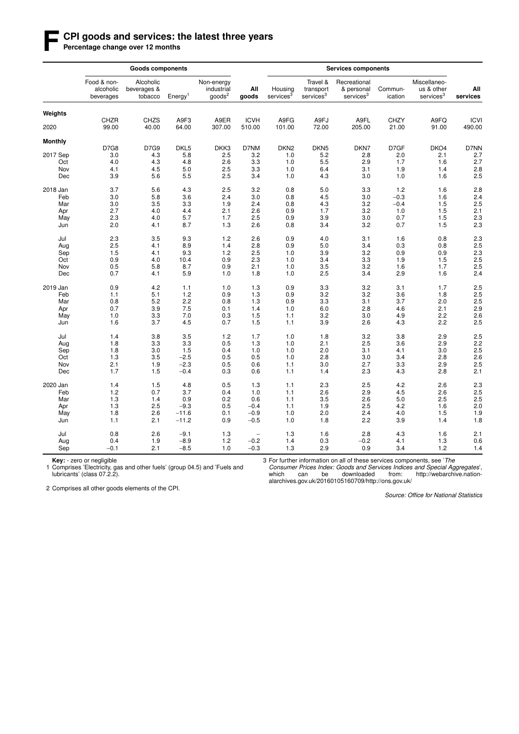# F CPI goods and services: the latest three years

**Percentage change over 12 months**

| | Goods components | | | | | Services components | | | | | |
|---|---|---|---|---|---|---|---|---|---|---|---|
| | Food & non-alcoholic beverages | Alcoholic beverages & tobacco | Energy[1] | Non-energy industrial goods[2] | **All goods** | Housing services[3] | Travel & transport services[3] | Recreational & personal services[3] | Communication | Miscellaneous & other services[3] | **All services** |
| **Weights** | CHZR | CHZS | A9F3 | A9ER | ICVH | A9FG | A9FJ | A9FL | CHZY | A9FQ | ICVI |
| 2020 | 99.00 | 40.00 | 64.00 | 307.00 | 510.00 | 101.00 | 72.00 | 205.00 | 21.00 | 91.00 | 490.00 |
| **Monthly** | D7G8 | D7G9 | DKL5 | DKK3 | D7NM | DKN2 | DKN5 | DKN7 | D7GF | DKO4 | D7NN |
| 2017 Sep | 3.0 | 4.3 | 5.8 | 2.5 | 3.2 | 1.0 | 5.2 | 2.8 | 2.0 | 2.1 | 2.7 |
| Oct | 4.0 | 4.3 | 4.8 | 2.6 | 3.3 | 1.0 | 5.5 | 2.9 | 1.7 | 1.6 | 2.7 |
| Nov | 4.1 | 4.5 | 5.0 | 2.5 | 3.3 | 1.0 | 6.4 | 3.1 | 1.9 | 1.4 | 2.8 |
| Dec | 3.9 | 5.6 | 5.5 | 2.5 | 3.4 | 1.0 | 4.3 | 3.0 | 1.0 | 1.6 | 2.5 |
| 2018 Jan | 3.7 | 5.6 | 4.3 | 2.5 | 3.2 | 0.8 | 5.0 | 3.3 | 1.2 | 1.6 | 2.8 |
| Feb | 3.0 | 5.8 | 3.6 | 2.4 | 3.0 | 0.8 | 4.5 | 3.0 | −0.3 | 1.6 | 2.4 |
| Mar | 3.0 | 3.5 | 3.3 | 1.9 | 2.4 | 0.8 | 4.3 | 3.2 | −0.4 | 1.5 | 2.5 |
| Apr | 2.7 | 4.0 | 4.4 | 2.1 | 2.6 | 0.9 | 1.7 | 3.2 | 1.0 | 1.5 | 2.1 |
| May | 2.3 | 4.0 | 5.7 | 1.7 | 2.5 | 0.9 | 3.9 | 3.0 | 0.7 | 1.5 | 2.3 |
| Jun | 2.0 | 4.1 | 8.7 | 1.3 | 2.6 | 0.8 | 3.4 | 3.2 | 0.7 | 1.5 | 2.3 |
| Jul | 2.3 | 3.5 | 9.3 | 1.2 | 2.6 | 0.9 | 4.0 | 3.1 | 1.6 | 0.8 | 2.3 |
| Aug | 2.5 | 4.1 | 8.9 | 1.4 | 2.8 | 0.9 | 5.0 | 3.4 | 0.3 | 0.8 | 2.5 |
| Sep | 1.5 | 4.1 | 9.3 | 1.2 | 2.5 | 1.0 | 3.9 | 3.2 | 0.9 | 0.9 | 2.3 |
| Oct | 0.9 | 4.0 | 10.4 | 0.9 | 2.3 | 1.0 | 3.4 | 3.3 | 1.9 | 1.5 | 2.5 |
| Nov | 0.5 | 5.8 | 8.7 | 0.9 | 2.1 | 1.0 | 3.5 | 3.2 | 1.6 | 1.7 | 2.5 |
| Dec | 0.7 | 4.1 | 5.9 | 1.0 | 1.8 | 1.0 | 2.5 | 3.4 | 2.9 | 1.6 | 2.4 |
| 2019 Jan | 0.9 | 4.2 | 1.1 | 1.0 | 1.3 | 0.9 | 3.3 | 3.2 | 3.1 | 1.7 | 2.5 |
| Feb | 1.1 | 5.1 | 1.2 | 0.9 | 1.3 | 0.9 | 3.2 | 3.2 | 3.6 | 1.8 | 2.5 |
| Mar | 0.8 | 5.2 | 2.2 | 0.8 | 1.3 | 0.9 | 3.3 | 3.1 | 3.7 | 2.0 | 2.5 |
| Apr | 0.7 | 3.9 | 7.5 | 0.1 | 1.4 | 1.0 | 6.0 | 2.8 | 4.6 | 2.1 | 2.9 |
| May | 1.0 | 3.3 | 7.0 | 0.3 | 1.5 | 1.1 | 3.2 | 3.0 | 4.9 | 2.2 | 2.6 |
| Jun | 1.6 | 3.7 | 4.5 | 0.7 | 1.5 | 1.1 | 3.9 | 2.6 | 4.3 | 2.2 | 2.5 |
| Jul | 1.4 | 3.8 | 3.5 | 1.2 | 1.7 | 1.0 | 1.8 | 3.2 | 3.8 | 2.9 | 2.5 |
| Aug | 1.8 | 3.3 | 3.3 | 0.5 | 1.3 | 1.0 | 2.1 | 2.5 | 3.6 | 2.9 | 2.2 |
| Sep | 1.8 | 3.0 | 1.5 | 0.4 | 1.0 | 1.0 | 2.0 | 3.1 | 4.1 | 3.0 | 2.5 |
| Oct | 1.3 | 3.5 | −2.5 | 0.5 | 0.5 | 1.0 | 2.8 | 3.0 | 3.4 | 2.8 | 2.6 |
| Nov | 2.1 | 1.9 | −2.3 | 0.5 | 0.6 | 1.1 | 3.0 | 2.7 | 3.3 | 2.9 | 2.5 |
| Dec | 1.7 | 1.5 | −0.4 | 0.3 | 0.6 | 1.1 | 1.4 | 2.3 | 4.3 | 2.8 | 2.1 |
| 2020 Jan | 1.4 | 1.5 | 4.8 | 0.5 | 1.3 | 1.1 | 2.3 | 2.5 | 4.2 | 2.6 | 2.3 |
| Feb | 1.2 | 0.7 | 3.7 | 0.4 | 1.0 | 1.1 | 2.6 | 2.9 | 4.5 | 2.6 | 2.5 |
| Mar | 1.3 | 1.4 | 0.9 | 0.2 | 0.6 | 1.1 | 3.5 | 2.6 | 5.0 | 2.5 | 2.5 |
| Apr | 1.3 | 2.5 | −9.3 | 0.5 | −0.4 | 1.1 | 1.9 | 2.5 | 4.2 | 1.6 | 2.0 |
| May | 1.8 | 2.6 | −11.6 | 0.1 | −0.9 | 1.0 | 2.0 | 2.4 | 4.0 | 1.5 | 1.9 |
| Jun | 1.1 | 2.1 | −11.2 | 0.9 | −0.5 | 1.0 | 1.8 | 2.2 | 3.9 | 1.4 | 1.8 |
| Jul | 0.8 | 2.6 | −9.1 | 1.3 | – | 1.3 | 1.6 | 2.8 | 4.3 | 1.6 | 2.1 |
| Aug | 0.4 | 1.9 | −8.9 | 1.2 | −0.2 | 1.4 | 0.3 | −0.2 | 4.1 | 1.3 | 0.6 |
| Sep | −0.1 | 2.1 | −8.5 | 1.0 | −0.3 | 1.3 | 2.9 | 0.9 | 3.4 | 1.2 | 1.4 |

**Key:** - zero or negligible

1 Comprises 'Electricity, gas and other fuels' (group 04.5) and 'Fuels and lubricants' (class 07.2.2).

2 Comprises all other goods elements of the CPI.

3 For further information on all of these services components, see '*The Consumer Prices Index: Goods and Services Indices and Special Aggregates*', which can be downloaded from: http://webarchive.nationalarchives.gov.uk/20160105160709/http://ons.gov.uk/

*Source: Office for National Statistics*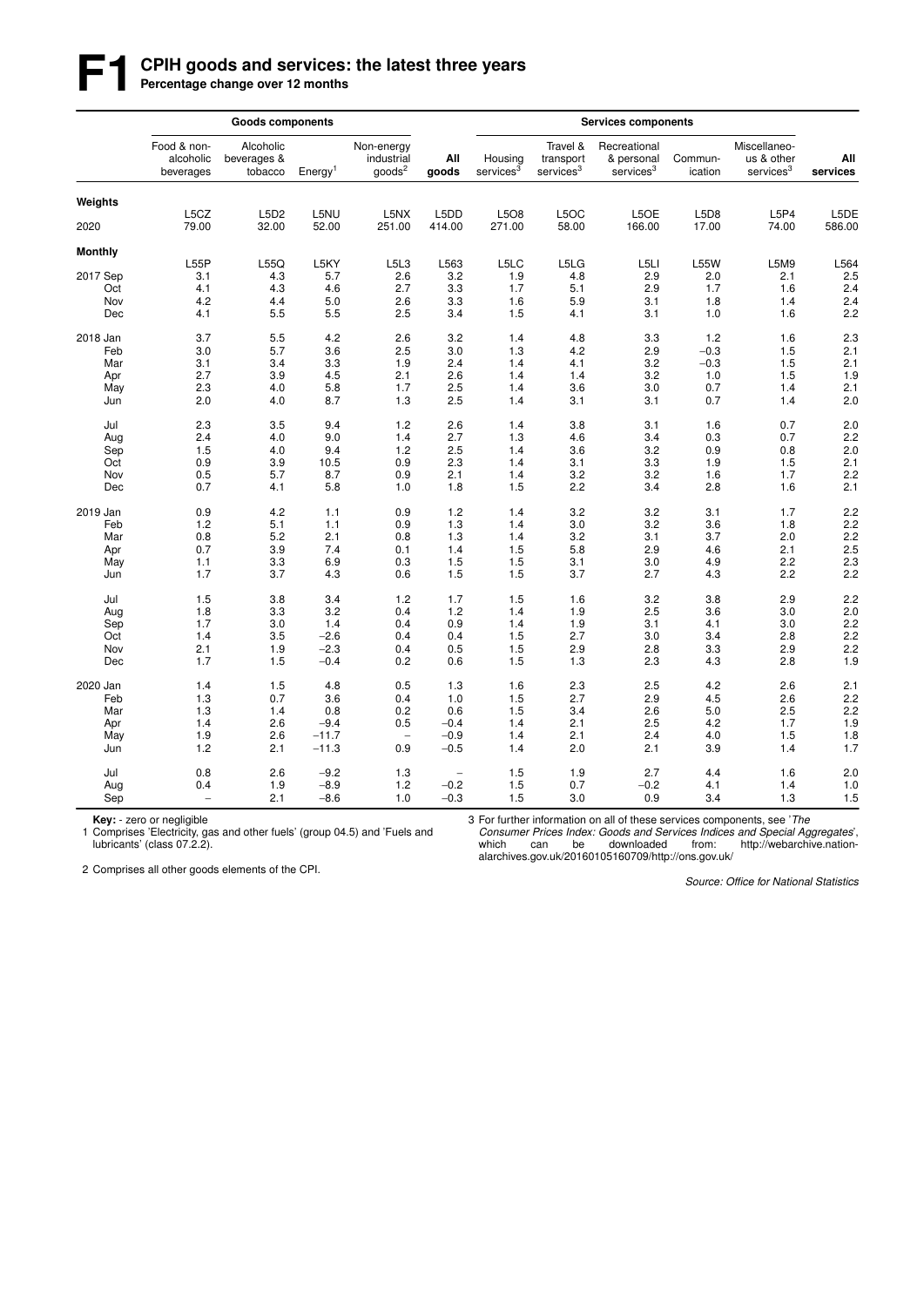# F1 CPIH goods and services: the latest three years

**Percentage change over 12 months**

| | Goods components | | | | | Services components | | | | | |
|---|---|---|---|---|---|---|---|---|---|---|---|
| | Food & non-alcoholic beverages | Alcoholic beverages & tobacco | Energy[1] | Non-energy industrial goods[2] | **All goods** | Housing services[3] | Travel & transport services[3] | Recreational & personal services[3] | Commun-ication | Miscellaneo-us & other services[3] | **All services** |
| **Weights** | | | | | | | | | | | |
| | L5CZ | L5D2 | L5NU | L5NX | L5DD | L5O8 | L5OC | L5OE | L5D8 | L5P4 | L5DE |
| 2020 | 79.00 | 32.00 | 52.00 | 251.00 | 414.00 | 271.00 | 58.00 | 166.00 | 17.00 | 74.00 | 586.00 |
| **Monthly** | | | | | | | | | | | |
| | L55P | L55Q | L5KY | L5L3 | L563 | L5LC | L5LG | L5LI | L55W | L5M9 | L564 |
| 2017 Sep | 3.1 | 4.3 | 5.7 | 2.6 | 3.2 | 1.9 | 4.8 | 2.9 | 2.0 | 2.1 | 2.5 |
| Oct | 4.1 | 4.3 | 4.6 | 2.7 | 3.3 | 1.7 | 5.1 | 2.9 | 1.7 | 1.6 | 2.4 |
| Nov | 4.2 | 4.4 | 5.0 | 2.6 | 3.3 | 1.6 | 5.9 | 3.1 | 1.8 | 1.4 | 2.4 |
| Dec | 4.1 | 5.5 | 5.5 | 2.5 | 3.4 | 1.5 | 4.1 | 3.1 | 1.0 | 1.6 | 2.2 |
| 2018 Jan | 3.7 | 5.5 | 4.2 | 2.6 | 3.2 | 1.4 | 4.8 | 3.3 | 1.2 | 1.6 | 2.3 |
| Feb | 3.0 | 5.7 | 3.6 | 2.5 | 3.0 | 1.3 | 4.2 | 2.9 | −0.3 | 1.5 | 2.1 |
| Mar | 3.1 | 3.4 | 3.3 | 1.9 | 2.4 | 1.4 | 4.1 | 3.2 | −0.3 | 1.5 | 2.1 |
| Apr | 2.7 | 3.9 | 4.5 | 2.1 | 2.6 | 1.4 | 1.4 | 3.2 | 1.0 | 1.5 | 1.9 |
| May | 2.3 | 4.0 | 5.8 | 1.7 | 2.5 | 1.4 | 3.6 | 3.0 | 0.7 | 1.4 | 2.1 |
| Jun | 2.0 | 4.0 | 8.7 | 1.3 | 2.5 | 1.4 | 3.1 | 3.1 | 0.7 | 1.4 | 2.0 |
| Jul | 2.3 | 3.5 | 9.4 | 1.2 | 2.6 | 1.4 | 3.8 | 3.1 | 1.6 | 0.7 | 2.0 |
| Aug | 2.4 | 4.0 | 9.0 | 1.4 | 2.7 | 1.3 | 4.6 | 3.4 | 0.3 | 0.7 | 2.2 |
| Sep | 1.5 | 4.0 | 9.4 | 1.2 | 2.5 | 1.4 | 3.6 | 3.2 | 0.9 | 0.8 | 2.0 |
| Oct | 0.9 | 3.9 | 10.5 | 0.9 | 2.3 | 1.4 | 3.1 | 3.3 | 1.9 | 1.5 | 2.1 |
| Nov | 0.5 | 5.7 | 8.7 | 0.9 | 2.1 | 1.4 | 3.2 | 3.2 | 1.6 | 1.7 | 2.2 |
| Dec | 0.7 | 4.1 | 5.8 | 1.0 | 1.8 | 1.5 | 2.2 | 3.4 | 2.8 | 1.6 | 2.1 |
| 2019 Jan | 0.9 | 4.2 | 1.1 | 0.9 | 1.2 | 1.4 | 3.2 | 3.2 | 3.1 | 1.7 | 2.2 |
| Feb | 1.2 | 5.1 | 1.1 | 0.9 | 1.3 | 1.4 | 3.0 | 3.2 | 3.6 | 1.8 | 2.2 |
| Mar | 0.8 | 5.2 | 2.1 | 0.8 | 1.3 | 1.4 | 3.2 | 3.1 | 3.7 | 2.0 | 2.2 |
| Apr | 0.7 | 3.9 | 7.4 | 0.1 | 1.4 | 1.5 | 5.8 | 2.9 | 4.6 | 2.1 | 2.5 |
| May | 1.1 | 3.3 | 6.9 | 0.3 | 1.5 | 1.5 | 3.1 | 3.0 | 4.9 | 2.2 | 2.3 |
| Jun | 1.7 | 3.7 | 4.3 | 0.6 | 1.5 | 1.5 | 3.7 | 2.7 | 4.3 | 2.2 | 2.2 |
| Jul | 1.5 | 3.8 | 3.4 | 1.2 | 1.7 | 1.5 | 1.6 | 3.2 | 3.8 | 2.9 | 2.2 |
| Aug | 1.8 | 3.3 | 3.2 | 0.4 | 1.2 | 1.4 | 1.9 | 2.5 | 3.6 | 3.0 | 2.0 |
| Sep | 1.7 | 3.0 | 1.4 | 0.4 | 0.9 | 1.4 | 1.9 | 3.1 | 4.1 | 3.0 | 2.2 |
| Oct | 1.4 | 3.5 | −2.6 | 0.4 | 0.4 | 1.5 | 2.7 | 3.0 | 3.4 | 2.8 | 2.2 |
| Nov | 2.1 | 1.9 | −2.3 | 0.4 | 0.5 | 1.5 | 2.9 | 2.8 | 3.3 | 2.9 | 2.2 |
| Dec | 1.7 | 1.5 | −0.4 | 0.2 | 0.6 | 1.5 | 1.3 | 2.3 | 4.3 | 2.8 | 1.9 |
| 2020 Jan | 1.4 | 1.5 | 4.8 | 0.5 | 1.3 | 1.6 | 2.3 | 2.5 | 4.2 | 2.6 | 2.1 |
| Feb | 1.3 | 0.7 | 3.6 | 0.4 | 1.0 | 1.5 | 2.7 | 2.9 | 4.5 | 2.6 | 2.2 |
| Mar | 1.3 | 1.4 | 0.8 | 0.2 | 0.6 | 1.5 | 3.4 | 2.6 | 5.0 | 2.5 | 2.2 |
| Apr | 1.4 | 2.6 | −9.4 | 0.5 | −0.4 | 1.4 | 2.1 | 2.5 | 4.2 | 1.7 | 1.9 |
| May | 1.9 | 2.6 | −11.7 | – | −0.9 | 1.4 | 2.1 | 2.4 | 4.0 | 1.5 | 1.8 |
| Jun | 1.2 | 2.1 | −11.3 | 0.9 | −0.5 | 1.4 | 2.0 | 2.1 | 3.9 | 1.4 | 1.7 |
| Jul | 0.8 | 2.6 | −9.2 | 1.3 | – | 1.5 | 1.9 | 2.7 | 4.4 | 1.6 | 2.0 |
| Aug | 0.4 | 1.9 | −8.9 | 1.2 | −0.2 | 1.5 | 0.7 | −0.2 | 4.1 | 1.4 | 1.0 |
| Sep | – | 2.1 | −8.6 | 1.0 | −0.3 | 1.5 | 3.0 | 0.9 | 3.4 | 1.3 | 1.5 |

**Key:** - zero or negligible

1 Comprises 'Electricity, gas and other fuels' (group 04.5) and 'Fuels and lubricants' (class 07.2.2).

2 Comprises all other goods elements of the CPI.

3 For further information on all of these services components, see '*The Consumer Prices Index: Goods and Services Indices and Special Aggregates*', which can be downloaded from: http://webarchive.nationalarchives.gov.uk/20160105160709/http://ons.gov.uk/

*Source: Office for National Statistics*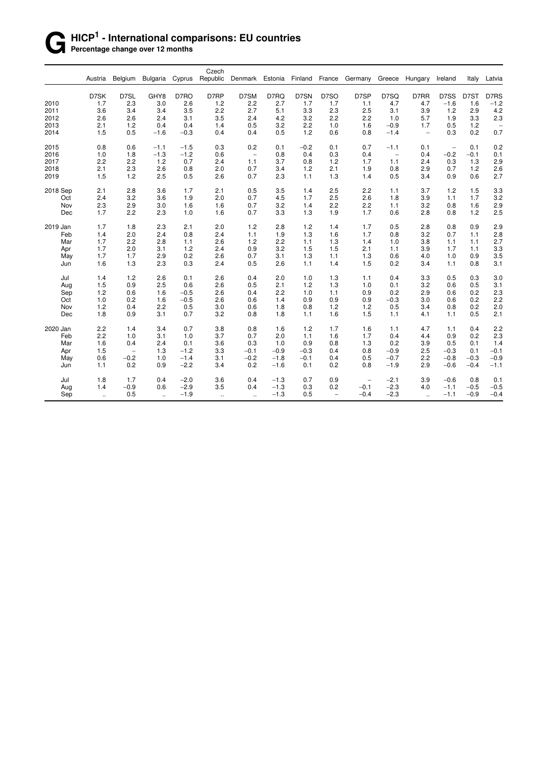# G HICP[1] - International comparisons: EU countries

**Percentage change over 12 months**

| | Austria | Belgium | Bulgaria | Cyprus | Czech Republic | Denmark | Estonia | Finland | France | Germany | Greece | Hungary | Ireland | Italy | Latvia |
|---|---|---|---|---|---|---|---|---|---|---|---|---|---|---|---|
| | D7SK | D7SL | GHY8 | D7RO | D7RP | D7SM | D7RQ | D7SN | D7SO | D7SP | D7SQ | D7RR | D7SS | D7ST | D7RS |
| 2010 | 1.7 | 2.3 | 3.0 | 2.6 | 1.2 | 2.2 | 2.7 | 1.7 | 1.7 | 1.1 | 4.7 | 4.7 | −1.6 | 1.6 | −1.2 |
| 2011 | 3.6 | 3.4 | 3.4 | 3.5 | 2.2 | 2.7 | 5.1 | 3.3 | 2.3 | 2.5 | 3.1 | 3.9 | 1.2 | 2.9 | 4.2 |
| 2012 | 2.6 | 2.6 | 2.4 | 3.1 | 3.5 | 2.4 | 4.2 | 3.2 | 2.2 | 2.2 | 1.0 | 5.7 | 1.9 | 3.3 | 2.3 |
| 2013 | 2.1 | 1.2 | 0.4 | 0.4 | 1.4 | 0.5 | 3.2 | 2.2 | 1.0 | 1.6 | −0.9 | 1.7 | 0.5 | 1.2 | – |
| 2014 | 1.5 | 0.5 | −1.6 | −0.3 | 0.4 | 0.4 | 0.5 | 1.2 | 0.6 | 0.8 | −1.4 | – | 0.3 | 0.2 | 0.7 |
| 2015 | 0.8 | 0.6 | −1.1 | −1.5 | 0.3 | 0.2 | 0.1 | −0.2 | 0.1 | 0.7 | −1.1 | 0.1 | – | 0.1 | 0.2 |
| 2016 | 1.0 | 1.8 | −1.3 | −1.2 | 0.6 | – | 0.8 | 0.4 | 0.3 | 0.4 | – | 0.4 | −0.2 | −0.1 | 0.1 |
| 2017 | 2.2 | 2.2 | 1.2 | 0.7 | 2.4 | 1.1 | 3.7 | 0.8 | 1.2 | 1.7 | 1.1 | 2.4 | 0.3 | 1.3 | 2.9 |
| 2018 | 2.1 | 2.3 | 2.6 | 0.8 | 2.0 | 0.7 | 3.4 | 1.2 | 2.1 | 1.9 | 0.8 | 2.9 | 0.7 | 1.2 | 2.6 |
| 2019 | 1.5 | 1.2 | 2.5 | 0.5 | 2.6 | 0.7 | 2.3 | 1.1 | 1.3 | 1.4 | 0.5 | 3.4 | 0.9 | 0.6 | 2.7 |
| 2018 Sep | 2.1 | 2.8 | 3.6 | 1.7 | 2.1 | 0.5 | 3.5 | 1.4 | 2.5 | 2.2 | 1.1 | 3.7 | 1.2 | 1.5 | 3.3 |
| Oct | 2.4 | 3.2 | 3.6 | 1.9 | 2.0 | 0.7 | 4.5 | 1.7 | 2.5 | 2.6 | 1.8 | 3.9 | 1.1 | 1.7 | 3.2 |
| Nov | 2.3 | 2.9 | 3.0 | 1.6 | 1.6 | 0.7 | 3.2 | 1.4 | 2.2 | 2.2 | 1.1 | 3.2 | 0.8 | 1.6 | 2.9 |
| Dec | 1.7 | 2.2 | 2.3 | 1.0 | 1.6 | 0.7 | 3.3 | 1.3 | 1.9 | 1.7 | 0.6 | 2.8 | 0.8 | 1.2 | 2.5 |
| 2019 Jan | 1.7 | 1.8 | 2.3 | 2.1 | 2.0 | 1.2 | 2.8 | 1.2 | 1.4 | 1.7 | 0.5 | 2.8 | 0.8 | 0.9 | 2.9 |
| Feb | 1.4 | 2.0 | 2.4 | 0.8 | 2.4 | 1.1 | 1.9 | 1.3 | 1.6 | 1.7 | 0.8 | 3.2 | 0.7 | 1.1 | 2.8 |
| Mar | 1.7 | 2.2 | 2.8 | 1.1 | 2.6 | 1.2 | 2.2 | 1.1 | 1.3 | 1.4 | 1.0 | 3.8 | 1.1 | 1.1 | 2.7 |
| Apr | 1.7 | 2.0 | 3.1 | 1.2 | 2.4 | 0.9 | 3.2 | 1.5 | 1.5 | 2.1 | 1.1 | 3.9 | 1.7 | 1.1 | 3.3 |
| May | 1.7 | 1.7 | 2.9 | 0.2 | 2.6 | 0.7 | 3.1 | 1.3 | 1.1 | 1.3 | 0.6 | 4.0 | 1.0 | 0.9 | 3.5 |
| Jun | 1.6 | 1.3 | 2.3 | 0.3 | 2.4 | 0.5 | 2.6 | 1.1 | 1.4 | 1.5 | 0.2 | 3.4 | 1.1 | 0.8 | 3.1 |
| Jul | 1.4 | 1.2 | 2.6 | 0.1 | 2.6 | 0.4 | 2.0 | 1.0 | 1.3 | 1.1 | 0.4 | 3.3 | 0.5 | 0.3 | 3.0 |
| Aug | 1.5 | 0.9 | 2.5 | 0.6 | 2.6 | 0.5 | 2.1 | 1.2 | 1.3 | 1.0 | 0.1 | 3.2 | 0.6 | 0.5 | 3.1 |
| Sep | 1.2 | 0.6 | 1.6 | −0.5 | 2.6 | 0.4 | 2.2 | 1.0 | 1.1 | 0.9 | 0.2 | 2.9 | 0.6 | 0.2 | 2.3 |
| Oct | 1.0 | 0.2 | 1.6 | −0.5 | 2.6 | 0.6 | 1.4 | 0.9 | 0.9 | 0.9 | −0.3 | 3.0 | 0.6 | 0.2 | 2.2 |
| Nov | 1.2 | 0.4 | 2.2 | 0.5 | 3.0 | 0.6 | 1.8 | 0.8 | 1.2 | 1.2 | 0.5 | 3.4 | 0.8 | 0.2 | 2.0 |
| Dec | 1.8 | 0.9 | 3.1 | 0.7 | 3.2 | 0.8 | 1.8 | 1.1 | 1.6 | 1.5 | 1.1 | 4.1 | 1.1 | 0.5 | 2.1 |
| 2020 Jan | 2.2 | 1.4 | 3.4 | 0.7 | 3.8 | 0.8 | 1.6 | 1.2 | 1.7 | 1.6 | 1.1 | 4.7 | 1.1 | 0.4 | 2.2 |
| Feb | 2.2 | 1.0 | 3.1 | 1.0 | 3.7 | 0.7 | 2.0 | 1.1 | 1.6 | 1.7 | 0.4 | 4.4 | 0.9 | 0.2 | 2.3 |
| Mar | 1.6 | 0.4 | 2.4 | 0.1 | 3.6 | 0.3 | 1.0 | 0.9 | 0.8 | 1.3 | 0.2 | 3.9 | 0.5 | 0.1 | 1.4 |
| Apr | 1.5 | – | 1.3 | −1.2 | 3.3 | −0.1 | −0.9 | −0.3 | 0.4 | 0.8 | −0.9 | 2.5 | −0.3 | 0.1 | −0.1 |
| May | 0.6 | −0.2 | 1.0 | −1.4 | 3.1 | −0.2 | −1.8 | −0.1 | 0.4 | 0.5 | −0.7 | 2.2 | −0.8 | −0.3 | −0.9 |
| Jun | 1.1 | 0.2 | 0.9 | −2.2 | 3.4 | 0.2 | −1.6 | 0.1 | 0.2 | 0.8 | −1.9 | 2.9 | −0.6 | −0.4 | −1.1 |
| Jul | 1.8 | 1.7 | 0.4 | −2.0 | 3.6 | 0.4 | −1.3 | 0.7 | 0.9 | – | −2.1 | 3.9 | −0.6 | 0.8 | 0.1 |
| Aug | 1.4 | −0.9 | 0.6 | −2.9 | 3.5 | 0.4 | −1.3 | 0.3 | 0.2 | −0.1 | −2.3 | 4.0 | −1.1 | −0.5 | −0.5 |
| Sep | .. | 0.5 | .. | −1.9 | .. | .. | −1.3 | 0.5 | – | −0.4 | −2.3 | .. | −1.1 | −0.9 | −0.4 |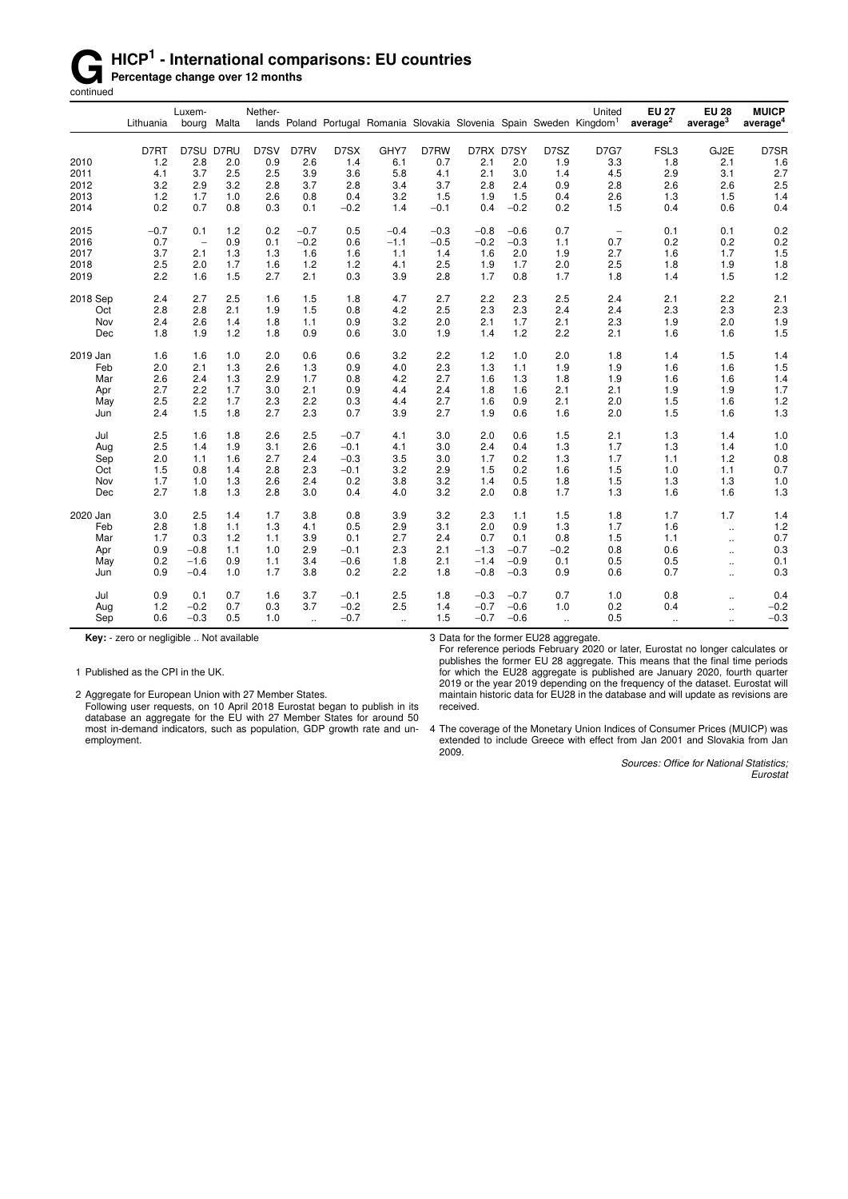# G HICP[1] - International comparisons: EU countries

**Percentage change over 12 months**

continued

| | Lithuania | Luxem-bourg | Malta | Nether-lands | Poland | Portugal | Romania | Slovakia | Slovenia | Spain | Sweden | United Kingdom[1] | **EU 27 average[2]** | **EU 28 average[3]** | **MUICP average[4]** |
|---|---|---|---|---|---|---|---|---|---|---|---|---|---|---|---|
| | D7RT | D7SU | D7RU | D7SV | D7RV | D7SX | GHY7 | D7RW | D7RX | D7SY | D7SZ | D7G7 | FSL3 | GJ2E | D7SR |
| 2010 | 1.2 | 2.8 | 2.0 | 0.9 | 2.6 | 1.4 | 6.1 | 0.7 | 2.1 | 2.0 | 1.9 | 3.3 | 1.8 | 2.1 | 1.6 |
| 2011 | 4.1 | 3.7 | 2.5 | 2.5 | 3.9 | 3.6 | 5.8 | 4.1 | 2.1 | 3.0 | 1.4 | 4.5 | 2.9 | 3.1 | 2.7 |
| 2012 | 3.2 | 2.9 | 3.2 | 2.8 | 3.7 | 2.8 | 3.4 | 3.7 | 2.8 | 2.4 | 0.9 | 2.8 | 2.6 | 2.6 | 2.5 |
| 2013 | 1.2 | 1.7 | 1.0 | 2.6 | 0.8 | 0.4 | 3.2 | 1.5 | 1.9 | 1.5 | 0.4 | 2.6 | 1.3 | 1.5 | 1.4 |
| 2014 | 0.2 | 0.7 | 0.8 | 0.3 | 0.1 | −0.2 | 1.4 | −0.1 | 0.4 | −0.2 | 0.2 | 1.5 | 0.4 | 0.6 | 0.4 |
| 2015 | −0.7 | 0.1 | 1.2 | 0.2 | −0.7 | 0.5 | −0.4 | −0.3 | −0.8 | −0.6 | 0.7 | − | 0.1 | 0.1 | 0.2 |
| 2016 | 0.7 | − | 0.9 | 0.1 | −0.2 | 0.6 | −1.1 | −0.5 | −0.2 | −0.3 | 1.1 | 0.7 | 0.2 | 0.2 | 0.2 |
| 2017 | 3.7 | 2.1 | 1.3 | 1.3 | 1.6 | 1.6 | 1.1 | 1.4 | 1.6 | 2.0 | 1.9 | 2.7 | 1.6 | 1.7 | 1.5 |
| 2018 | 2.5 | 2.0 | 1.7 | 1.6 | 1.2 | 1.2 | 4.1 | 2.5 | 1.9 | 1.7 | 2.0 | 2.5 | 1.8 | 1.9 | 1.8 |
| 2019 | 2.2 | 1.6 | 1.5 | 2.7 | 2.1 | 0.3 | 3.9 | 2.8 | 1.7 | 0.8 | 1.7 | 1.8 | 1.4 | 1.5 | 1.2 |
| 2018 Sep | 2.4 | 2.7 | 2.5 | 1.6 | 1.5 | 1.8 | 4.7 | 2.7 | 2.2 | 2.3 | 2.5 | 2.4 | 2.1 | 2.2 | 2.1 |
| Oct | 2.8 | 2.8 | 2.1 | 1.9 | 1.5 | 0.8 | 4.2 | 2.5 | 2.3 | 2.3 | 2.4 | 2.4 | 2.3 | 2.3 | 2.3 |
| Nov | 2.4 | 2.6 | 1.4 | 1.8 | 1.1 | 0.9 | 3.2 | 2.0 | 2.1 | 1.7 | 2.1 | 2.3 | 1.9 | 2.0 | 1.9 |
| Dec | 1.8 | 1.9 | 1.2 | 1.8 | 0.9 | 0.6 | 3.0 | 1.9 | 1.4 | 1.2 | 2.2 | 2.1 | 1.6 | 1.6 | 1.5 |
| 2019 Jan | 1.6 | 1.6 | 1.0 | 2.0 | 0.6 | 0.6 | 3.2 | 2.2 | 1.2 | 1.0 | 2.0 | 1.8 | 1.4 | 1.5 | 1.4 |
| Feb | 2.0 | 2.1 | 1.3 | 2.6 | 1.3 | 0.9 | 4.0 | 2.3 | 1.3 | 1.1 | 1.9 | 1.9 | 1.6 | 1.6 | 1.5 |
| Mar | 2.6 | 2.4 | 1.3 | 2.9 | 1.7 | 0.8 | 4.2 | 2.7 | 1.6 | 1.3 | 1.8 | 1.9 | 1.6 | 1.6 | 1.4 |
| Apr | 2.7 | 2.2 | 1.7 | 3.0 | 2.1 | 0.9 | 4.4 | 2.4 | 1.8 | 1.6 | 2.1 | 2.1 | 1.9 | 1.9 | 1.7 |
| May | 2.5 | 2.2 | 1.7 | 2.3 | 2.2 | 0.3 | 4.4 | 2.7 | 1.6 | 0.9 | 2.1 | 2.0 | 1.5 | 1.6 | 1.2 |
| Jun | 2.4 | 1.5 | 1.8 | 2.7 | 2.3 | 0.7 | 3.9 | 2.7 | 1.9 | 0.6 | 1.6 | 2.0 | 1.5 | 1.6 | 1.3 |
| Jul | 2.5 | 1.6 | 1.8 | 2.6 | 2.5 | −0.7 | 4.1 | 3.0 | 2.0 | 0.6 | 1.5 | 2.1 | 1.3 | 1.4 | 1.0 |
| Aug | 2.5 | 1.4 | 1.9 | 3.1 | 2.6 | −0.1 | 4.1 | 3.0 | 2.4 | 0.4 | 1.3 | 1.7 | 1.3 | 1.4 | 1.0 |
| Sep | 2.0 | 1.1 | 1.6 | 2.7 | 2.4 | −0.3 | 3.5 | 3.0 | 1.7 | 0.2 | 1.3 | 1.7 | 1.1 | 1.2 | 0.8 |
| Oct | 1.5 | 0.8 | 1.4 | 2.8 | 2.3 | −0.1 | 3.2 | 2.9 | 1.5 | 0.2 | 1.6 | 1.5 | 1.0 | 1.1 | 0.7 |
| Nov | 1.7 | 1.0 | 1.3 | 2.6 | 2.4 | 0.2 | 3.8 | 3.2 | 1.4 | 0.5 | 1.8 | 1.5 | 1.3 | 1.3 | 1.0 |
| Dec | 2.7 | 1.8 | 1.3 | 2.8 | 3.0 | 0.4 | 4.0 | 3.2 | 2.0 | 0.8 | 1.7 | 1.3 | 1.6 | 1.6 | 1.3 |
| 2020 Jan | 3.0 | 2.5 | 1.4 | 1.7 | 3.8 | 0.8 | 3.9 | 3.2 | 2.3 | 1.1 | 1.5 | 1.8 | 1.7 | 1.7 | 1.4 |
| Feb | 2.8 | 1.8 | 1.1 | 1.3 | 4.1 | 0.5 | 2.9 | 3.1 | 2.0 | 0.9 | 1.3 | 1.7 | 1.6 | .. | 1.2 |
| Mar | 1.7 | 0.3 | 1.2 | 1.1 | 3.9 | 0.1 | 2.7 | 2.4 | 0.7 | 0.1 | 0.8 | 1.5 | 1.1 | .. | 0.7 |
| Apr | 0.9 | −0.8 | 1.1 | 1.0 | 2.9 | −0.1 | 2.3 | 2.1 | −1.3 | −0.7 | −0.2 | 0.8 | 0.6 | .. | 0.3 |
| May | 0.2 | −1.6 | 0.9 | 1.1 | 3.4 | −0.6 | 1.8 | 2.1 | −1.4 | −0.9 | 0.1 | 0.5 | 0.5 | .. | 0.1 |
| Jun | 0.9 | −0.4 | 1.0 | 1.7 | 3.8 | 0.2 | 2.2 | 1.8 | −0.8 | −0.3 | 0.9 | 0.6 | 0.7 | .. | 0.3 |
| Jul | 0.9 | 0.1 | 0.7 | 1.6 | 3.7 | −0.1 | 2.5 | 1.8 | −0.3 | −0.7 | 0.7 | 1.0 | 0.8 | .. | 0.4 |
| Aug | 1.2 | −0.2 | 0.7 | 0.3 | 3.7 | −0.2 | 2.5 | 1.4 | −0.7 | −0.6 | 1.0 | 0.2 | 0.4 | .. | −0.2 |
| Sep | 0.6 | −0.3 | 0.5 | 1.0 | .. | −0.7 | .. | 1.5 | −0.7 | −0.6 | .. | 0.5 | .. | .. | −0.3 |

**Key:** - zero or negligible .. Not available

1 Published as the CPI in the UK.

2 Aggregate for European Union with 27 Member States.
Following user requests, on 10 April 2018 Eurostat began to publish in its database an aggregate for the EU with 27 Member States for around 50 most in-demand indicators, such as population, GDP growth rate and unemployment.

3 Data for the former EU28 aggregate.
For reference periods February 2020 or later, Eurostat no longer calculates or publishes the former EU 28 aggregate. This means that the final time periods for which the EU28 aggregate is published are January 2020, fourth quarter 2019 or the year 2019 depending on the frequency of the dataset. Eurostat will maintain historic data for EU28 in the database and will update as revisions are received.

4 The coverage of the Monetary Union Indices of Consumer Prices (MUICP) was extended to include Greece with effect from Jan 2001 and Slovakia from Jan 2009.

*Sources: Office for National Statistics; Eurostat*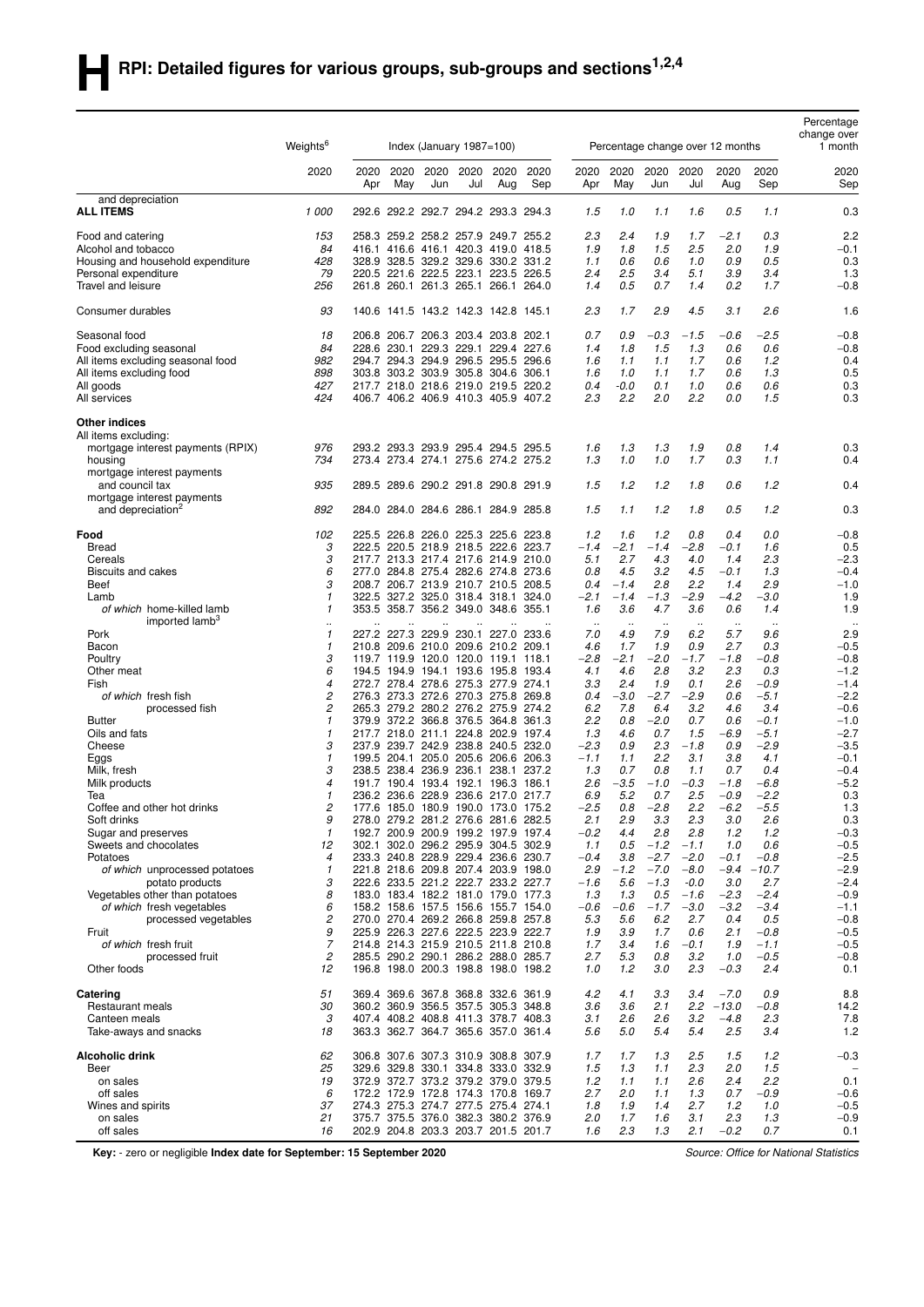# H RPI: Detailed figures for various groups, sub-groups and sections[1,2,4]

| | Weights[6] | Index (January 1987=100) | | | | | | Percentage change over 12 months | | | | | | Percentage change over 1 month |
|---|---|---|---|---|---|---|---|---|---|---|---|---|---|---|
| | 2020 | 2020 Apr | 2020 May | 2020 Jun | 2020 Jul | 2020 Aug | 2020 Sep | 2020 Apr | 2020 May | 2020 Jun | 2020 Jul | 2020 Aug | 2020 Sep | 2020 Sep |
| and depreciation | | | | | | | | | | | | | | |
| **ALL ITEMS** | *1 000* | 292.6 | 292.2 | 292.7 | 294.2 | 293.3 | 294.3 | *1.5* | *1.0* | *1.1* | *1.6* | *0.5* | *1.1* | 0.3 |
| Food and catering | *153* | 258.3 | 259.2 | 258.2 | 257.9 | 249.7 | 255.2 | *2.3* | *2.4* | *1.9* | *1.7* | *−2.1* | *0.3* | 2.2 |
| Alcohol and tobacco | *84* | 416.1 | 416.6 | 416.1 | 420.3 | 419.0 | 418.5 | *1.9* | *1.8* | *1.5* | *2.5* | *2.0* | *1.9* | −0.1 |
| Housing and household expenditure | *428* | 328.9 | 328.5 | 329.2 | 329.6 | 330.2 | 331.2 | *1.1* | *0.6* | *0.6* | *1.0* | *0.9* | *0.5* | 0.3 |
| Personal expenditure | *79* | 220.5 | 221.6 | 222.5 | 223.1 | 223.5 | 226.5 | *2.4* | *2.5* | *3.4* | *5.1* | *3.9* | *3.4* | 1.3 |
| Travel and leisure | *256* | 261.8 | 260.1 | 261.3 | 265.1 | 266.1 | 264.0 | *1.4* | *0.5* | *0.7* | *1.4* | *0.2* | *1.7* | −0.8 |
| Consumer durables | *93* | 140.6 | 141.5 | 143.2 | 142.3 | 142.8 | 145.1 | *2.3* | *1.7* | *2.9* | *4.5* | *3.1* | *2.6* | 1.6 |
| Seasonal food | *18* | 206.8 | 206.7 | 206.3 | 203.4 | 203.8 | 202.1 | *0.7* | *0.9* | *−0.3* | *−1.5* | *−0.6* | *−2.5* | −0.8 |
| Food excluding seasonal | *84* | 228.6 | 230.1 | 229.3 | 229.1 | 229.4 | 227.6 | *1.4* | *1.8* | *1.5* | *1.3* | *0.6* | *0.6* | −0.8 |
| All items excluding seasonal food | *982* | 294.7 | 294.3 | 294.9 | 296.5 | 295.5 | 296.6 | *1.6* | *1.1* | *1.1* | *1.7* | *0.6* | *1.2* | 0.4 |
| All items excluding food | *898* | 303.8 | 303.2 | 303.9 | 305.8 | 304.6 | 306.1 | *1.6* | *1.0* | *1.1* | *1.7* | *0.6* | *1.3* | 0.5 |
| All goods | *427* | 217.7 | 218.0 | 218.6 | 219.0 | 219.5 | 220.2 | *0.4* | *-0.0* | *0.1* | *1.0* | *0.6* | *0.6* | 0.3 |
| All services | *424* | 406.7 | 406.2 | 406.9 | 410.3 | 405.9 | 407.2 | *2.3* | *2.2* | *2.0* | *2.2* | *0.0* | *1.5* | 0.3 |
| **Other indices** | | | | | | | | | | | | | | |
| All items excluding: | | | | | | | | | | | | | | |
| mortgage interest payments (RPIX) | *976* | 293.2 | 293.3 | 293.9 | 295.4 | 294.5 | 295.5 | *1.6* | *1.3* | *1.3* | *1.9* | *0.8* | *1.4* | 0.3 |
| housing | *734* | 273.4 | 273.4 | 274.1 | 275.6 | 274.2 | 275.2 | *1.3* | *1.0* | *1.0* | *1.7* | *0.3* | *1.1* | 0.4 |
| mortgage interest payments and council tax | *935* | 289.5 | 289.6 | 290.2 | 291.8 | 290.8 | 291.9 | *1.5* | *1.2* | *1.2* | *1.8* | *0.6* | *1.2* | 0.4 |
| mortgage interest payments and depreciation[2] | *892* | 284.0 | 284.0 | 284.6 | 286.1 | 284.9 | 285.8 | *1.5* | *1.1* | *1.2* | *1.8* | *0.5* | *1.2* | 0.3 |
| **Food** | *102* | 225.5 | 226.8 | 226.0 | 225.3 | 225.6 | 223.8 | *1.2* | *1.6* | *1.2* | *0.8* | *0.4* | *0.0* | −0.8 |
| Bread | *3* | 222.5 | 220.5 | 218.9 | 218.5 | 222.6 | 223.7 | *−1.4* | *−2.1* | *−1.4* | *−2.8* | *−0.1* | *1.6* | 0.5 |
| Cereals | *3* | 217.7 | 213.3 | 217.4 | 217.6 | 214.9 | 210.0 | *5.1* | *2.7* | *4.3* | *4.0* | *1.4* | *2.3* | −2.3 |
| Biscuits and cakes | *6* | 277.0 | 284.8 | 275.4 | 282.6 | 274.8 | 273.6 | *0.8* | *4.5* | *3.2* | *4.5* | *−0.1* | *1.3* | −0.4 |
| Beef | *3* | 208.7 | 206.7 | 213.9 | 210.7 | 210.5 | 208.5 | *0.4* | *−1.4* | *2.8* | *2.2* | *1.4* | *2.9* | −1.0 |
| Lamb | *1* | 322.5 | 327.2 | 325.0 | 318.4 | 318.1 | 324.0 | *−2.1* | *−1.4* | *−1.3* | *−2.9* | *−4.2* | *−3.0* | 1.9 |
| *of which* home-killed lamb | *1* | 353.5 | 358.7 | 356.2 | 349.0 | 348.6 | 355.1 | *1.6* | *3.6* | *4.7* | *3.6* | *0.6* | *1.4* | 1.9 |
| imported lamb[3] | .. | .. | .. | .. | .. | .. | .. | .. | .. | .. | .. | .. | .. | .. |
| Pork | *1* | 227.2 | 227.3 | 229.9 | 230.1 | 227.0 | 233.6 | *7.0* | *4.9* | *7.9* | *6.2* | *5.7* | *9.6* | 2.9 |
| Bacon | *1* | 210.8 | 209.6 | 210.0 | 209.6 | 210.2 | 209.1 | *4.6* | *1.7* | *1.9* | *0.9* | *2.7* | *0.3* | −0.5 |
| Poultry | *3* | 119.7 | 119.9 | 120.0 | 120.0 | 119.1 | 118.1 | *−2.8* | *−2.1* | *−2.0* | *−1.7* | *−1.8* | *−0.8* | −0.8 |
| Other meat | *6* | 194.5 | 194.9 | 194.1 | 193.6 | 195.8 | 193.4 | *4.1* | *4.6* | *2.8* | *3.2* | *2.3* | *0.3* | −1.2 |
| Fish | *4* | 272.7 | 278.4 | 278.6 | 275.3 | 277.9 | 274.1 | *3.3* | *2.4* | *1.9* | *0.1* | *2.6* | *−0.9* | −1.4 |
| *of which* fresh fish | *2* | 276.3 | 273.3 | 272.6 | 270.3 | 275.8 | 269.8 | *0.4* | *−3.0* | *−2.7* | *−2.9* | *0.6* | *−5.1* | −2.2 |
| processed fish | *2* | 265.3 | 279.2 | 280.2 | 276.2 | 275.9 | 274.2 | *6.2* | *7.8* | *6.4* | *3.2* | *4.6* | *3.4* | −0.6 |
| Butter | *1* | 379.9 | 372.2 | 366.8 | 376.5 | 364.8 | 361.3 | *2.2* | *0.8* | *−2.0* | *0.7* | *0.6* | *−0.1* | −1.0 |
| Oils and fats | *1* | 217.7 | 218.0 | 211.1 | 224.8 | 202.9 | 197.4 | *1.3* | *4.6* | *0.7* | *1.5* | *−6.9* | *−5.1* | −2.7 |
| Cheese | *3* | 237.9 | 239.7 | 242.9 | 238.8 | 240.5 | 232.0 | *−2.3* | *0.9* | *2.3* | *−1.8* | *0.9* | *−2.9* | −3.5 |
| Eggs | *1* | 199.5 | 204.1 | 205.0 | 205.6 | 206.6 | 206.3 | *−1.1* | *1.1* | *2.2* | *3.1* | *3.8* | *4.1* | −0.1 |
| Milk, fresh | *3* | 238.5 | 238.4 | 236.9 | 236.1 | 238.1 | 237.2 | *1.3* | *0.7* | *0.8* | *1.1* | *0.7* | *0.4* | −0.4 |
| Milk products | *4* | 191.7 | 190.4 | 193.4 | 192.1 | 196.3 | 186.1 | *2.6* | *−3.5* | *−1.0* | *−0.3* | *−1.8* | *−6.8* | −5.2 |
| Tea | *1* | 236.2 | 236.6 | 228.9 | 236.6 | 217.0 | 217.7 | *6.9* | *5.2* | *0.7* | *2.5* | *−0.9* | *−2.2* | 0.3 |
| Coffee and other hot drinks | *2* | 177.6 | 185.0 | 180.9 | 190.0 | 173.0 | 175.2 | *−2.5* | *0.8* | *−2.8* | *2.2* | *−6.2* | *−5.5* | 1.3 |
| Soft drinks | *9* | 278.0 | 279.2 | 281.2 | 276.6 | 281.6 | 282.5 | *2.1* | *2.9* | *3.3* | *2.3* | *3.0* | *2.6* | 0.3 |
| Sugar and preserves | *1* | 192.7 | 200.9 | 200.9 | 199.2 | 197.9 | 197.4 | *−0.2* | *4.4* | *2.8* | *2.8* | *1.2* | *1.2* | −0.3 |
| Sweets and chocolates | *12* | 302.1 | 302.0 | 296.2 | 295.9 | 304.5 | 302.9 | *1.1* | *0.5* | *−1.2* | *−1.1* | *1.0* | *0.6* | −0.5 |
| Potatoes | *4* | 233.3 | 240.8 | 228.9 | 229.4 | 236.6 | 230.7 | *−0.4* | *3.8* | *−2.7* | *−2.0* | *−0.1* | *−0.8* | −2.5 |
| *of which* unprocessed potatoes | *1* | 221.8 | 218.6 | 209.8 | 207.4 | 203.9 | 198.0 | *2.9* | *−1.2* | *−7.0* | *−8.0* | *−9.4* | *−10.7* | −2.9 |
| potato products | *3* | 222.6 | 233.5 | 221.2 | 222.7 | 233.2 | 227.7 | *−1.6* | *5.6* | *−1.3* | *-0.0* | *3.0* | *2.7* | −2.4 |
| Vegetables other than potatoes | *8* | 183.0 | 183.4 | 182.2 | 181.0 | 179.0 | 177.3 | *1.3* | *1.3* | *0.5* | *−1.6* | *−2.3* | *−2.4* | −0.9 |
| *of which* fresh vegetables | *6* | 158.2 | 158.6 | 157.5 | 156.6 | 155.7 | 154.0 | *−0.6* | *−0.6* | *−1.7* | *−3.0* | *−3.2* | *−3.4* | −1.1 |
| processed vegetables | *2* | 270.0 | 270.4 | 269.2 | 266.8 | 259.8 | 257.8 | *5.3* | *5.6* | *6.2* | *2.7* | *0.4* | *0.5* | −0.8 |
| Fruit | *9* | 225.9 | 226.3 | 227.6 | 222.5 | 223.9 | 222.7 | *1.9* | *3.9* | *1.7* | *0.6* | *2.1* | *−0.8* | −0.5 |
| *of which* fresh fruit | *7* | 214.8 | 214.3 | 215.9 | 210.5 | 211.8 | 210.8 | *1.7* | *3.4* | *1.6* | *−0.1* | *1.9* | *−1.1* | −0.5 |
| processed fruit | *2* | 285.5 | 290.2 | 290.1 | 286.2 | 288.0 | 285.7 | *2.7* | *5.3* | *0.8* | *3.2* | *1.0* | *−0.5* | −0.8 |
| Other foods | *12* | 196.8 | 198.0 | 200.3 | 198.8 | 198.0 | 198.2 | *1.0* | *1.2* | *3.0* | *2.3* | *−0.3* | *2.4* | 0.1 |
| **Catering** | *51* | 369.4 | 369.6 | 367.8 | 368.8 | 332.6 | 361.9 | *4.2* | *4.1* | *3.3* | *3.4* | *−7.0* | *0.9* | 8.8 |
| Restaurant meals | *30* | 360.2 | 360.9 | 356.5 | 357.5 | 305.3 | 348.8 | *3.6* | *3.6* | *2.1* | *2.2* | *−13.0* | *−0.8* | 14.2 |
| Canteen meals | *3* | 407.4 | 408.2 | 408.8 | 411.3 | 378.7 | 408.3 | *3.1* | *2.6* | *2.6* | *3.2* | *−4.8* | *2.3* | 7.8 |
| Take-aways and snacks | *18* | 363.3 | 362.7 | 364.7 | 365.6 | 357.0 | 361.4 | *5.6* | *5.0* | *5.4* | *5.4* | *2.5* | *3.4* | 1.2 |
| **Alcoholic drink** | *62* | 306.8 | 307.6 | 307.3 | 310.9 | 308.8 | 307.9 | *1.7* | *1.7* | *1.3* | *2.5* | *1.5* | *1.2* | −0.3 |
| Beer | *25* | 329.6 | 329.8 | 330.1 | 334.8 | 333.0 | 332.9 | *1.5* | *1.3* | *1.1* | *2.3* | *2.0* | *1.5* | − |
| on sales | *19* | 372.9 | 372.7 | 373.2 | 379.2 | 379.0 | 379.5 | *1.2* | *1.1* | *1.1* | *2.6* | *2.4* | *2.2* | 0.1 |
| off sales | *6* | 172.2 | 172.9 | 172.8 | 174.3 | 170.8 | 169.7 | *2.7* | *2.0* | *1.1* | *1.3* | *0.7* | *−0.9* | −0.6 |
| Wines and spirits | *37* | 274.3 | 275.3 | 274.7 | 277.5 | 275.4 | 274.1 | *1.8* | *1.9* | *1.4* | *2.7* | *1.2* | *1.0* | −0.5 |
| on sales | *21* | 375.7 | 375.5 | 376.0 | 382.3 | 380.2 | 376.9 | *2.0* | *1.7* | *1.6* | *3.1* | *2.3* | *1.3* | −0.9 |
| off sales | *16* | 202.9 | 204.8 | 203.3 | 203.7 | 201.5 | 201.7 | *1.6* | *2.3* | *1.3* | *2.1* | *−0.2* | *0.7* | 0.1 |

**Key:** - zero or negligible **Index date for September: 15 September 2020**

*Source: Office for National Statistics*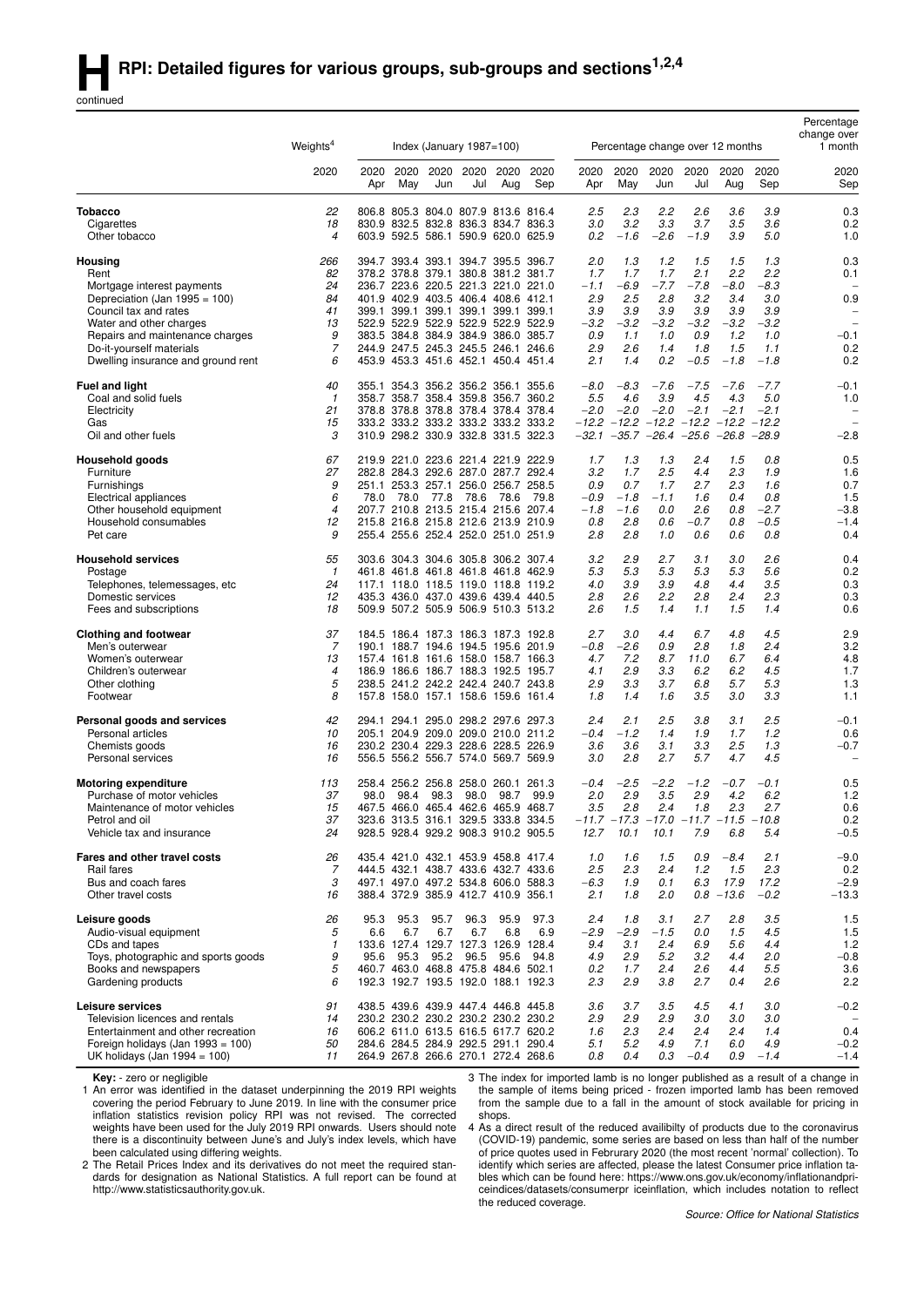# H RPI: Detailed figures for various groups, sub-groups and sections[1,2,4]

continued

| | Weights[4] | Index (January 1987=100) | | | | | | Percentage change over 12 months | | | | | | Percentage change over 1 month |
|---|---|---|---|---|---|---|---|---|---|---|---|---|---|---|
| | 2020 | 2020 Apr | 2020 May | 2020 Jun | 2020 Jul | 2020 Aug | 2020 Sep | 2020 Apr | 2020 May | 2020 Jun | 2020 Jul | 2020 Aug | 2020 Sep | 2020 Sep |
| **Tobacco** | 22 | 806.8 | 805.3 | 804.0 | 807.9 | 813.6 | 816.4 | 2.5 | 2.3 | 2.2 | 2.6 | 3.6 | 3.9 | 0.3 |
| Cigarettes | 18 | 830.9 | 832.5 | 832.8 | 836.3 | 834.7 | 836.3 | 3.0 | 3.2 | 3.3 | 3.7 | 3.5 | 3.6 | 0.2 |
| Other tobacco | 4 | 603.9 | 592.5 | 586.1 | 590.9 | 620.0 | 625.9 | 0.2 | −1.6 | −2.6 | −1.9 | 3.9 | 5.0 | 1.0 |
| **Housing** | 266 | 394.7 | 393.4 | 393.1 | 394.7 | 395.5 | 396.7 | 2.0 | 1.3 | 1.2 | 1.5 | 1.5 | 1.3 | 0.3 |
| Rent | 82 | 378.2 | 378.8 | 379.1 | 380.8 | 381.2 | 381.7 | 1.7 | 1.7 | 1.7 | 2.1 | 2.2 | 2.2 | 0.1 |
| Mortgage interest payments | 24 | 236.7 | 223.6 | 220.5 | 221.3 | 221.0 | 221.0 | −1.1 | −6.9 | −7.7 | −7.8 | −8.0 | −8.3 | – |
| Depreciation (Jan 1995 = 100) | 84 | 401.9 | 402.9 | 403.5 | 406.4 | 408.6 | 412.1 | 2.9 | 2.5 | 2.8 | 3.2 | 3.4 | 3.0 | 0.9 |
| Council tax and rates | 41 | 399.1 | 399.1 | 399.1 | 399.1 | 399.1 | 399.1 | 3.9 | 3.9 | 3.9 | 3.9 | 3.9 | 3.9 | – |
| Water and other charges | 13 | 522.9 | 522.9 | 522.9 | 522.9 | 522.9 | 522.9 | −3.2 | −3.2 | −3.2 | −3.2 | −3.2 | −3.2 | – |
| Repairs and maintenance charges | 9 | 383.5 | 384.8 | 384.9 | 384.9 | 386.0 | 385.7 | 0.9 | 1.1 | 1.0 | 0.9 | 1.2 | 1.0 | −0.1 |
| Do-it-yourself materials | 7 | 244.9 | 247.5 | 245.3 | 245.5 | 246.1 | 246.6 | 2.9 | 2.6 | 1.4 | 1.8 | 1.5 | 1.1 | 0.2 |
| Dwelling insurance and ground rent | 6 | 453.9 | 453.3 | 451.6 | 452.1 | 450.4 | 451.4 | 2.1 | 1.4 | 0.2 | −0.5 | −1.8 | −1.8 | 0.2 |
| **Fuel and light** | 40 | 355.1 | 354.3 | 356.2 | 356.2 | 356.1 | 355.6 | −8.0 | −8.3 | −7.6 | −7.5 | −7.6 | −7.7 | −0.1 |
| Coal and solid fuels | 1 | 358.7 | 358.7 | 358.4 | 359.8 | 356.7 | 360.2 | 5.5 | 4.6 | 3.9 | 4.5 | 4.3 | 5.0 | 1.0 |
| Electricity | 21 | 378.8 | 378.8 | 378.8 | 378.4 | 378.4 | 378.4 | −2.0 | −2.0 | −2.0 | −2.1 | −2.1 | −2.1 | – |
| Gas | 15 | 333.2 | 333.2 | 333.2 | 333.2 | 333.2 | 333.2 | −12.2 | −12.2 | −12.2 | −12.2 | −12.2 | −12.2 | – |
| Oil and other fuels | 3 | 310.9 | 298.2 | 330.9 | 332.8 | 331.5 | 322.3 | −32.1 | −35.7 | −26.4 | −25.6 | −26.8 | −28.9 | −2.8 |
| **Household goods** | 67 | 219.9 | 221.0 | 223.6 | 221.4 | 221.9 | 222.9 | 1.7 | 1.3 | 1.3 | 2.4 | 1.5 | 0.8 | 0.5 |
| Furniture | 27 | 282.8 | 284.3 | 292.6 | 287.0 | 287.7 | 292.4 | 3.2 | 1.7 | 2.5 | 4.4 | 2.3 | 1.9 | 1.6 |
| Furnishings | 9 | 251.1 | 253.3 | 257.1 | 256.0 | 256.7 | 258.5 | 0.9 | 0.7 | 1.7 | 2.7 | 2.3 | 1.6 | 0.7 |
| Electrical appliances | 6 | 78.0 | 78.0 | 77.8 | 78.6 | 78.6 | 79.8 | −0.9 | −1.8 | −1.1 | 1.6 | 0.4 | 0.8 | 1.5 |
| Other household equipment | 4 | 207.7 | 210.8 | 213.5 | 215.4 | 215.6 | 207.4 | −1.8 | −1.6 | 0.0 | 2.6 | 0.8 | −2.7 | −3.8 |
| Household consumables | 12 | 215.8 | 216.8 | 215.8 | 212.6 | 213.9 | 210.9 | 0.8 | 2.8 | 0.6 | −0.7 | 0.8 | −0.5 | −1.4 |
| Pet care | 9 | 255.4 | 255.6 | 252.4 | 252.0 | 251.0 | 251.9 | 2.8 | 2.8 | 1.0 | 0.6 | 0.6 | 0.8 | 0.4 |
| **Household services** | 55 | 303.6 | 304.3 | 304.6 | 305.8 | 306.2 | 307.4 | 3.2 | 2.9 | 2.7 | 3.1 | 3.0 | 2.6 | 0.4 |
| Postage | 1 | 461.8 | 461.8 | 461.8 | 461.8 | 461.8 | 462.9 | 5.3 | 5.3 | 5.3 | 5.3 | 5.3 | 5.6 | 0.2 |
| Telephones, telemessages, etc | 24 | 117.1 | 118.0 | 118.5 | 119.0 | 118.8 | 119.2 | 4.0 | 3.9 | 3.9 | 4.8 | 4.4 | 3.5 | 0.3 |
| Domestic services | 12 | 435.3 | 436.0 | 437.0 | 439.6 | 439.4 | 440.5 | 2.8 | 2.6 | 2.2 | 2.8 | 2.4 | 2.3 | 0.3 |
| Fees and subscriptions | 18 | 509.9 | 507.2 | 505.9 | 506.9 | 510.3 | 513.2 | 2.6 | 1.5 | 1.4 | 1.1 | 1.5 | 1.4 | 0.6 |
| **Clothing and footwear** | 37 | 184.5 | 186.4 | 187.3 | 186.3 | 187.3 | 192.8 | 2.7 | 3.0 | 4.4 | 6.7 | 4.8 | 4.5 | 2.9 |
| Men's outerwear | 7 | 190.1 | 188.7 | 194.6 | 194.5 | 195.6 | 201.9 | −0.8 | −2.6 | 0.9 | 2.8 | 1.8 | 2.4 | 3.2 |
| Women's outerwear | 13 | 157.4 | 161.8 | 161.6 | 158.0 | 158.7 | 166.3 | 4.7 | 7.2 | 8.7 | 11.0 | 6.7 | 6.4 | 4.8 |
| Children's outerwear | 4 | 186.9 | 186.6 | 186.7 | 188.3 | 192.5 | 195.7 | 4.1 | 2.9 | 3.3 | 6.2 | 6.2 | 4.5 | 1.7 |
| Other clothing | 5 | 238.5 | 241.2 | 242.2 | 242.4 | 240.7 | 243.8 | 2.9 | 3.3 | 3.7 | 6.8 | 5.7 | 5.3 | 1.3 |
| Footwear | 8 | 157.8 | 158.0 | 157.1 | 158.6 | 159.6 | 161.4 | 1.8 | 1.4 | 1.6 | 3.5 | 3.0 | 3.3 | 1.1 |
| **Personal goods and services** | 42 | 294.1 | 294.1 | 295.0 | 298.2 | 297.6 | 297.3 | 2.4 | 2.1 | 2.5 | 3.8 | 3.1 | 2.5 | −0.1 |
| Personal articles | 10 | 205.1 | 204.9 | 209.0 | 209.0 | 210.0 | 211.2 | −0.4 | −1.2 | 1.4 | 1.9 | 1.7 | 1.2 | 0.6 |
| Chemists goods | 16 | 230.2 | 230.4 | 229.3 | 228.6 | 228.5 | 226.9 | 3.6 | 3.6 | 3.1 | 3.3 | 2.5 | 1.3 | −0.7 |
| Personal services | 16 | 556.5 | 556.2 | 556.7 | 574.0 | 569.7 | 569.9 | 3.0 | 2.8 | 2.7 | 5.7 | 4.7 | 4.5 | – |
| **Motoring expenditure** | 113 | 258.4 | 256.2 | 256.8 | 258.0 | 260.1 | 261.3 | −0.4 | −2.5 | −2.2 | −1.2 | −0.7 | −0.1 | 0.5 |
| Purchase of motor vehicles | 37 | 98.0 | 98.4 | 98.3 | 98.0 | 98.7 | 99.9 | 2.0 | 2.9 | 3.5 | 2.9 | 4.2 | 6.2 | 1.2 |
| Maintenance of motor vehicles | 15 | 467.5 | 466.0 | 465.4 | 462.6 | 465.9 | 468.7 | 3.5 | 2.8 | 2.4 | 1.8 | 2.3 | 2.7 | 0.6 |
| Petrol and oil | 37 | 323.6 | 313.5 | 316.1 | 329.5 | 333.8 | 334.5 | −11.7 | −17.3 | −17.0 | −11.7 | −11.5 | −10.8 | 0.2 |
| Vehicle tax and insurance | 24 | 928.5 | 928.4 | 929.2 | 908.3 | 910.2 | 905.5 | 12.7 | 10.1 | 10.1 | 7.9 | 6.8 | 5.4 | −0.5 |
| **Fares and other travel costs** | 26 | 435.4 | 421.0 | 432.1 | 453.9 | 458.8 | 417.4 | 1.0 | 1.6 | 1.5 | 0.9 | −8.4 | 2.1 | −9.0 |
| Rail fares | 7 | 444.5 | 432.1 | 438.7 | 433.6 | 432.7 | 433.6 | 2.5 | 2.3 | 2.4 | 1.2 | 1.5 | 2.3 | 0.2 |
| Bus and coach fares | 3 | 497.1 | 497.0 | 497.2 | 534.8 | 606.0 | 588.3 | −6.3 | 1.9 | 0.1 | 6.3 | 17.9 | 17.2 | −2.9 |
| Other travel costs | 16 | 388.4 | 372.9 | 385.9 | 412.7 | 410.9 | 356.1 | 2.1 | 1.8 | 2.0 | 0.8 | −13.6 | −0.2 | −13.3 |
| **Leisure goods** | 26 | 95.3 | 95.3 | 95.7 | 96.3 | 95.9 | 97.3 | 2.4 | 1.8 | 3.1 | 2.7 | 2.8 | 3.5 | 1.5 |
| Audio-visual equipment | 5 | 6.6 | 6.7 | 6.7 | 6.7 | 6.8 | 6.9 | −2.9 | −2.9 | −1.5 | 0.0 | 1.5 | 4.5 | 1.5 |
| CDs and tapes | 1 | 133.6 | 127.4 | 129.7 | 127.3 | 126.9 | 128.4 | 9.4 | 3.1 | 2.4 | 6.9 | 5.6 | 4.4 | 1.2 |
| Toys, photographic and sports goods | 9 | 95.6 | 95.3 | 95.2 | 96.5 | 95.6 | 94.8 | 4.9 | 2.9 | 5.2 | 3.2 | 4.4 | 2.0 | −0.8 |
| Books and newspapers | 5 | 460.7 | 463.0 | 468.8 | 475.8 | 484.6 | 502.1 | 0.2 | 1.7 | 2.4 | 2.6 | 4.4 | 5.5 | 3.6 |
| Gardening products | 6 | 192.3 | 192.7 | 193.5 | 192.0 | 188.1 | 192.3 | 2.3 | 2.9 | 3.8 | 2.7 | 0.4 | 2.6 | 2.2 |
| **Leisure services** | 91 | 438.5 | 439.6 | 439.9 | 447.4 | 446.8 | 445.8 | 3.6 | 3.7 | 3.5 | 4.5 | 4.1 | 3.0 | −0.2 |
| Television licences and rentals | 14 | 230.2 | 230.2 | 230.2 | 230.2 | 230.2 | 230.2 | 2.9 | 2.9 | 2.9 | 3.0 | 3.0 | 3.0 | – |
| Entertainment and other recreation | 16 | 606.2 | 611.0 | 613.5 | 616.5 | 617.7 | 620.2 | 1.6 | 2.3 | 2.4 | 2.4 | 2.4 | 1.4 | 0.4 |
| Foreign holidays (Jan 1993 = 100) | 50 | 284.6 | 284.5 | 284.9 | 292.5 | 291.1 | 290.4 | 5.1 | 5.2 | 4.9 | 7.1 | 6.0 | 4.9 | −0.2 |
| UK holidays (Jan 1994 = 100) | 11 | 264.9 | 267.8 | 266.6 | 270.1 | 272.4 | 268.6 | 0.8 | 0.4 | 0.3 | −0.4 | 0.9 | −1.4 | −1.4 |

**Key:** - zero or negligible

1 An error was identified in the dataset underpinning the 2019 RPI weights covering the period February to June 2019. In line with the consumer price inflation statistics revision policy RPI was not revised. The corrected weights have been used for the July 2019 RPI onwards. Users should note there is a discontinuity between June's and July's index levels, which have been calculated using differing weights.

2 The Retail Prices Index and its derivatives do not meet the required standards for designation as National Statistics. A full report can be found at http://www.statisticsauthority.gov.uk.

3 The index for imported lamb is no longer published as a result of a change in the sample of items being priced - frozen imported lamb has been removed from the sample due to a fall in the amount of stock available for pricing in shops.

4 As a direct result of the reduced availibilty of products due to the coronavirus (COVID-19) pandemic, some series are based on less than half of the number of price quotes used in Februrary 2020 (the most recent 'normal' collection). To identify which series are affected, please the latest Consumer price inflation tables which can be found here: https://www.ons.gov.uk/economy/inflationandpriceindices/datasets/consumerpr iceinflation, which includes notation to reflect the reduced coverage.

*Source: Office for National Statistics*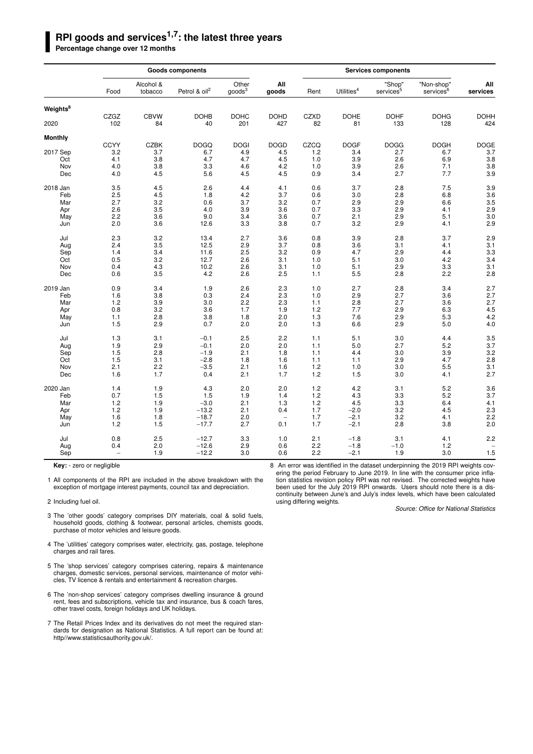## RPI goods and services[1,7]: the latest three years

**Percentage change over 12 months**

| | Goods components | | | | | Services components | | | | |
|---|---|---|---|---|---|---|---|---|---|---|
| | Food | Alcohol & tobacco | Petrol & oil[2] | Other goods[3] | **All goods** | Rent | Utilities[4] | "Shop" services[5] | "Non-shop" services[6] | **All services** |
| **Weights[8]** | | | | | | | | | | |
| | CZGZ | CBVW | DOHB | DOHC | DOHD | CZXD | DOHE | DOHF | DOHG | DOHH |
| 2020 | 102 | 84 | 40 | 201 | 427 | 82 | 81 | 133 | 128 | 424 |
| **Monthly** | | | | | | | | | | |
| | CCYY | CZBK | DOGQ | DOGI | DOGD | CZCQ | DOGF | DOGG | DOGH | DOGE |
| 2017 Sep | 3.2 | 3.7 | 6.7 | 4.9 | 4.5 | 1.2 | 3.4 | 2.7 | 6.7 | 3.7 |
| Oct | 4.1 | 3.8 | 4.7 | 4.7 | 4.5 | 1.0 | 3.9 | 2.6 | 6.9 | 3.8 |
| Nov | 4.0 | 3.8 | 3.3 | 4.6 | 4.2 | 1.0 | 3.9 | 2.6 | 7.1 | 3.8 |
| Dec | 4.0 | 4.5 | 5.6 | 4.5 | 4.5 | 0.9 | 3.4 | 2.7 | 7.7 | 3.9 |
| 2018 Jan | 3.5 | 4.5 | 2.6 | 4.4 | 4.1 | 0.6 | 3.7 | 2.8 | 7.5 | 3.9 |
| Feb | 2.5 | 4.5 | 1.8 | 4.2 | 3.7 | 0.6 | 3.0 | 2.8 | 6.8 | 3.6 |
| Mar | 2.7 | 3.2 | 0.6 | 3.7 | 3.2 | 0.7 | 2.9 | 2.9 | 6.6 | 3.5 |
| Apr | 2.6 | 3.5 | 4.0 | 3.9 | 3.6 | 0.7 | 3.3 | 2.9 | 4.1 | 2.9 |
| May | 2.2 | 3.6 | 9.0 | 3.4 | 3.6 | 0.7 | 2.1 | 2.9 | 5.1 | 3.0 |
| Jun | 2.0 | 3.6 | 12.6 | 3.3 | 3.8 | 0.7 | 3.2 | 2.9 | 4.1 | 2.9 |
| Jul | 2.3 | 3.2 | 13.4 | 2.7 | 3.6 | 0.8 | 3.9 | 2.8 | 3.7 | 2.9 |
| Aug | 2.4 | 3.5 | 12.5 | 2.9 | 3.7 | 0.8 | 3.6 | 3.1 | 4.1 | 3.1 |
| Sep | 1.4 | 3.4 | 11.6 | 2.5 | 3.2 | 0.9 | 4.7 | 2.9 | 4.4 | 3.3 |
| Oct | 0.5 | 3.2 | 12.7 | 2.6 | 3.1 | 1.0 | 5.1 | 3.0 | 4.2 | 3.4 |
| Nov | 0.4 | 4.3 | 10.2 | 2.6 | 3.1 | 1.0 | 5.1 | 2.9 | 3.3 | 3.1 |
| Dec | 0.6 | 3.5 | 4.2 | 2.6 | 2.5 | 1.1 | 5.5 | 2.8 | 2.2 | 2.8 |
| 2019 Jan | 0.9 | 3.4 | 1.9 | 2.6 | 2.3 | 1.0 | 2.7 | 2.8 | 3.4 | 2.7 |
| Feb | 1.6 | 3.8 | 0.3 | 2.4 | 2.3 | 1.0 | 2.9 | 2.7 | 3.6 | 2.7 |
| Mar | 1.2 | 3.9 | 3.0 | 2.2 | 2.3 | 1.1 | 2.8 | 2.7 | 3.6 | 2.7 |
| Apr | 0.8 | 3.2 | 3.6 | 1.7 | 1.9 | 1.2 | 7.7 | 2.9 | 6.3 | 4.5 |
| May | 1.1 | 2.8 | 3.8 | 1.8 | 2.0 | 1.3 | 7.6 | 2.9 | 5.3 | 4.2 |
| Jun | 1.5 | 2.9 | 0.7 | 2.0 | 2.0 | 1.3 | 6.6 | 2.9 | 5.0 | 4.0 |
| Jul | 1.3 | 3.1 | −0.1 | 2.5 | 2.2 | 1.1 | 5.1 | 3.0 | 4.4 | 3.5 |
| Aug | 1.9 | 2.9 | −0.1 | 2.0 | 2.0 | 1.1 | 5.0 | 2.7 | 5.2 | 3.7 |
| Sep | 1.5 | 2.8 | −1.9 | 2.1 | 1.8 | 1.1 | 4.4 | 3.0 | 3.9 | 3.2 |
| Oct | 1.5 | 3.1 | −2.8 | 1.8 | 1.6 | 1.1 | 1.1 | 2.9 | 4.7 | 2.8 |
| Nov | 2.1 | 2.2 | −3.5 | 2.1 | 1.6 | 1.2 | 1.0 | 3.0 | 5.5 | 3.1 |
| Dec | 1.6 | 1.7 | 0.4 | 2.1 | 1.7 | 1.2 | 1.5 | 3.0 | 4.1 | 2.7 |
| 2020 Jan | 1.4 | 1.9 | 4.3 | 2.0 | 2.0 | 1.2 | 4.2 | 3.1 | 5.2 | 3.6 |
| Feb | 0.7 | 1.5 | 1.5 | 1.9 | 1.4 | 1.2 | 4.3 | 3.3 | 5.2 | 3.7 |
| Mar | 1.2 | 1.9 | −3.0 | 2.1 | 1.3 | 1.2 | 4.5 | 3.3 | 6.4 | 4.1 |
| Apr | 1.2 | 1.9 | −13.2 | 2.1 | 0.4 | 1.7 | −2.0 | 3.2 | 4.5 | 2.3 |
| May | 1.6 | 1.8 | −18.7 | 2.0 | – | 1.7 | −2.1 | 3.2 | 4.1 | 2.2 |
| Jun | 1.2 | 1.5 | −17.7 | 2.7 | 0.1 | 1.7 | −2.1 | 2.8 | 3.8 | 2.0 |
| Jul | 0.8 | 2.5 | −12.7 | 3.3 | 1.0 | 2.1 | −1.8 | 3.1 | 4.1 | 2.2 |
| Aug | 0.4 | 2.0 | −12.6 | 2.9 | 0.6 | 2.2 | −1.8 | −1.0 | 1.2 | – |
| Sep | – | 1.9 | −12.2 | 3.0 | 0.6 | 2.2 | −2.1 | 1.9 | 3.0 | 1.5 |

**Key:** - zero or negligible

1 All components of the RPI are included in the above breakdown with the exception of mortgage interest payments, council tax and depreciation.

2 Including fuel oil.

3 The 'other goods' category comprises DIY materials, coal & solid fuels, household goods, clothing & footwear, personal articles, chemists goods, purchase of motor vehicles and leisure goods.

4 The 'utilities' category comprises water, electricity, gas, postage, telephone charges and rail fares.

5 The 'shop services' category comprises catering, repairs & maintenance charges, domestic services, personal services, maintenance of motor vehicles, TV licence & rentals and entertainment & recreation charges.

6 The 'non-shop services' category comprises dwelling insurance & ground rent, fees and subscriptions, vehicle tax and insurance, bus & coach fares, other travel costs, foreign holidays and UK holidays.

7 The Retail Prices Index and its derivatives do not meet the required standards for designation as National Statistics. A full report can be found at: http//www.statisticsauthority.gov.uk/.

8 An error was identified in the dataset underpinning the 2019 RPI weights covering the period February to June 2019. In line with the consumer price inflation statistics revision policy RPI was not revised. The corrected weights have been used for the July 2019 RPI onwards. Users should note there is a discontinuity between June's and July's index levels, which have been calculated using differing weights.

*Source: Office for National Statistics*